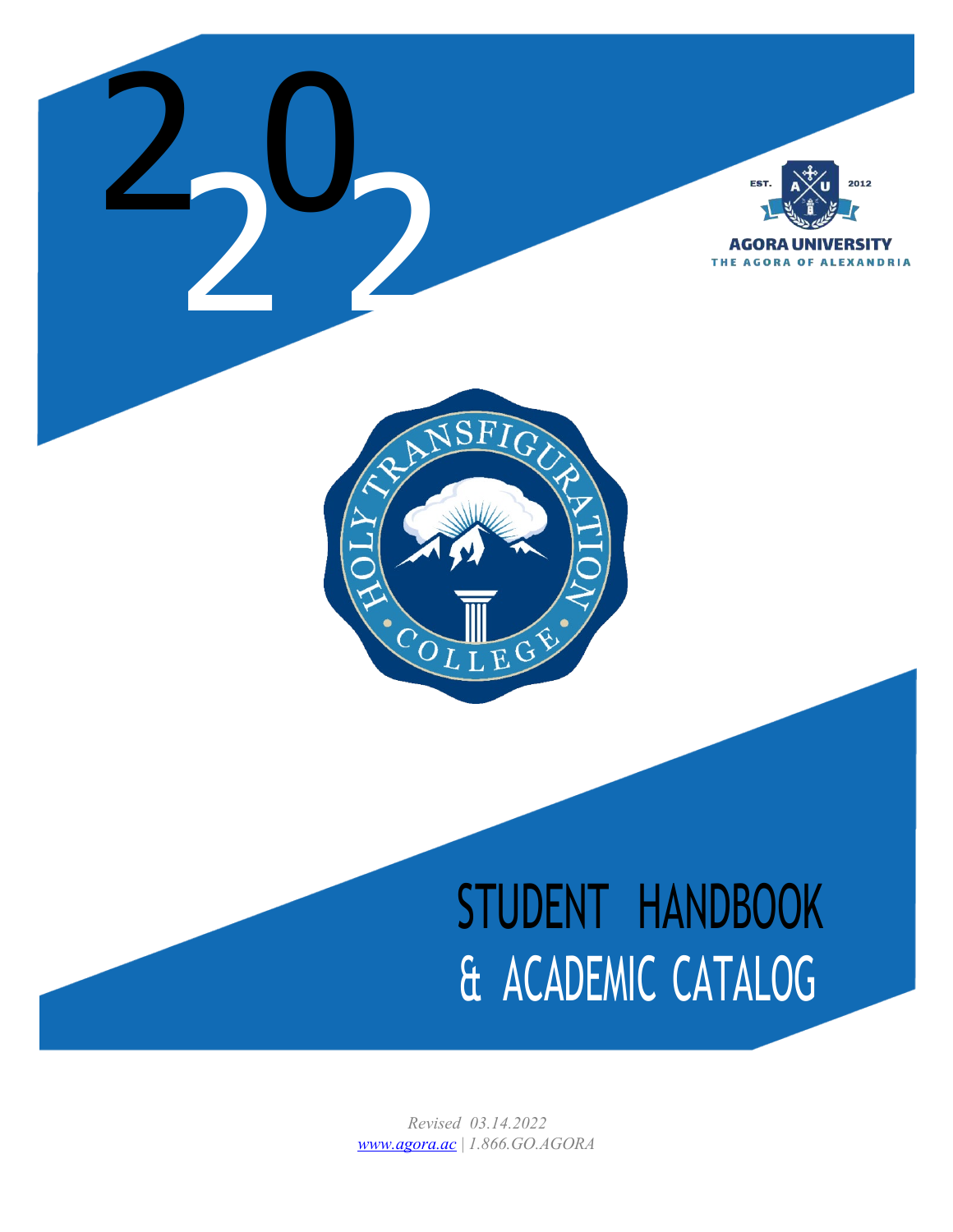2022

EST. 2012

AGORA UNIVERSITY

THE AGORA OF ALEXANDRIA

HOLY TRANSFIGURATION COLLEGE

# STUDENT HANDBOOK & ACADEMIC CATALOG

*Revised 03.14.2022*

*www.agora.ac | 1.866.GO.AGORA*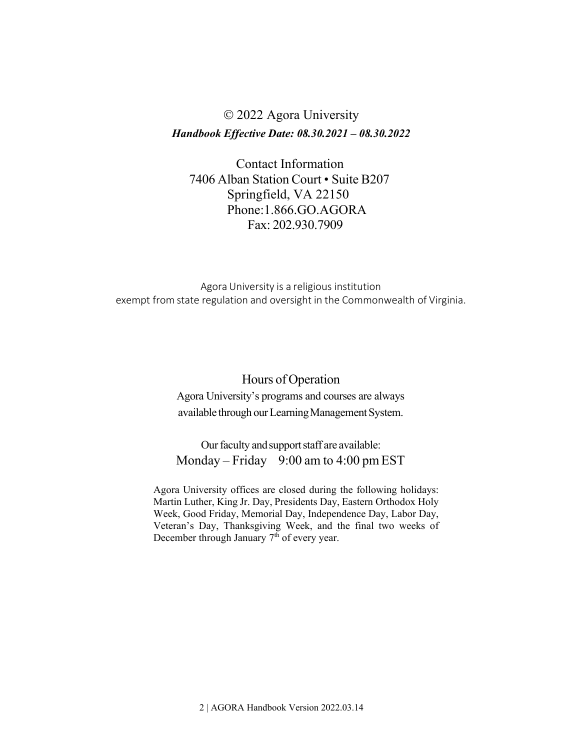© 2022 Agora University

***Handbook Effective Date: 08.30.2021 – 08.30.2022***

Contact Information
7406 Alban Station Court • Suite B207
Springfield, VA 22150
Phone:1.866.GO.AGORA
Fax: 202.930.7909

Agora University is a religious institution exempt from state regulation and oversight in the Commonwealth of Virginia.

## Hours of Operation

Agora University's programs and courses are always available through our Learning Management System.

Our faculty and support staff are available:
Monday – Friday 9:00 am to 4:00 pm EST

Agora University offices are closed during the following holidays: Martin Luther, King Jr. Day, Presidents Day, Eastern Orthodox Holy Week, Good Friday, Memorial Day, Independence Day, Labor Day, Veteran's Day, Thanksgiving Week, and the final two weeks of December through January 7th of every year.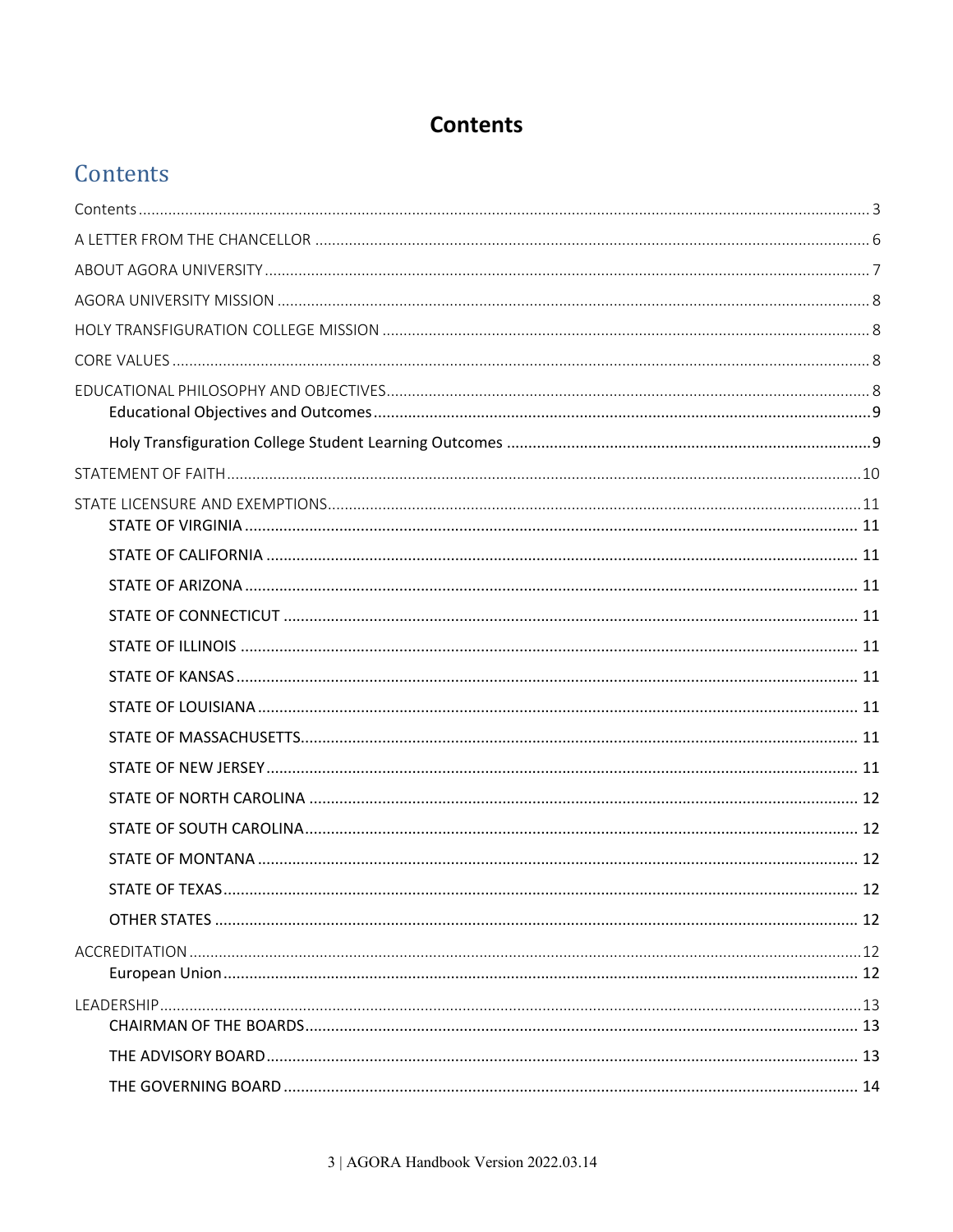# Contents

## Contents

Contents ..... 3

A LETTER FROM THE CHANCELLOR ..... 6

ABOUT AGORA UNIVERSITY ..... 7

AGORA UNIVERSITY MISSION ..... 8

HOLY TRANSFIGURATION COLLEGE MISSION ..... 8

CORE VALUES ..... 8

EDUCATIONAL PHILOSOPHY AND OBJECTIVES ..... 8

- Educational Objectives and Outcomes ..... 9
- Holy Transfiguration College Student Learning Outcomes ..... 9

STATEMENT OF FAITH ..... 10

STATE LICENSURE AND EXEMPTIONS ..... 11

- STATE OF VIRGINIA ..... 11
- STATE OF CALIFORNIA ..... 11
- STATE OF ARIZONA ..... 11
- STATE OF CONNECTICUT ..... 11
- STATE OF ILLINOIS ..... 11
- STATE OF KANSAS ..... 11
- STATE OF LOUISIANA ..... 11
- STATE OF MASSACHUSETTS ..... 11
- STATE OF NEW JERSEY ..... 11
- STATE OF NORTH CAROLINA ..... 12
- STATE OF SOUTH CAROLINA ..... 12
- STATE OF MONTANA ..... 12
- STATE OF TEXAS ..... 12
- OTHER STATES ..... 12

ACCREDITATION ..... 12

- European Union ..... 12

LEADERSHIP ..... 13

- CHAIRMAN OF THE BOARDS ..... 13
- THE ADVISORY BOARD ..... 13
- THE GOVERNING BOARD ..... 14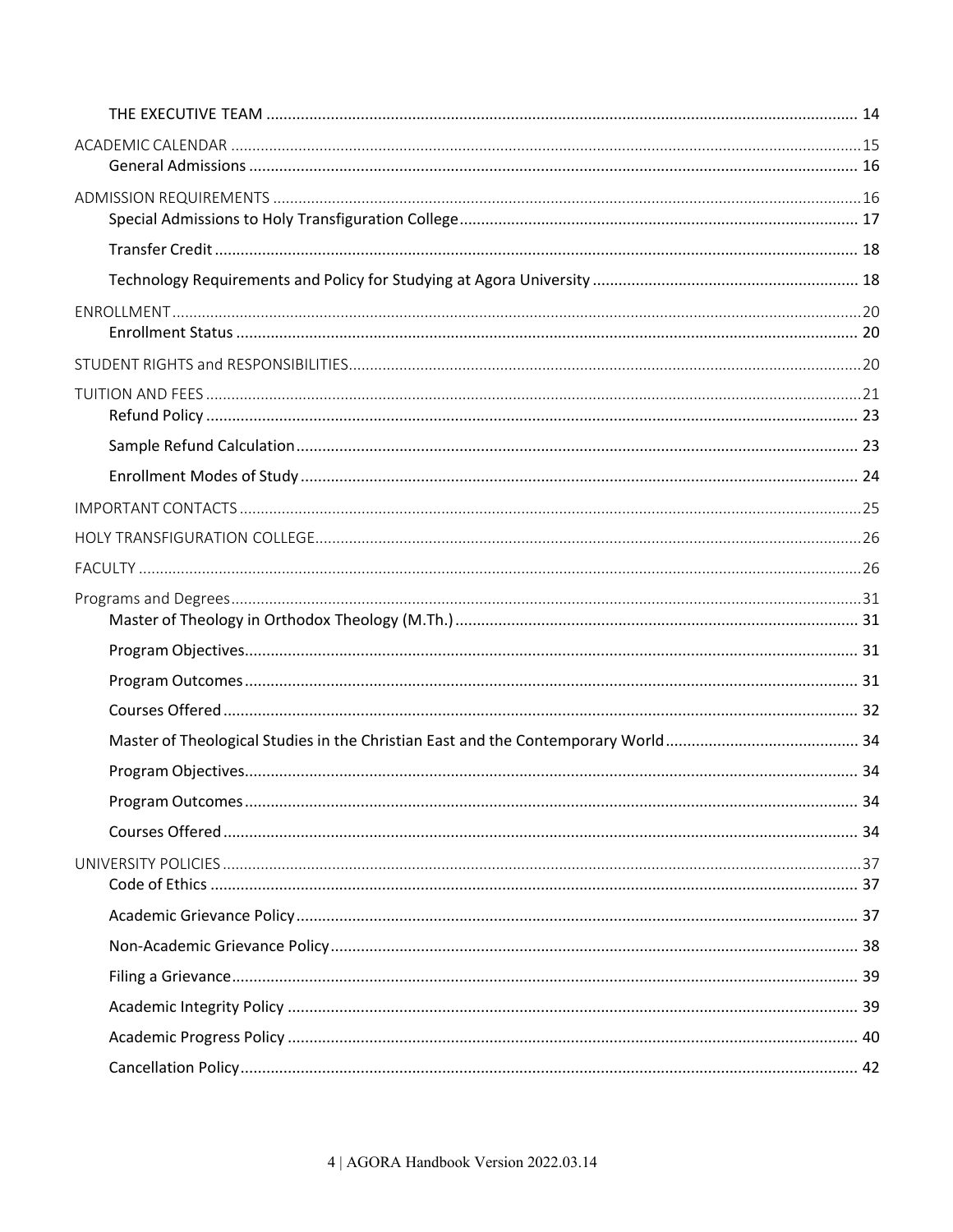THE EXECUTIVE TEAM ........ 14

ACADEMIC CALENDAR ........ 15

General Admissions ........ 16

ADMISSION REQUIREMENTS ........ 16

Special Admissions to Holy Transfiguration College ........ 17

Transfer Credit ........ 18

Technology Requirements and Policy for Studying at Agora University ........ 18

ENROLLMENT ........ 20

Enrollment Status ........ 20

STUDENT RIGHTS and RESPONSIBILITIES ........ 20

TUITION AND FEES ........ 21

Refund Policy ........ 23

Sample Refund Calculation ........ 23

Enrollment Modes of Study ........ 24

IMPORTANT CONTACTS ........ 25

HOLY TRANSFIGURATION COLLEGE ........ 26

FACULTY ........ 26

Programs and Degrees ........ 31

Master of Theology in Orthodox Theology (M.Th.) ........ 31

Program Objectives ........ 31

Program Outcomes ........ 31

Courses Offered ........ 32

Master of Theological Studies in the Christian East and the Contemporary World ........ 34

Program Objectives ........ 34

Program Outcomes ........ 34

Courses Offered ........ 34

UNIVERSITY POLICIES ........ 37

Code of Ethics ........ 37

Academic Grievance Policy ........ 37

Non-Academic Grievance Policy ........ 38

Filing a Grievance ........ 39

Academic Integrity Policy ........ 39

Academic Progress Policy ........ 40

Cancellation Policy ........ 42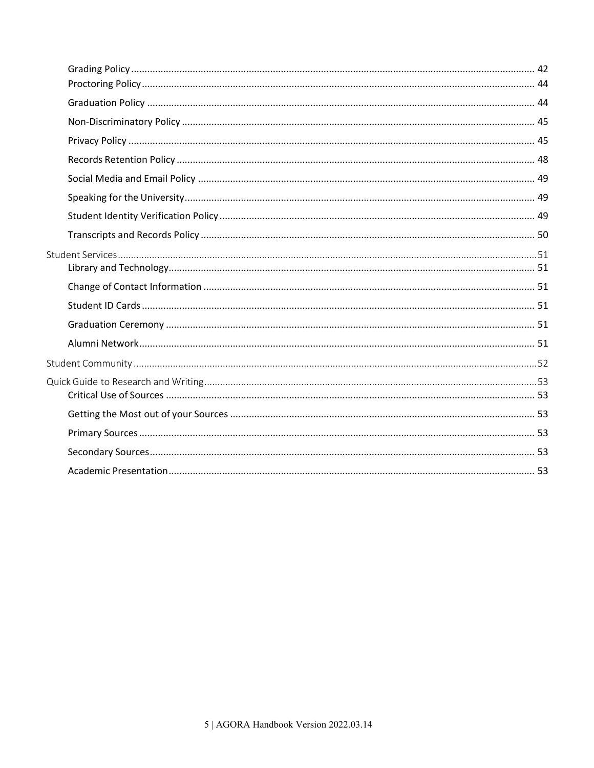Grading Policy ........................................................ 42

Proctoring Policy ........................................................ 44

Graduation Policy ........................................................ 44

Non-Discriminatory Policy ........................................................ 45

Privacy Policy ........................................................ 45

Records Retention Policy ........................................................ 48

Social Media and Email Policy ........................................................ 49

Speaking for the University ........................................................ 49

Student Identity Verification Policy ........................................................ 49

Transcripts and Records Policy ........................................................ 50

Student Services ........................................................ 51

Library and Technology ........................................................ 51

Change of Contact Information ........................................................ 51

Student ID Cards ........................................................ 51

Graduation Ceremony ........................................................ 51

Alumni Network ........................................................ 51

Student Community ........................................................ 52

Quick Guide to Research and Writing ........................................................ 53

Critical Use of Sources ........................................................ 53

Getting the Most out of your Sources ........................................................ 53

Primary Sources ........................................................ 53

Secondary Sources ........................................................ 53

Academic Presentation ........................................................ 53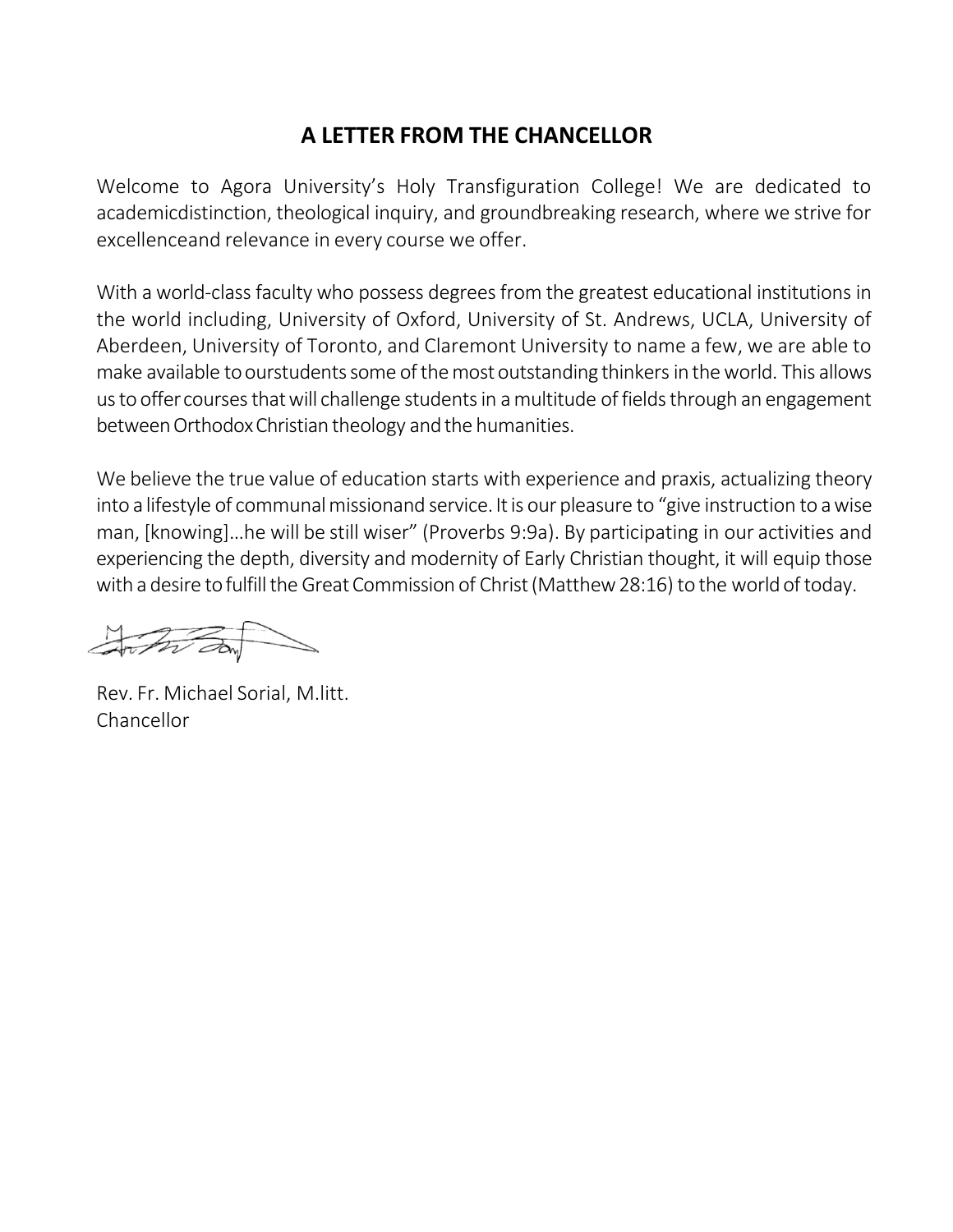# A LETTER FROM THE CHANCELLOR

Welcome to Agora University's Holy Transfiguration College! We are dedicated to academicdistinction, theological inquiry, and groundbreaking research, where we strive for excellenceand relevance in every course we offer.

With a world-class faculty who possess degrees from the greatest educational institutions in the world including, University of Oxford, University of St. Andrews, UCLA, University of Aberdeen, University of Toronto, and Claremont University to name a few, we are able to make available to ourstudents some of the most outstanding thinkers in the world. This allows us to offer courses that will challenge students in a multitude of fields through an engagement between Orthodox Christian theology and the humanities.

We believe the true value of education starts with experience and praxis, actualizing theory into a lifestyle of communal missionand service. It is our pleasure to "give instruction to a wise man, [knowing]...he will be still wiser" (Proverbs 9:9a). By participating in our activities and experiencing the depth, diversity and modernity of Early Christian thought, it will equip those with a desire to fulfill the Great Commission of Christ (Matthew 28:16) to the world of today.

Rev. Fr. Michael Sorial, M.litt.
Chancellor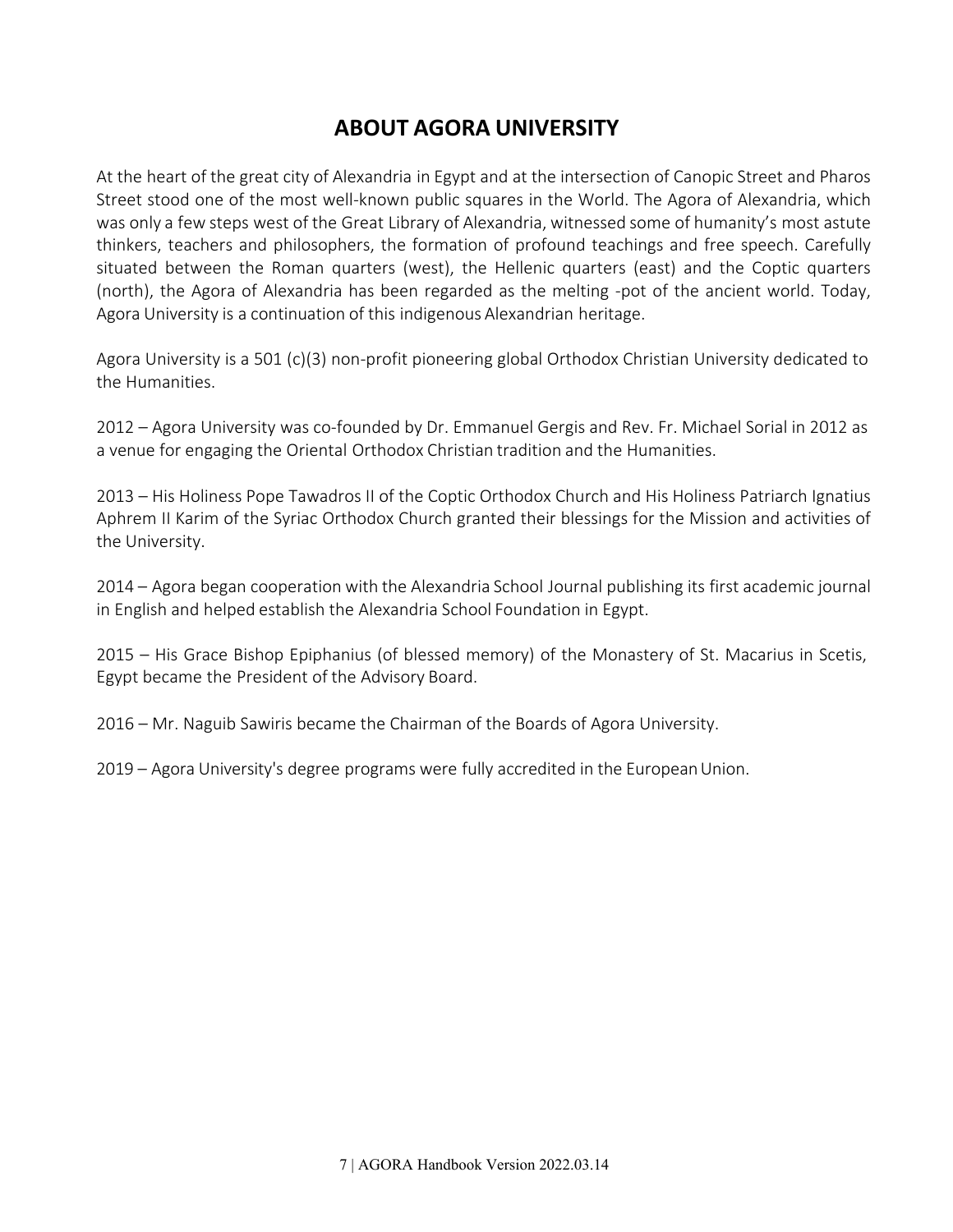# ABOUT AGORA UNIVERSITY

At the heart of the great city of Alexandria in Egypt and at the intersection of Canopic Street and Pharos Street stood one of the most well-known public squares in the World. The Agora of Alexandria, which was only a few steps west of the Great Library of Alexandria, witnessed some of humanity's most astute thinkers, teachers and philosophers, the formation of profound teachings and free speech. Carefully situated between the Roman quarters (west), the Hellenic quarters (east) and the Coptic quarters (north), the Agora of Alexandria has been regarded as the melting -pot of the ancient world. Today, Agora University is a continuation of this indigenous Alexandrian heritage.

Agora University is a 501 (c)(3) non-profit pioneering global Orthodox Christian University dedicated to the Humanities.

2012 – Agora University was co-founded by Dr. Emmanuel Gergis and Rev. Fr. Michael Sorial in 2012 as a venue for engaging the Oriental Orthodox Christian tradition and the Humanities.

2013 – His Holiness Pope Tawadros II of the Coptic Orthodox Church and His Holiness Patriarch Ignatius Aphrem II Karim of the Syriac Orthodox Church granted their blessings for the Mission and activities of the University.

2014 – Agora began cooperation with the Alexandria School Journal publishing its first academic journal in English and helped establish the Alexandria School Foundation in Egypt.

2015 – His Grace Bishop Epiphanius (of blessed memory) of the Monastery of St. Macarius in Scetis, Egypt became the President of the Advisory Board.

2016 – Mr. Naguib Sawiris became the Chairman of the Boards of Agora University.

2019 – Agora University's degree programs were fully accredited in the European Union.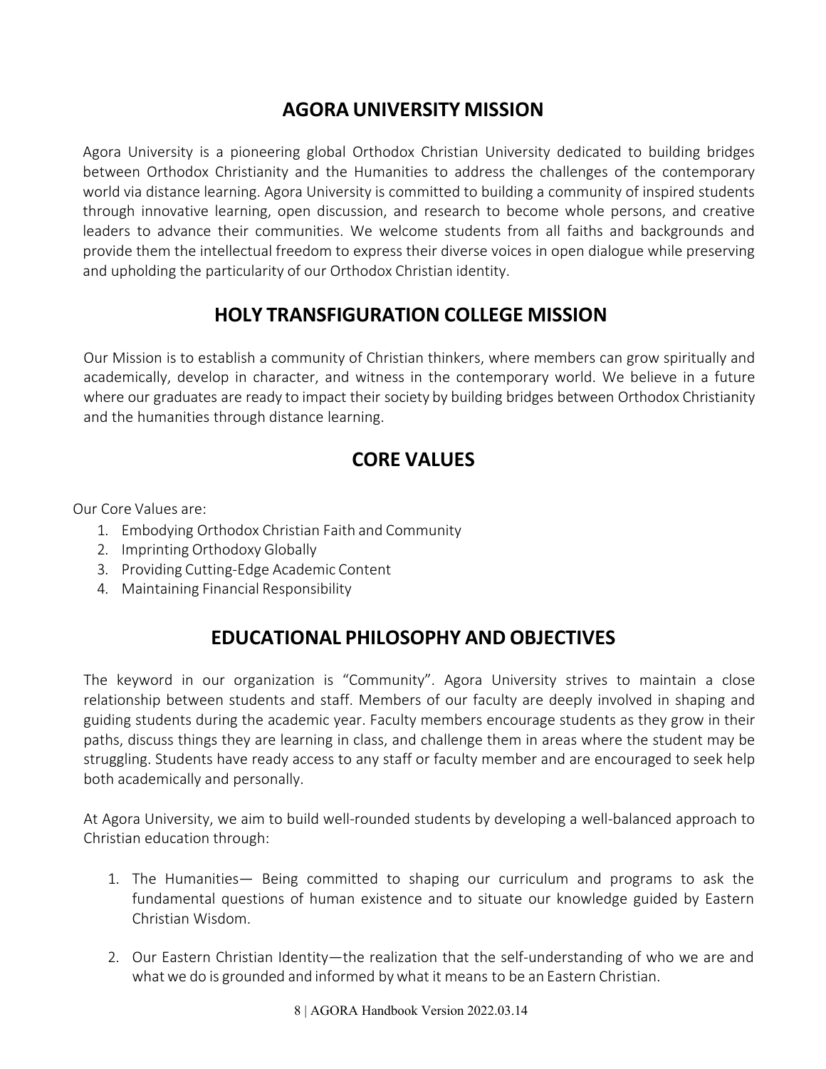## AGORA UNIVERSITY MISSION

Agora University is a pioneering global Orthodox Christian University dedicated to building bridges between Orthodox Christianity and the Humanities to address the challenges of the contemporary world via distance learning. Agora University is committed to building a community of inspired students through innovative learning, open discussion, and research to become whole persons, and creative leaders to advance their communities. We welcome students from all faiths and backgrounds and provide them the intellectual freedom to express their diverse voices in open dialogue while preserving and upholding the particularity of our Orthodox Christian identity.

## HOLY TRANSFIGURATION COLLEGE MISSION

Our Mission is to establish a community of Christian thinkers, where members can grow spiritually and academically, develop in character, and witness in the contemporary world. We believe in a future where our graduates are ready to impact their society by building bridges between Orthodox Christianity and the humanities through distance learning.

## CORE VALUES

Our Core Values are:

1. Embodying Orthodox Christian Faith and Community
2. Imprinting Orthodoxy Globally
3. Providing Cutting-Edge Academic Content
4. Maintaining Financial Responsibility

## EDUCATIONAL PHILOSOPHY AND OBJECTIVES

The keyword in our organization is "Community". Agora University strives to maintain a close relationship between students and staff. Members of our faculty are deeply involved in shaping and guiding students during the academic year. Faculty members encourage students as they grow in their paths, discuss things they are learning in class, and challenge them in areas where the student may be struggling. Students have ready access to any staff or faculty member and are encouraged to seek help both academically and personally.

At Agora University, we aim to build well-rounded students by developing a well-balanced approach to Christian education through:

1. The Humanities— Being committed to shaping our curriculum and programs to ask the fundamental questions of human existence and to situate our knowledge guided by Eastern Christian Wisdom.

2. Our Eastern Christian Identity—the realization that the self-understanding of who we are and what we do is grounded and informed by what it means to be an Eastern Christian.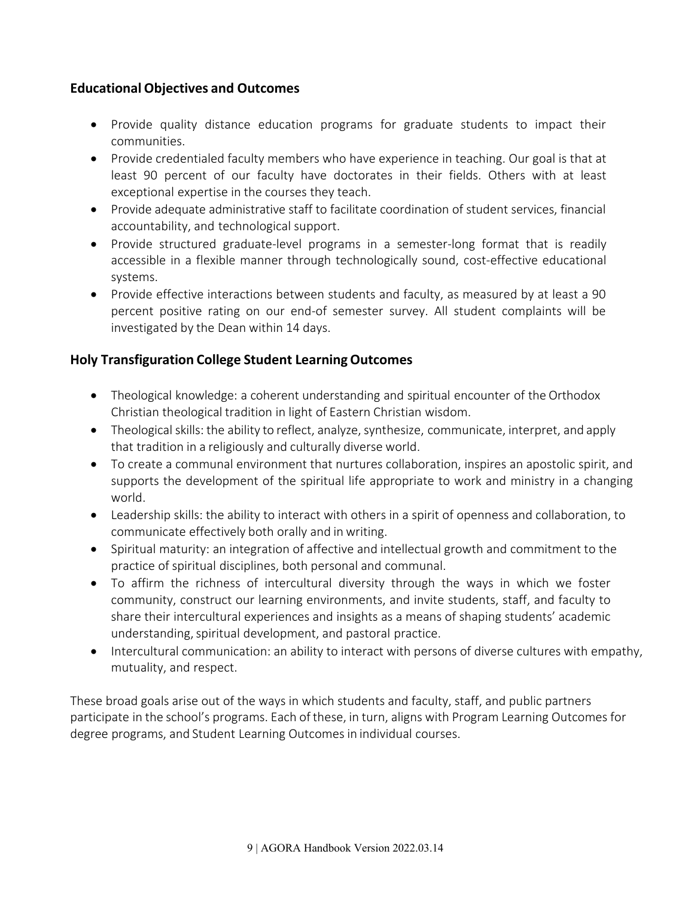## Educational Objectives and Outcomes

- Provide quality distance education programs for graduate students to impact their communities.
- Provide credentialed faculty members who have experience in teaching. Our goal is that at least 90 percent of our faculty have doctorates in their fields. Others with at least exceptional expertise in the courses they teach.
- Provide adequate administrative staff to facilitate coordination of student services, financial accountability, and technological support.
- Provide structured graduate-level programs in a semester-long format that is readily accessible in a flexible manner through technologically sound, cost-effective educational systems.
- Provide effective interactions between students and faculty, as measured by at least a 90 percent positive rating on our end-of semester survey. All student complaints will be investigated by the Dean within 14 days.

## Holy Transfiguration College Student Learning Outcomes

- Theological knowledge: a coherent understanding and spiritual encounter of the Orthodox Christian theological tradition in light of Eastern Christian wisdom.
- Theological skills: the ability to reflect, analyze, synthesize, communicate, interpret, and apply that tradition in a religiously and culturally diverse world.
- To create a communal environment that nurtures collaboration, inspires an apostolic spirit, and supports the development of the spiritual life appropriate to work and ministry in a changing world.
- Leadership skills: the ability to interact with others in a spirit of openness and collaboration, to communicate effectively both orally and in writing.
- Spiritual maturity: an integration of affective and intellectual growth and commitment to the practice of spiritual disciplines, both personal and communal.
- To affirm the richness of intercultural diversity through the ways in which we foster community, construct our learning environments, and invite students, staff, and faculty to share their intercultural experiences and insights as a means of shaping students' academic understanding, spiritual development, and pastoral practice.
- Intercultural communication: an ability to interact with persons of diverse cultures with empathy, mutuality, and respect.

These broad goals arise out of the ways in which students and faculty, staff, and public partners participate in the school's programs. Each of these, in turn, aligns with Program Learning Outcomes for degree programs, and Student Learning Outcomes in individual courses.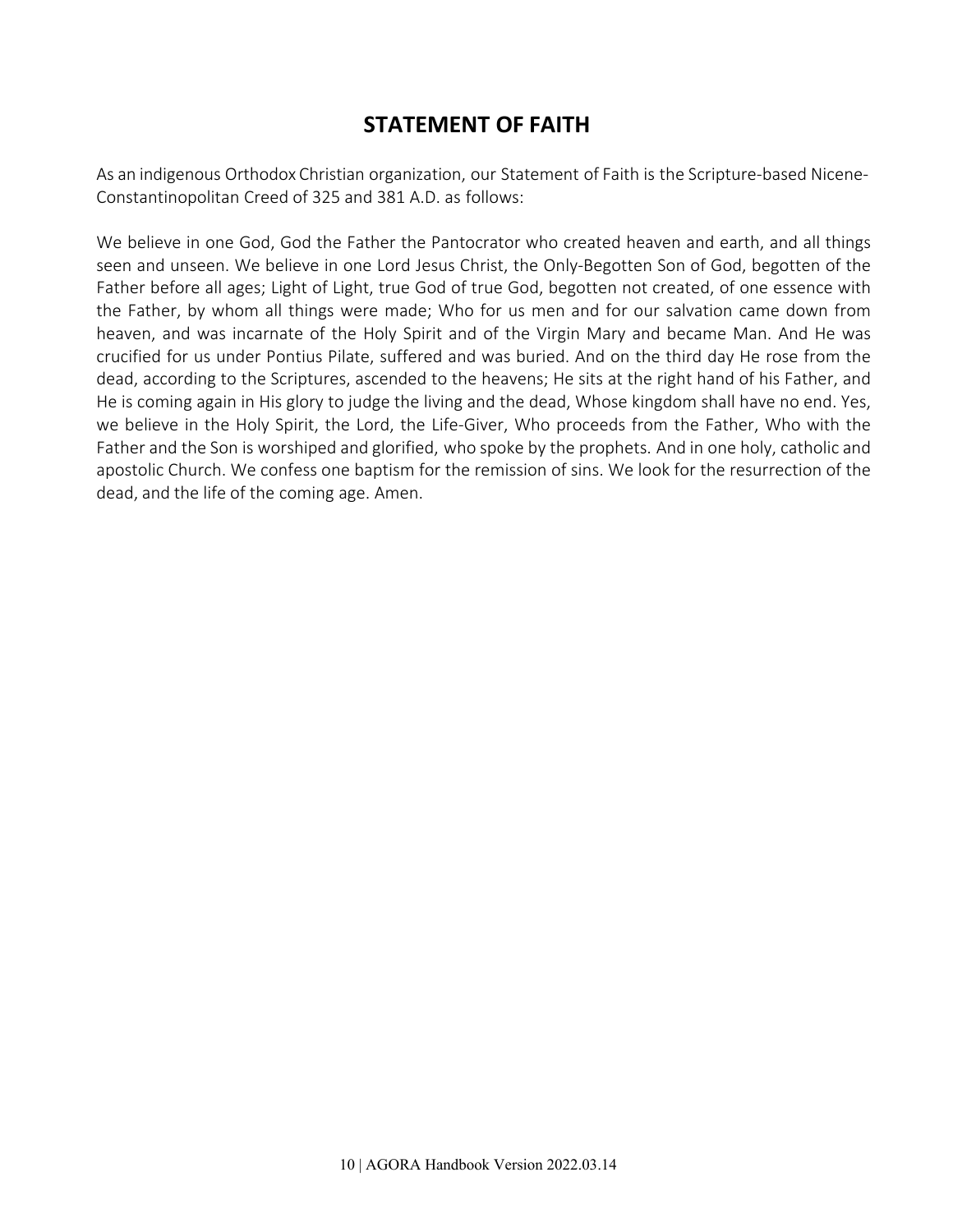## STATEMENT OF FAITH

As an indigenous Orthodox Christian organization, our Statement of Faith is the Scripture-based Nicene-Constantinopolitan Creed of 325 and 381 A.D. as follows:

We believe in one God, God the Father the Pantocrator who created heaven and earth, and all things seen and unseen. We believe in one Lord Jesus Christ, the Only-Begotten Son of God, begotten of the Father before all ages; Light of Light, true God of true God, begotten not created, of one essence with the Father, by whom all things were made; Who for us men and for our salvation came down from heaven, and was incarnate of the Holy Spirit and of the Virgin Mary and became Man. And He was crucified for us under Pontius Pilate, suffered and was buried. And on the third day He rose from the dead, according to the Scriptures, ascended to the heavens; He sits at the right hand of his Father, and He is coming again in His glory to judge the living and the dead, Whose kingdom shall have no end. Yes, we believe in the Holy Spirit, the Lord, the Life-Giver, Who proceeds from the Father, Who with the Father and the Son is worshiped and glorified, who spoke by the prophets. And in one holy, catholic and apostolic Church. We confess one baptism for the remission of sins. We look for the resurrection of the dead, and the life of the coming age. Amen.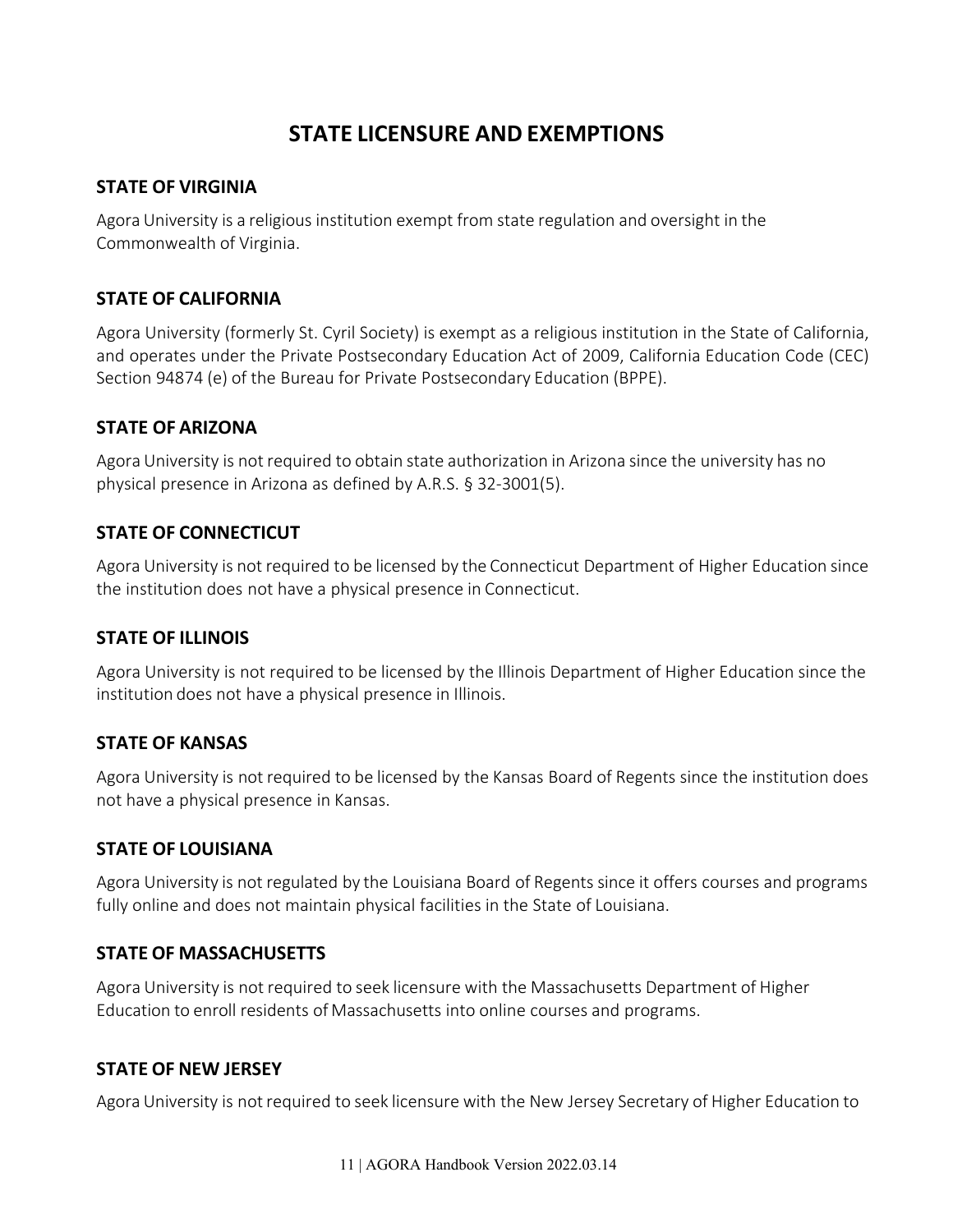# STATE LICENSURE AND EXEMPTIONS

## STATE OF VIRGINIA

Agora University is a religious institution exempt from state regulation and oversight in the Commonwealth of Virginia.

## STATE OF CALIFORNIA

Agora University (formerly St. Cyril Society) is exempt as a religious institution in the State of California, and operates under the Private Postsecondary Education Act of 2009, California Education Code (CEC) Section 94874 (e) of the Bureau for Private Postsecondary Education (BPPE).

## STATE OF ARIZONA

Agora University is not required to obtain state authorization in Arizona since the university has no physical presence in Arizona as defined by A.R.S. § 32-3001(5).

## STATE OF CONNECTICUT

Agora University is not required to be licensed by the Connecticut Department of Higher Education since the institution does not have a physical presence in Connecticut.

## STATE OF ILLINOIS

Agora University is not required to be licensed by the Illinois Department of Higher Education since the institution does not have a physical presence in Illinois.

## STATE OF KANSAS

Agora University is not required to be licensed by the Kansas Board of Regents since the institution does not have a physical presence in Kansas.

## STATE OF LOUISIANA

Agora University is not regulated by the Louisiana Board of Regents since it offers courses and programs fully online and does not maintain physical facilities in the State of Louisiana.

## STATE OF MASSACHUSETTS

Agora University is not required to seek licensure with the Massachusetts Department of Higher Education to enroll residents of Massachusetts into online courses and programs.

## STATE OF NEW JERSEY

Agora University is not required to seek licensure with the New Jersey Secretary of Higher Education to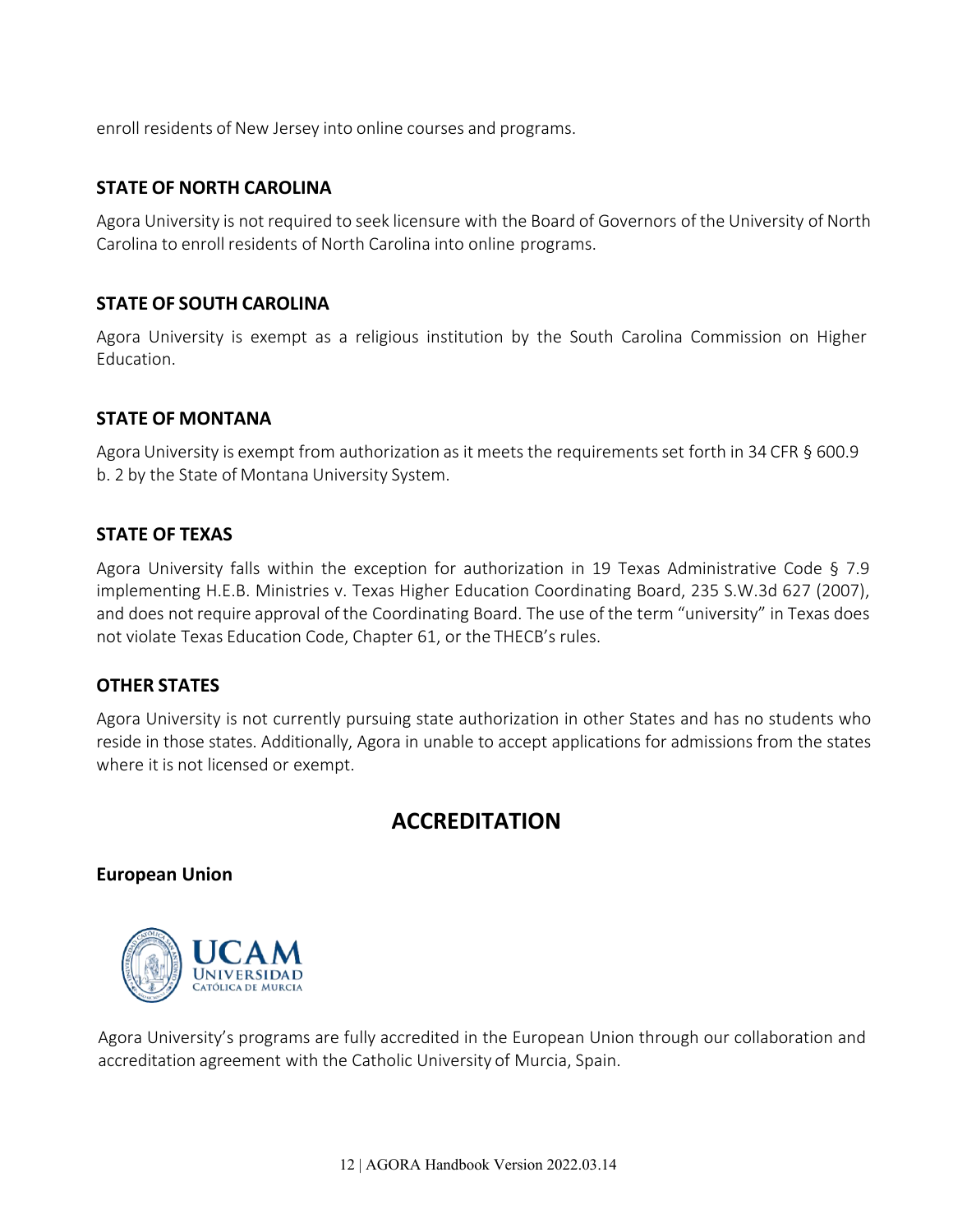enroll residents of New Jersey into online courses and programs.

### STATE OF NORTH CAROLINA

Agora University is not required to seek licensure with the Board of Governors of the University of North Carolina to enroll residents of North Carolina into online programs.

### STATE OF SOUTH CAROLINA

Agora University is exempt as a religious institution by the South Carolina Commission on Higher Education.

### STATE OF MONTANA

Agora University is exempt from authorization as it meets the requirements set forth in 34 CFR § 600.9 b. 2 by the State of Montana University System.

### STATE OF TEXAS

Agora University falls within the exception for authorization in 19 Texas Administrative Code § 7.9 implementing H.E.B. Ministries v. Texas Higher Education Coordinating Board, 235 S.W.3d 627 (2007), and does not require approval of the Coordinating Board. The use of the term "university" in Texas does not violate Texas Education Code, Chapter 61, or the THECB's rules.

### OTHER STATES

Agora University is not currently pursuing state authorization in other States and has no students who reside in those states. Additionally, Agora in unable to accept applications for admissions from the states where it is not licensed or exempt.

## ACCREDITATION

### European Union

UCAM UNIVERSIDAD CATÓLICA DE MURCIA

Agora University's programs are fully accredited in the European Union through our collaboration and accreditation agreement with the Catholic University of Murcia, Spain.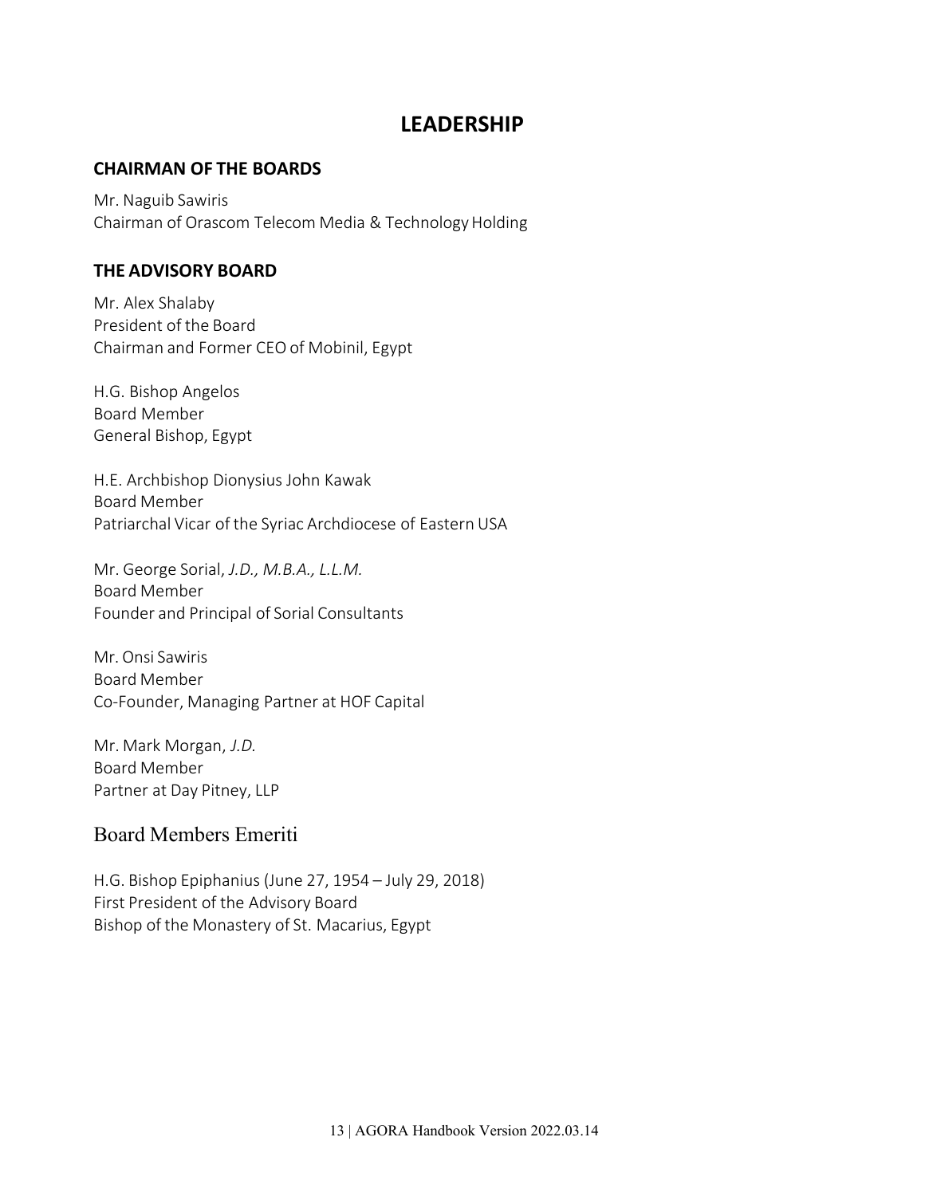# LEADERSHIP

## CHAIRMAN OF THE BOARDS

Mr. Naguib Sawiris
Chairman of Orascom Telecom Media & Technology Holding

## THE ADVISORY BOARD

Mr. Alex Shalaby
President of the Board
Chairman and Former CEO of Mobinil, Egypt

H.G. Bishop Angelos
Board Member
General Bishop, Egypt

H.E. Archbishop Dionysius John Kawak
Board Member
Patriarchal Vicar of the Syriac Archdiocese of Eastern USA

Mr. George Sorial, *J.D., M.B.A., L.L.M.*
Board Member
Founder and Principal of Sorial Consultants

Mr. Onsi Sawiris
Board Member
Co-Founder, Managing Partner at HOF Capital

Mr. Mark Morgan, *J.D.*
Board Member
Partner at Day Pitney, LLP

## Board Members Emeriti

H.G. Bishop Epiphanius (June 27, 1954 – July 29, 2018)
First President of the Advisory Board
Bishop of the Monastery of St. Macarius, Egypt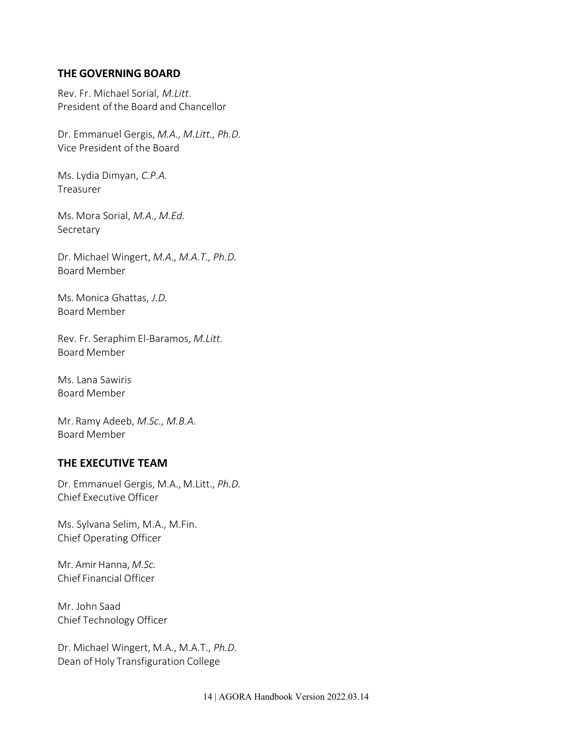## THE GOVERNING BOARD

Rev. Fr. Michael Sorial, *M.Litt*.
President of the Board and Chancellor

Dr. Emmanuel Gergis, *M.A., M.Litt., Ph.D.*
Vice President of the Board

Ms. Lydia Dimyan, *C.P.A.*
Treasurer

Ms. Mora Sorial, *M.A., M.Ed.*
Secretary

Dr. Michael Wingert, *M.A., M.A.T., Ph.D.*
Board Member

Ms. Monica Ghattas, *J.D.*
Board Member

Rev. Fr. Seraphim El-Baramos, *M.Litt.*
Board Member

Ms. Lana Sawiris
Board Member

Mr. Ramy Adeeb, *M.Sc., M.B.A.*
Board Member

## THE EXECUTIVE TEAM

Dr. Emmanuel Gergis, M.A., M.Litt., *Ph.D.*
Chief Executive Officer

Ms. Sylvana Selim, M.A., M.Fin.
Chief Operating Officer

Mr. Amir Hanna, *M.Sc.*
Chief Financial Officer

Mr. John Saad
Chief Technology Officer

Dr. Michael Wingert, M.A., M.A.T., *Ph.D.*
Dean of Holy Transfiguration College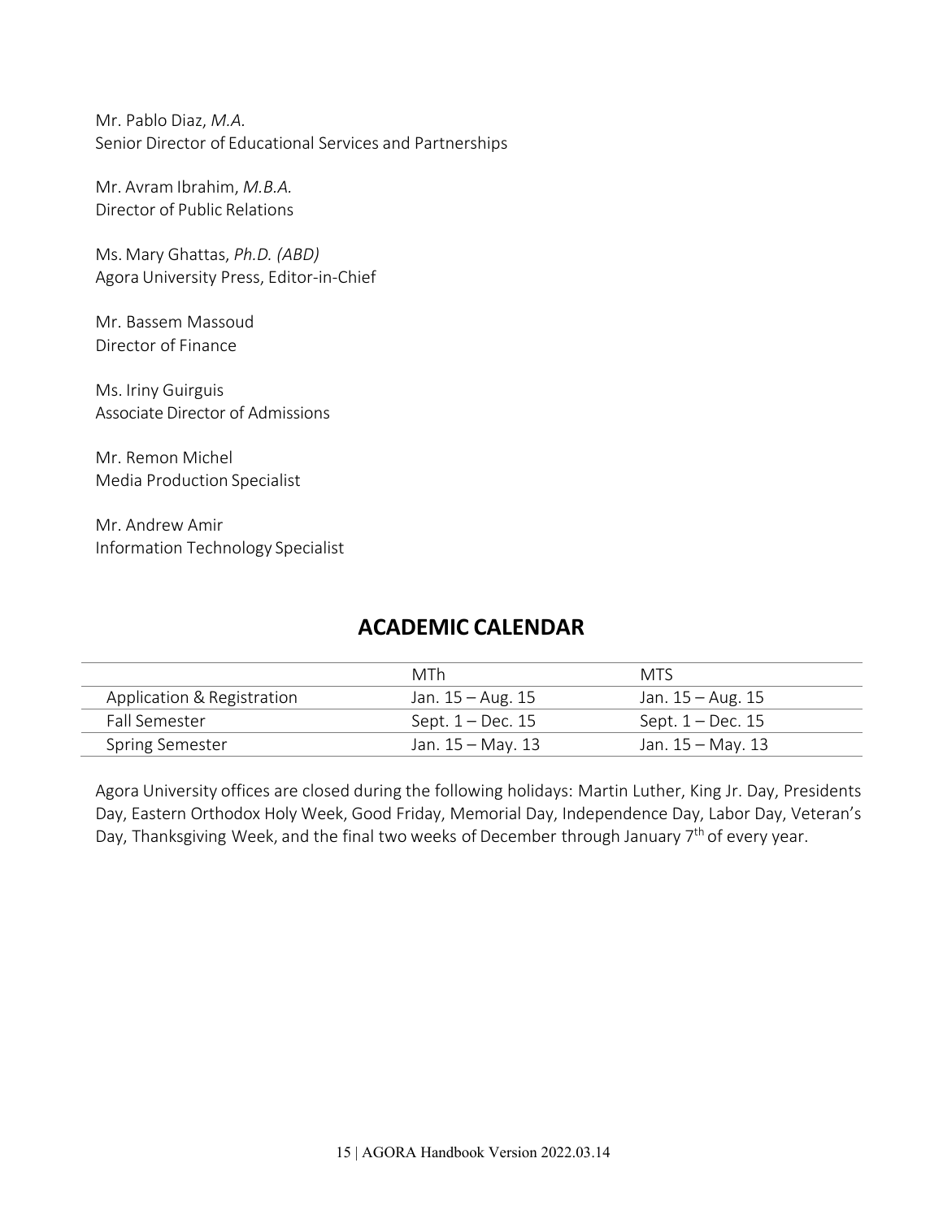Mr. Pablo Diaz, *M.A.*
Senior Director of Educational Services and Partnerships

Mr. Avram Ibrahim, *M.B.A.*
Director of Public Relations

Ms. Mary Ghattas, *Ph.D. (ABD)*
Agora University Press, Editor-in-Chief

Mr. Bassem Massoud
Director of Finance

Ms. Iriny Guirguis
Associate Director of Admissions

Mr. Remon Michel
Media Production Specialist

Mr. Andrew Amir
Information Technology Specialist

## ACADEMIC CALENDAR

| | MTh | MTS |
|---|---|---|
| Application & Registration | Jan. 15 – Aug. 15 | Jan. 15 – Aug. 15 |
| Fall Semester | Sept. 1 – Dec. 15 | Sept. 1 – Dec. 15 |
| Spring Semester | Jan. 15 – May. 13 | Jan. 15 – May. 13 |

Agora University offices are closed during the following holidays: Martin Luther, King Jr. Day, Presidents Day, Eastern Orthodox Holy Week, Good Friday, Memorial Day, Independence Day, Labor Day, Veteran's Day, Thanksgiving Week, and the final two weeks of December through January 7th of every year.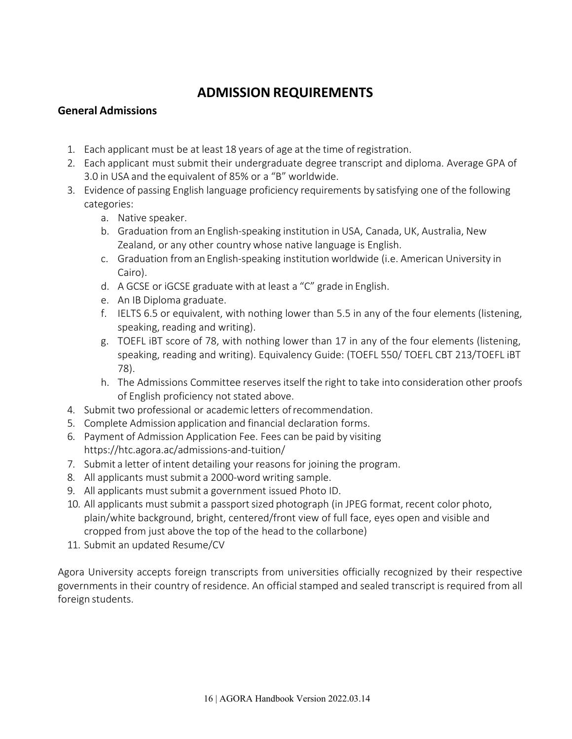# ADMISSION REQUIREMENTS

## General Admissions

1. Each applicant must be at least 18 years of age at the time of registration.
2. Each applicant must submit their undergraduate degree transcript and diploma. Average GPA of 3.0 in USA and the equivalent of 85% or a "B" worldwide.
3. Evidence of passing English language proficiency requirements by satisfying one of the following categories:
   a. Native speaker.
   b. Graduation from an English-speaking institution in USA, Canada, UK, Australia, New Zealand, or any other country whose native language is English.
   c. Graduation from an English-speaking institution worldwide (i.e. American University in Cairo).
   d. A GCSE or iGCSE graduate with at least a "C" grade in English.
   e. An IB Diploma graduate.
   f. IELTS 6.5 or equivalent, with nothing lower than 5.5 in any of the four elements (listening, speaking, reading and writing).
   g. TOEFL iBT score of 78, with nothing lower than 17 in any of the four elements (listening, speaking, reading and writing). Equivalency Guide: (TOEFL 550/ TOEFL CBT 213/TOEFL iBT 78).
   h. The Admissions Committee reserves itself the right to take into consideration other proofs of English proficiency not stated above.
4. Submit two professional or academic letters of recommendation.
5. Complete Admission application and financial declaration forms.
6. Payment of Admission Application Fee. Fees can be paid by visiting https://htc.agora.ac/admissions-and-tuition/
7. Submit a letter of intent detailing your reasons for joining the program.
8. All applicants must submit a 2000-word writing sample.
9. All applicants must submit a government issued Photo ID.
10. All applicants must submit a passport sized photograph (in JPEG format, recent color photo, plain/white background, bright, centered/front view of full face, eyes open and visible and cropped from just above the top of the head to the collarbone)
11. Submit an updated Resume/CV

Agora University accepts foreign transcripts from universities officially recognized by their respective governments in their country of residence. An official stamped and sealed transcript is required from all foreign students.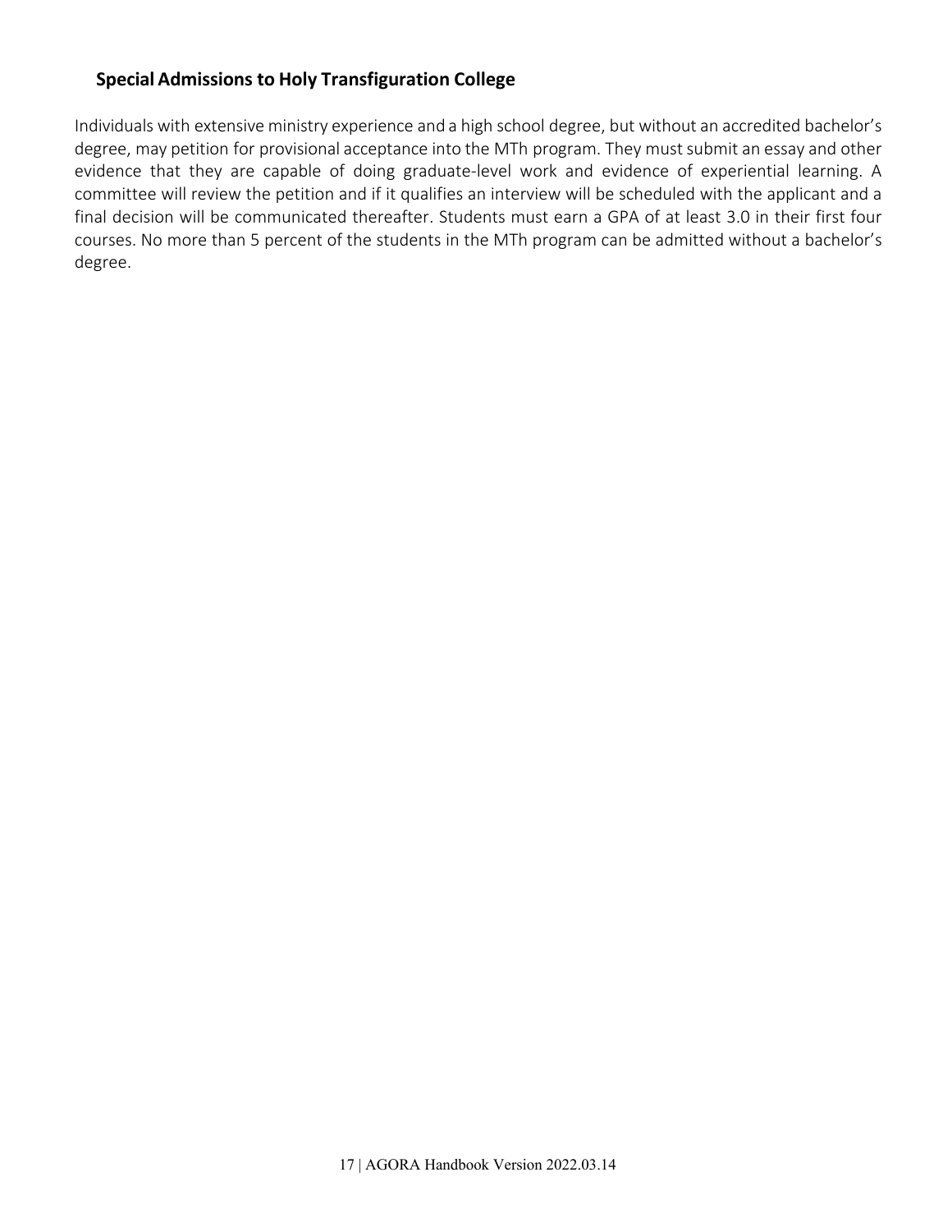## Special Admissions to Holy Transfiguration College

Individuals with extensive ministry experience and a high school degree, but without an accredited bachelor's degree, may petition for provisional acceptance into the MTh program. They must submit an essay and other evidence that they are capable of doing graduate-level work and evidence of experiential learning. A committee will review the petition and if it qualifies an interview will be scheduled with the applicant and a final decision will be communicated thereafter. Students must earn a GPA of at least 3.0 in their first four courses. No more than 5 percent of the students in the MTh program can be admitted without a bachelor's degree.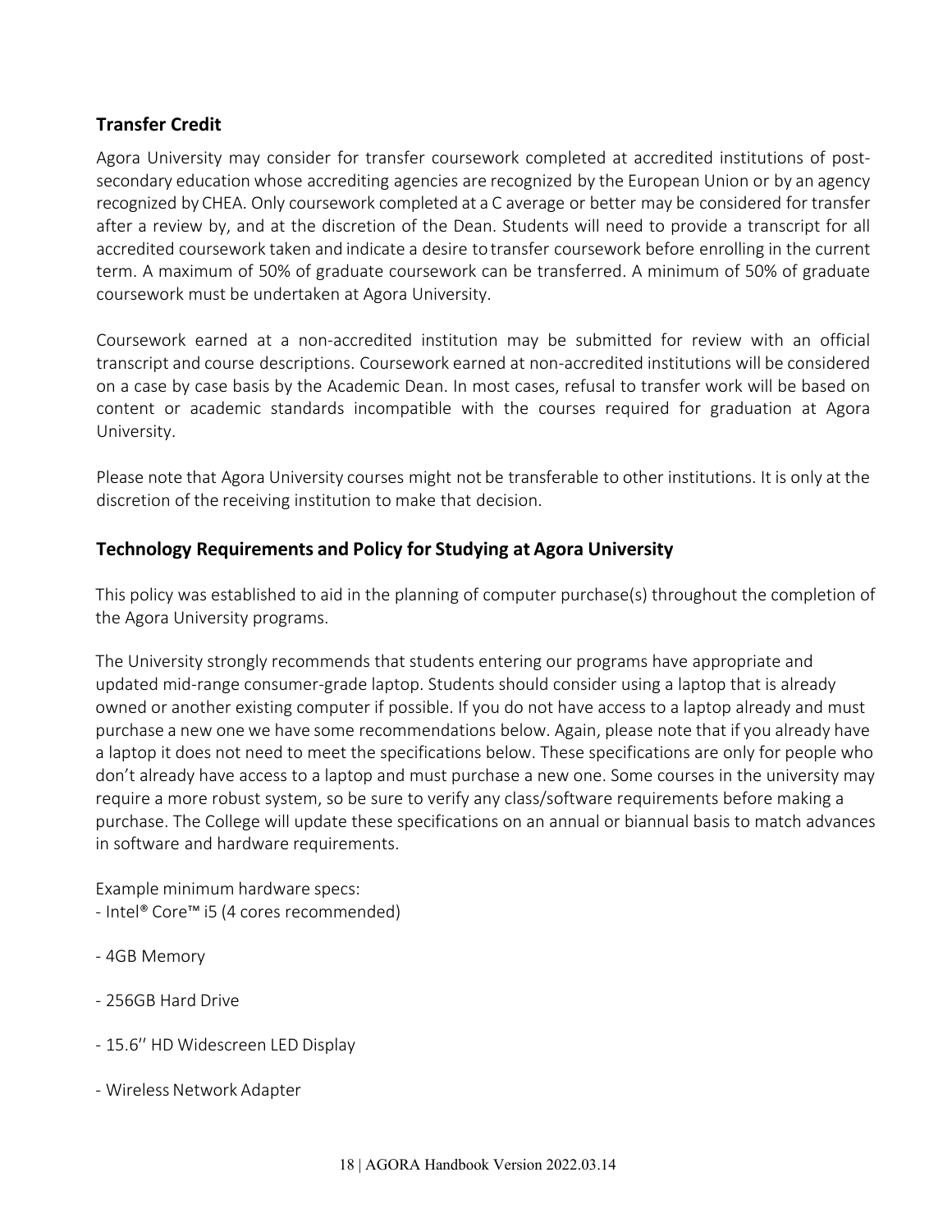## Transfer Credit

Agora University may consider for transfer coursework completed at accredited institutions of post-secondary education whose accrediting agencies are recognized by the European Union or by an agency recognized by CHEA. Only coursework completed at a C average or better may be considered for transfer after a review by, and at the discretion of the Dean. Students will need to provide a transcript for all accredited coursework taken and indicate a desire to transfer coursework before enrolling in the current term. A maximum of 50% of graduate coursework can be transferred. A minimum of 50% of graduate coursework must be undertaken at Agora University.

Coursework earned at a non-accredited institution may be submitted for review with an official transcript and course descriptions. Coursework earned at non-accredited institutions will be considered on a case by case basis by the Academic Dean. In most cases, refusal to transfer work will be based on content or academic standards incompatible with the courses required for graduation at Agora University.

Please note that Agora University courses might not be transferable to other institutions. It is only at the discretion of the receiving institution to make that decision.

## Technology Requirements and Policy for Studying at Agora University

This policy was established to aid in the planning of computer purchase(s) throughout the completion of the Agora University programs.

The University strongly recommends that students entering our programs have appropriate and updated mid-range consumer-grade laptop. Students should consider using a laptop that is already owned or another existing computer if possible. If you do not have access to a laptop already and must purchase a new one we have some recommendations below. Again, please note that if you already have a laptop it does not need to meet the specifications below. These specifications are only for people who don't already have access to a laptop and must purchase a new one. Some courses in the university may require a more robust system, so be sure to verify any class/software requirements before making a purchase. The College will update these specifications on an annual or biannual basis to match advances in software and hardware requirements.

Example minimum hardware specs:

- Intel® Core™ i5 (4 cores recommended)
- 4GB Memory
- 256GB Hard Drive
- 15.6'' HD Widescreen LED Display
- Wireless Network Adapter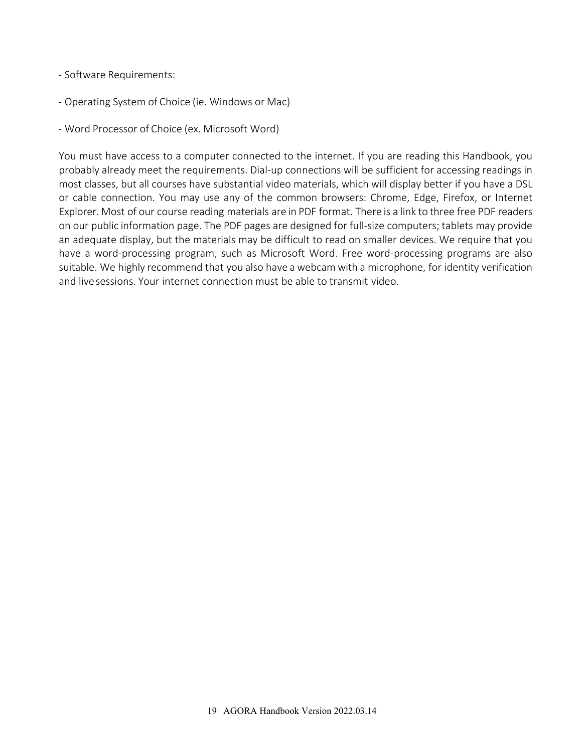- Software Requirements:

- Operating System of Choice (ie. Windows or Mac)

- Word Processor of Choice (ex. Microsoft Word)

You must have access to a computer connected to the internet. If you are reading this Handbook, you probably already meet the requirements. Dial-up connections will be sufficient for accessing readings in most classes, but all courses have substantial video materials, which will display better if you have a DSL or cable connection. You may use any of the common browsers: Chrome, Edge, Firefox, or Internet Explorer. Most of our course reading materials are in PDF format. There is a link to three free PDF readers on our public information page. The PDF pages are designed for full-size computers; tablets may provide an adequate display, but the materials may be difficult to read on smaller devices. We require that you have a word-processing program, such as Microsoft Word. Free word-processing programs are also suitable. We highly recommend that you also have a webcam with a microphone, for identity verification and live sessions. Your internet connection must be able to transmit video.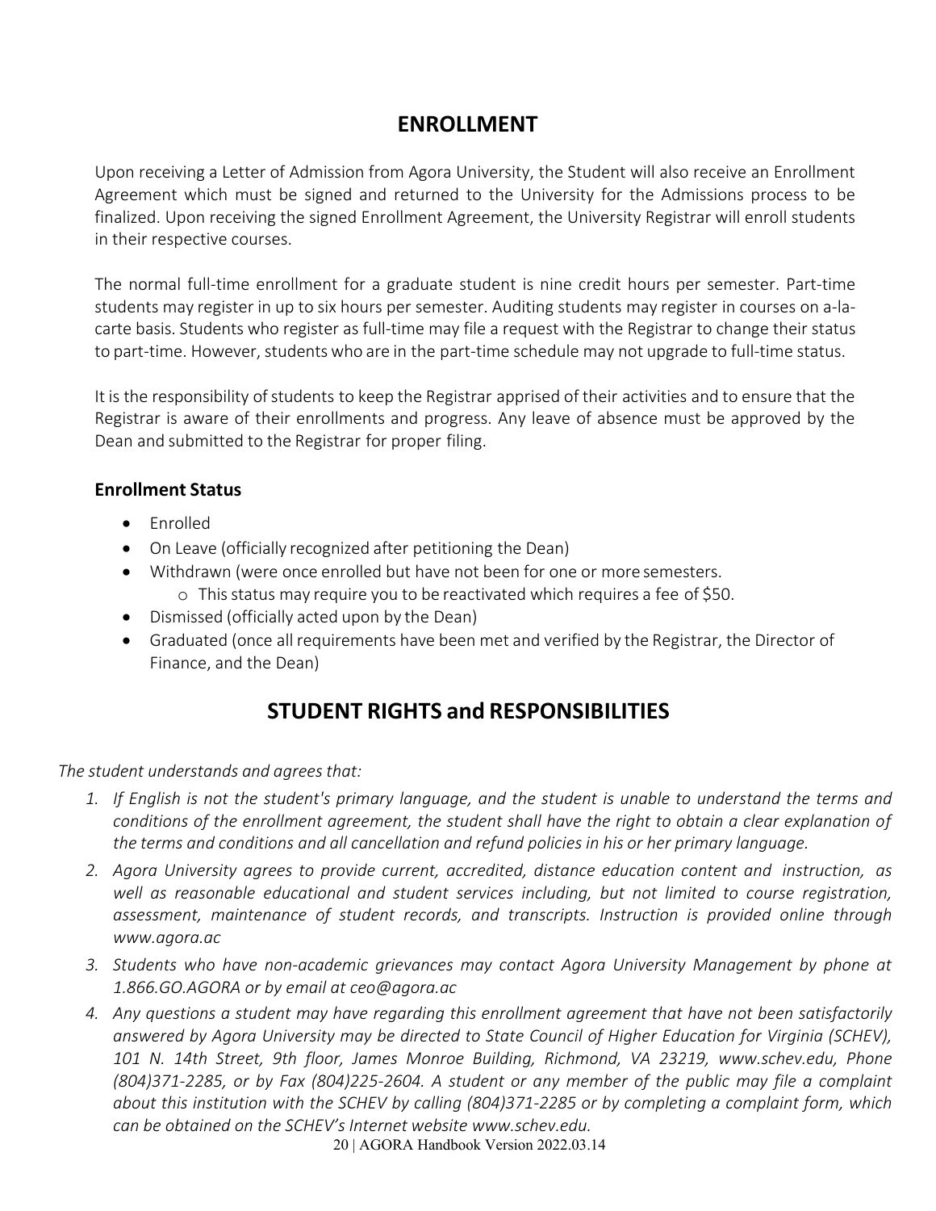# ENROLLMENT

Upon receiving a Letter of Admission from Agora University, the Student will also receive an Enrollment Agreement which must be signed and returned to the University for the Admissions process to be finalized. Upon receiving the signed Enrollment Agreement, the University Registrar will enroll students in their respective courses.

The normal full-time enrollment for a graduate student is nine credit hours per semester. Part-time students may register in up to six hours per semester. Auditing students may register in courses on a-la-carte basis. Students who register as full-time may file a request with the Registrar to change their status to part-time. However, students who are in the part-time schedule may not upgrade to full-time status.

It is the responsibility of students to keep the Registrar apprised of their activities and to ensure that the Registrar is aware of their enrollments and progress. Any leave of absence must be approved by the Dean and submitted to the Registrar for proper filing.

### Enrollment Status

- Enrolled
- On Leave (officially recognized after petitioning the Dean)
- Withdrawn (were once enrolled but have not been for one or more semesters.
  - This status may require you to be reactivated which requires a fee of $50.
- Dismissed (officially acted upon by the Dean)
- Graduated (once all requirements have been met and verified by the Registrar, the Director of Finance, and the Dean)

# STUDENT RIGHTS and RESPONSIBILITIES

*The student understands and agrees that:*

1. *If English is not the student's primary language, and the student is unable to understand the terms and conditions of the enrollment agreement, the student shall have the right to obtain a clear explanation of the terms and conditions and all cancellation and refund policies in his or her primary language.*
2. *Agora University agrees to provide current, accredited, distance education content and instruction, as well as reasonable educational and student services including, but not limited to course registration, assessment, maintenance of student records, and transcripts. Instruction is provided online through www.agora.ac*
3. *Students who have non-academic grievances may contact Agora University Management by phone at 1.866.GO.AGORA or by email at ceo@agora.ac*
4. *Any questions a student may have regarding this enrollment agreement that have not been satisfactorily answered by Agora University may be directed to State Council of Higher Education for Virginia (SCHEV), 101 N. 14th Street, 9th floor, James Monroe Building, Richmond, VA 23219, www.schev.edu, Phone (804)371-2285, or by Fax (804)225-2604. A student or any member of the public may file a complaint about this institution with the SCHEV by calling (804)371-2285 or by completing a complaint form, which can be obtained on the SCHEV's Internet website www.schev.edu.*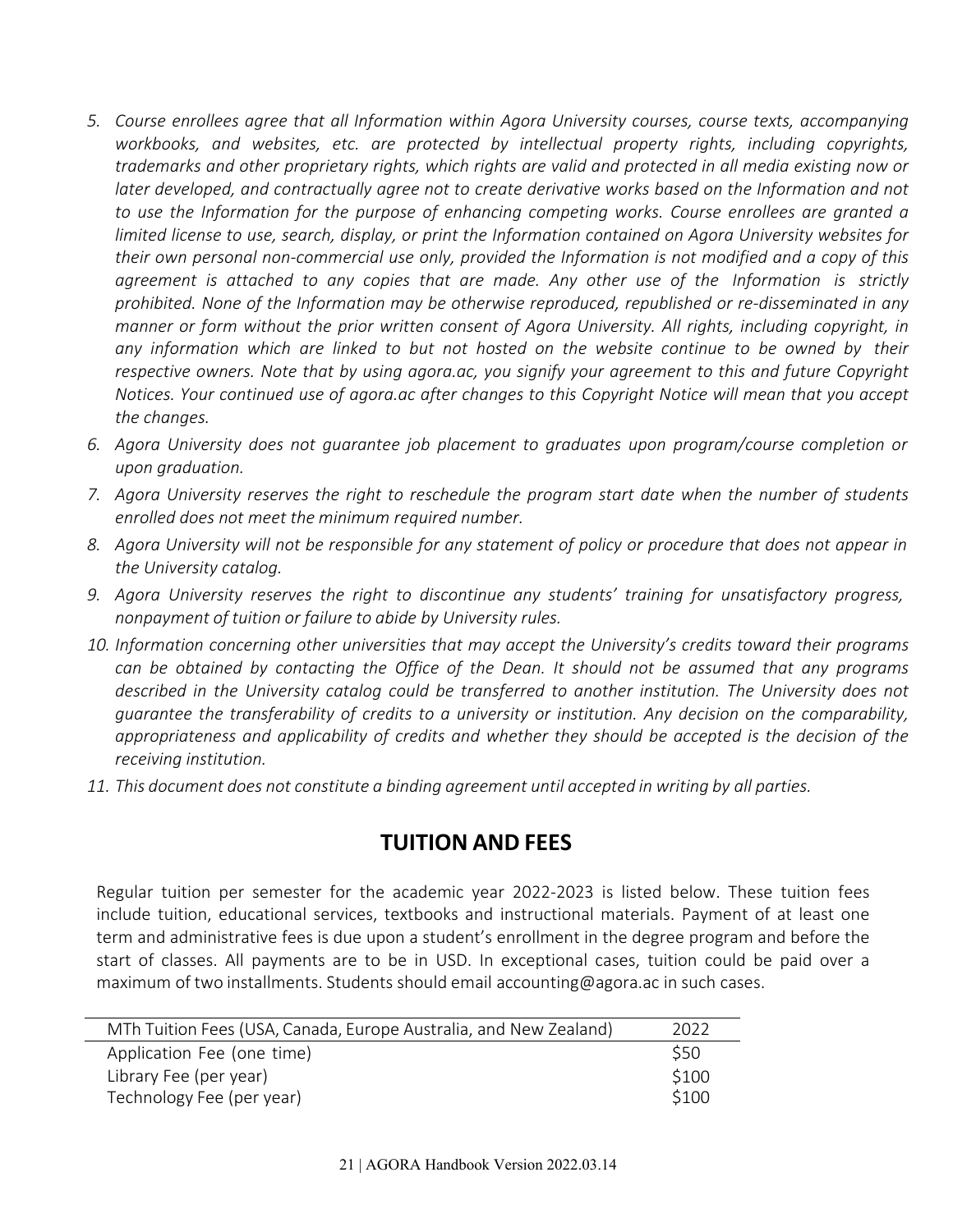5. *Course enrollees agree that all Information within Agora University courses, course texts, accompanying workbooks, and websites, etc. are protected by intellectual property rights, including copyrights, trademarks and other proprietary rights, which rights are valid and protected in all media existing now or later developed, and contractually agree not to create derivative works based on the Information and not to use the Information for the purpose of enhancing competing works. Course enrollees are granted a limited license to use, search, display, or print the Information contained on Agora University websites for their own personal non-commercial use only, provided the Information is not modified and a copy of this agreement is attached to any copies that are made. Any other use of the Information is strictly prohibited. None of the Information may be otherwise reproduced, republished or re-disseminated in any manner or form without the prior written consent of Agora University. All rights, including copyright, in any information which are linked to but not hosted on the website continue to be owned by their respective owners. Note that by using agora.ac, you signify your agreement to this and future Copyright Notices. Your continued use of agora.ac after changes to this Copyright Notice will mean that you accept the changes.*
6. *Agora University does not guarantee job placement to graduates upon program/course completion or upon graduation.*
7. *Agora University reserves the right to reschedule the program start date when the number of students enrolled does not meet the minimum required number.*
8. *Agora University will not be responsible for any statement of policy or procedure that does not appear in the University catalog.*
9. *Agora University reserves the right to discontinue any students' training for unsatisfactory progress, nonpayment of tuition or failure to abide by University rules.*
10. *Information concerning other universities that may accept the University's credits toward their programs can be obtained by contacting the Office of the Dean. It should not be assumed that any programs described in the University catalog could be transferred to another institution. The University does not guarantee the transferability of credits to a university or institution. Any decision on the comparability, appropriateness and applicability of credits and whether they should be accepted is the decision of the receiving institution.*
11. *This document does not constitute a binding agreement until accepted in writing by all parties.*

## TUITION AND FEES

Regular tuition per semester for the academic year 2022-2023 is listed below. These tuition fees include tuition, educational services, textbooks and instructional materials. Payment of at least one term and administrative fees is due upon a student's enrollment in the degree program and before the start of classes. All payments are to be in USD. In exceptional cases, tuition could be paid over a maximum of two installments. Students should email accounting@agora.ac in such cases.

| MTh Tuition Fees (USA, Canada, Europe Australia, and New Zealand) | 2022 |
|---|---|
| Application Fee (one time) | $50 |
| Library Fee (per year) | $100 |
| Technology Fee (per year) | $100 |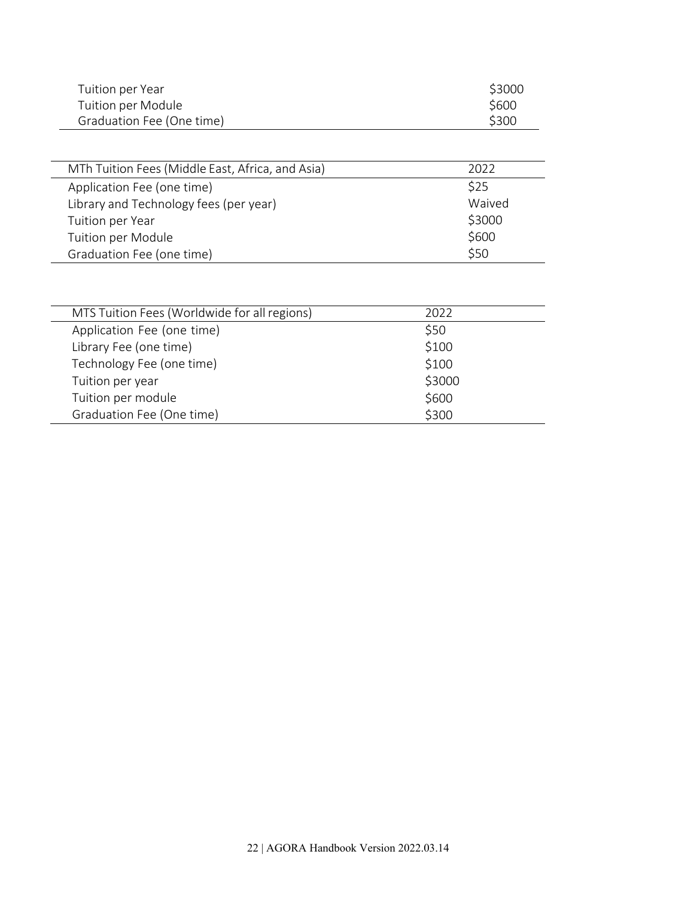| | |
|---|---|
| Tuition per Year | $3000 |
| Tuition per Module | $600 |
| Graduation Fee (One time) | $300 |

| MTh Tuition Fees (Middle East, Africa, and Asia) | 2022 |
|---|---|
| Application Fee (one time) | $25 |
| Library and Technology fees (per year) | Waived |
| Tuition per Year | $3000 |
| Tuition per Module | $600 |
| Graduation Fee (one time) | $50 |

| MTS Tuition Fees (Worldwide for all regions) | 2022 |
|---|---|
| Application Fee (one time) | $50 |
| Library Fee (one time) | $100 |
| Technology Fee (one time) | $100 |
| Tuition per year | $3000 |
| Tuition per module | $600 |
| Graduation Fee (One time) | $300 |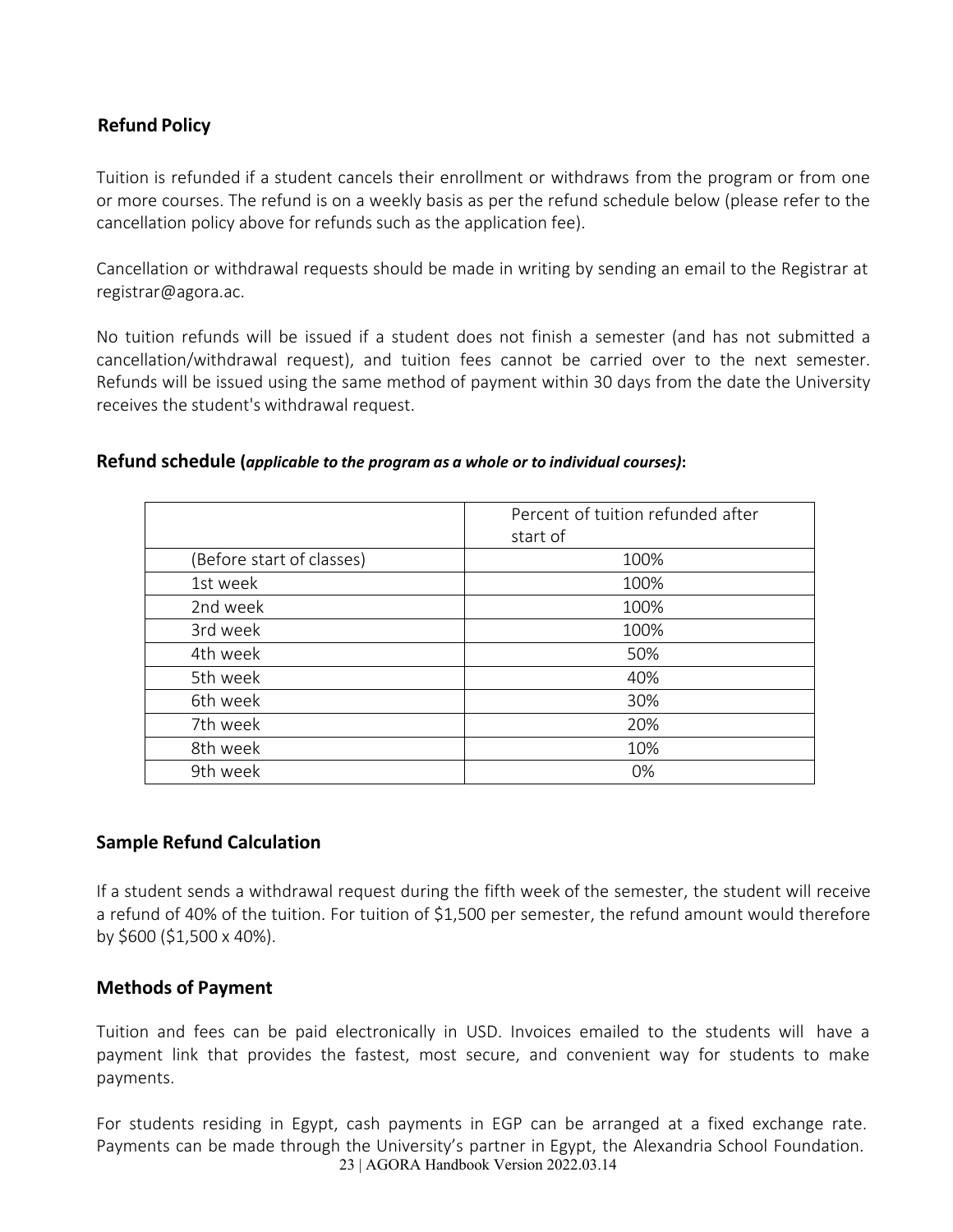## Refund Policy

Tuition is refunded if a student cancels their enrollment or withdraws from the program or from one or more courses. The refund is on a weekly basis as per the refund schedule below (please refer to the cancellation policy above for refunds such as the application fee).

Cancellation or withdrawal requests should be made in writing by sending an email to the Registrar at registrar@agora.ac.

No tuition refunds will be issued if a student does not finish a semester (and has not submitted a cancellation/withdrawal request), and tuition fees cannot be carried over to the next semester. Refunds will be issued using the same method of payment within 30 days from the date the University receives the student's withdrawal request.

### Refund schedule (*applicable to the program as a whole or to individual courses)*:

| | Percent of tuition refunded after start of |
|---|---|
| (Before start of classes) | 100% |
| 1st week | 100% |
| 2nd week | 100% |
| 3rd week | 100% |
| 4th week | 50% |
| 5th week | 40% |
| 6th week | 30% |
| 7th week | 20% |
| 8th week | 10% |
| 9th week | 0% |

## Sample Refund Calculation

If a student sends a withdrawal request during the fifth week of the semester, the student will receive a refund of 40% of the tuition. For tuition of $1,500 per semester, the refund amount would therefore by $600 ($1,500 x 40%).

## Methods of Payment

Tuition and fees can be paid electronically in USD. Invoices emailed to the students will have a payment link that provides the fastest, most secure, and convenient way for students to make payments.

For students residing in Egypt, cash payments in EGP can be arranged at a fixed exchange rate. Payments can be made through the University's partner in Egypt, the Alexandria School Foundation.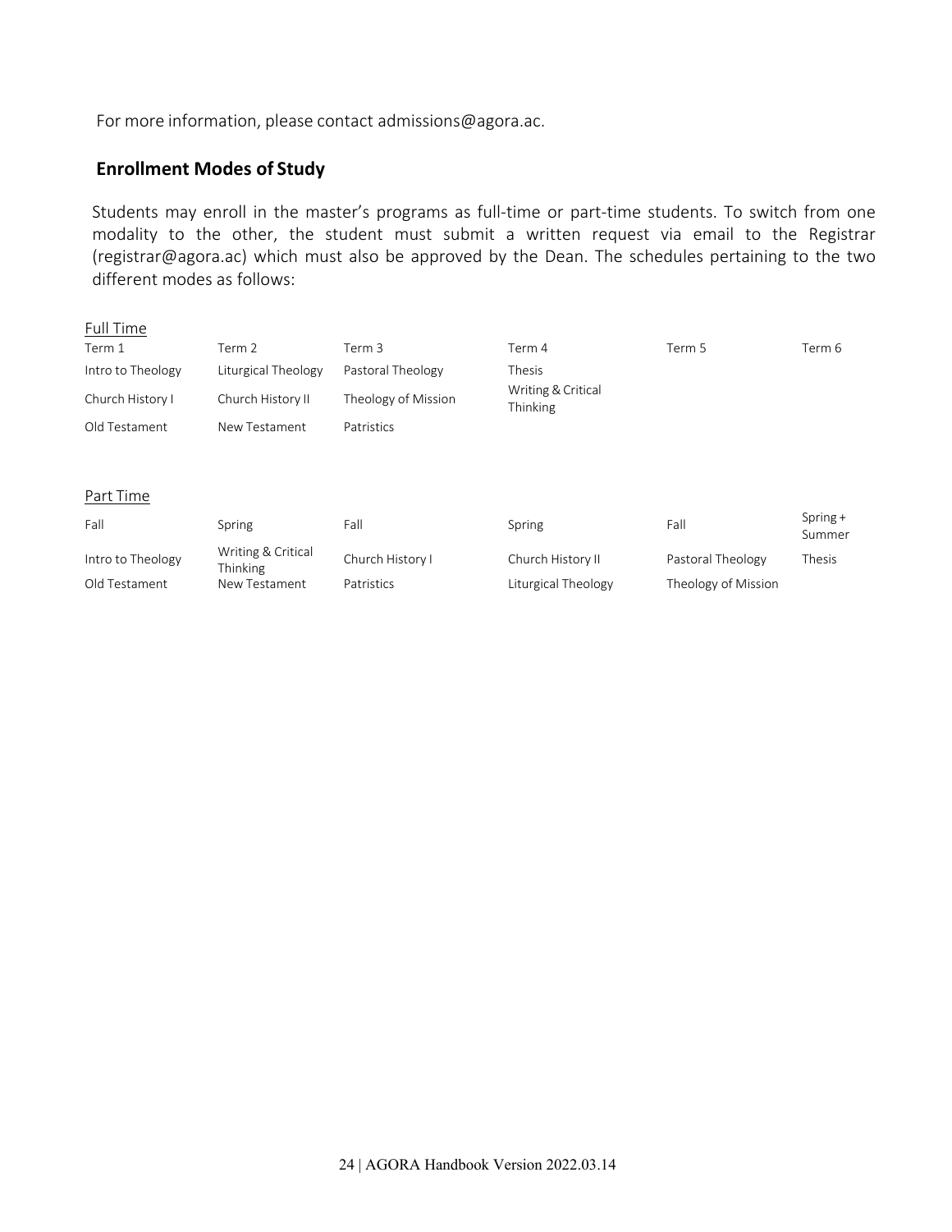For more information, please contact admissions@agora.ac.

## Enrollment Modes of Study

Students may enroll in the master's programs as full-time or part-time students. To switch from one modality to the other, the student must submit a written request via email to the Registrar (registrar@agora.ac) which must also be approved by the Dean. The schedules pertaining to the two different modes as follows:

Full Time

| Term 1 | Term 2 | Term 3 | Term 4 | Term 5 | Term 6 |
|---|---|---|---|---|---|
| Intro to Theology | Liturgical Theology | Pastoral Theology | Thesis | | |
| Church History I | Church History II | Theology of Mission | Writing & Critical Thinking | | |
| Old Testament | New Testament | Patristics | | | |

Part Time

| Fall | Spring | Fall | Spring | Fall | Spring + Summer |
|---|---|---|---|---|---|
| Intro to Theology | Writing & Critical Thinking | Church History I | Church History II | Pastoral Theology | Thesis |
| Old Testament | New Testament | Patristics | Liturgical Theology | Theology of Mission | |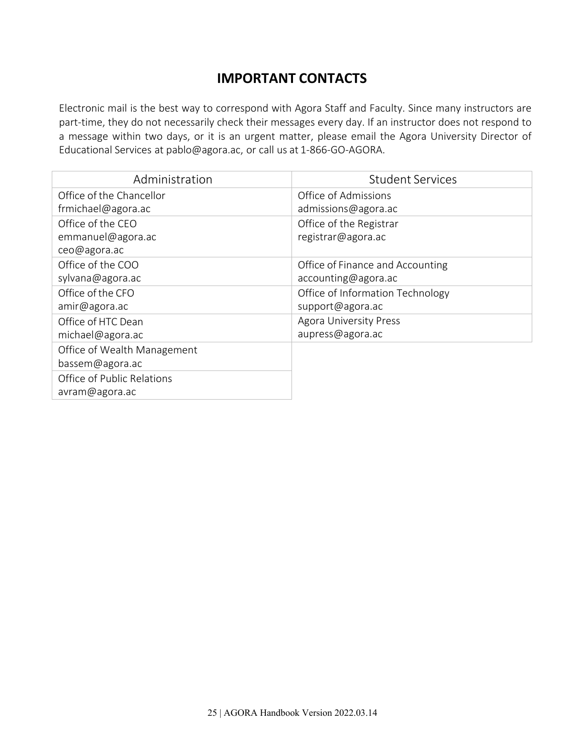## IMPORTANT CONTACTS

Electronic mail is the best way to correspond with Agora Staff and Faculty. Since many instructors are part-time, they do not necessarily check their messages every day. If an instructor does not respond to a message within two days, or it is an urgent matter, please email the Agora University Director of Educational Services at pablo@agora.ac, or call us at 1-866-GO-AGORA.

| Administration | Student Services |
|---|---|
| Office of the Chancellor<br>frmichael@agora.ac | Office of Admissions<br>admissions@agora.ac |
| Office of the CEO<br>emmanuel@agora.ac<br>ceo@agora.ac | Office of the Registrar<br>registrar@agora.ac |
| Office of the COO<br>sylvana@agora.ac | Office of Finance and Accounting<br>accounting@agora.ac |
| Office of the CFO<br>amir@agora.ac | Office of Information Technology<br>support@agora.ac |
| Office of HTC Dean<br>michael@agora.ac | Agora University Press<br>aupress@agora.ac |
| Office of Wealth Management<br>bassem@agora.ac | |
| Office of Public Relations<br>avram@agora.ac | |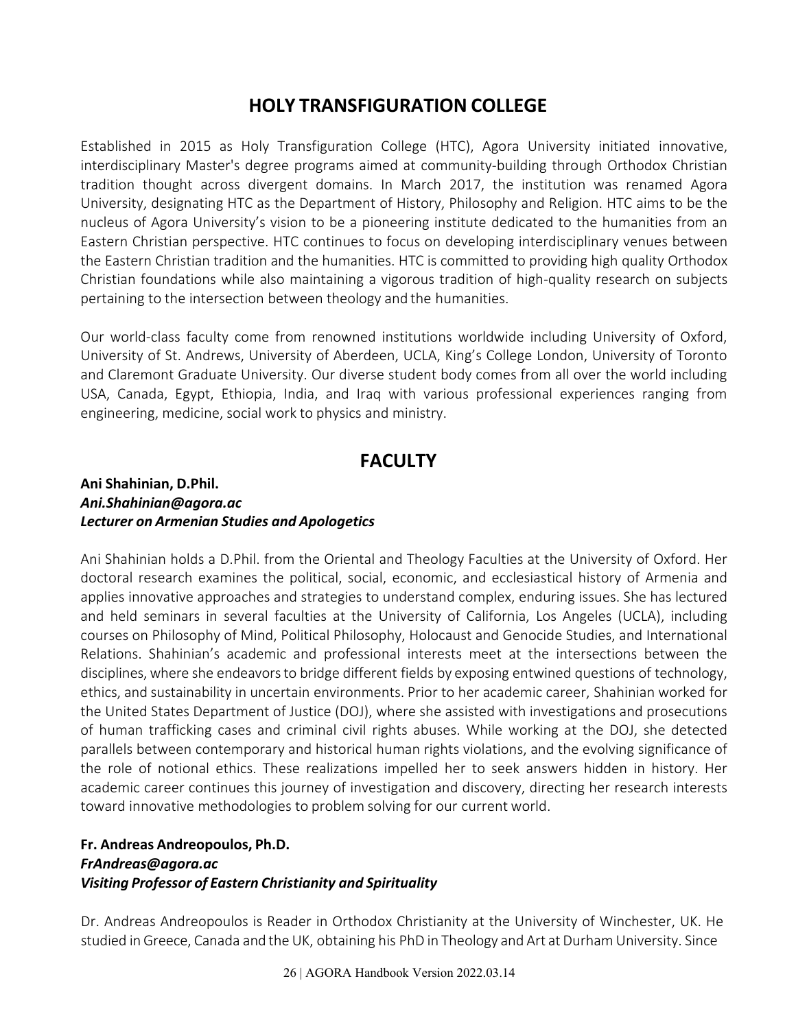## HOLY TRANSFIGURATION COLLEGE

Established in 2015 as Holy Transfiguration College (HTC), Agora University initiated innovative, interdisciplinary Master's degree programs aimed at community-building through Orthodox Christian tradition thought across divergent domains. In March 2017, the institution was renamed Agora University, designating HTC as the Department of History, Philosophy and Religion. HTC aims to be the nucleus of Agora University's vision to be a pioneering institute dedicated to the humanities from an Eastern Christian perspective. HTC continues to focus on developing interdisciplinary venues between the Eastern Christian tradition and the humanities. HTC is committed to providing high quality Orthodox Christian foundations while also maintaining a vigorous tradition of high-quality research on subjects pertaining to the intersection between theology and the humanities.

Our world-class faculty come from renowned institutions worldwide including University of Oxford, University of St. Andrews, University of Aberdeen, UCLA, King's College London, University of Toronto and Claremont Graduate University. Our diverse student body comes from all over the world including USA, Canada, Egypt, Ethiopia, India, and Iraq with various professional experiences ranging from engineering, medicine, social work to physics and ministry.

## FACULTY

**Ani Shahinian, D.Phil.**
***Ani.Shahinian@agora.ac***
***Lecturer on Armenian Studies and Apologetics***

Ani Shahinian holds a D.Phil. from the Oriental and Theology Faculties at the University of Oxford. Her doctoral research examines the political, social, economic, and ecclesiastical history of Armenia and applies innovative approaches and strategies to understand complex, enduring issues. She has lectured and held seminars in several faculties at the University of California, Los Angeles (UCLA), including courses on Philosophy of Mind, Political Philosophy, Holocaust and Genocide Studies, and International Relations. Shahinian's academic and professional interests meet at the intersections between the disciplines, where she endeavors to bridge different fields by exposing entwined questions of technology, ethics, and sustainability in uncertain environments. Prior to her academic career, Shahinian worked for the United States Department of Justice (DOJ), where she assisted with investigations and prosecutions of human trafficking cases and criminal civil rights abuses. While working at the DOJ, she detected parallels between contemporary and historical human rights violations, and the evolving significance of the role of notional ethics. These realizations impelled her to seek answers hidden in history. Her academic career continues this journey of investigation and discovery, directing her research interests toward innovative methodologies to problem solving for our current world.

**Fr. Andreas Andreopoulos, Ph.D.**
***FrAndreas@agora.ac***
***Visiting Professor of Eastern Christianity and Spirituality***

Dr. Andreas Andreopoulos is Reader in Orthodox Christianity at the University of Winchester, UK. He studied in Greece, Canada and the UK, obtaining his PhD in Theology and Art at Durham University. Since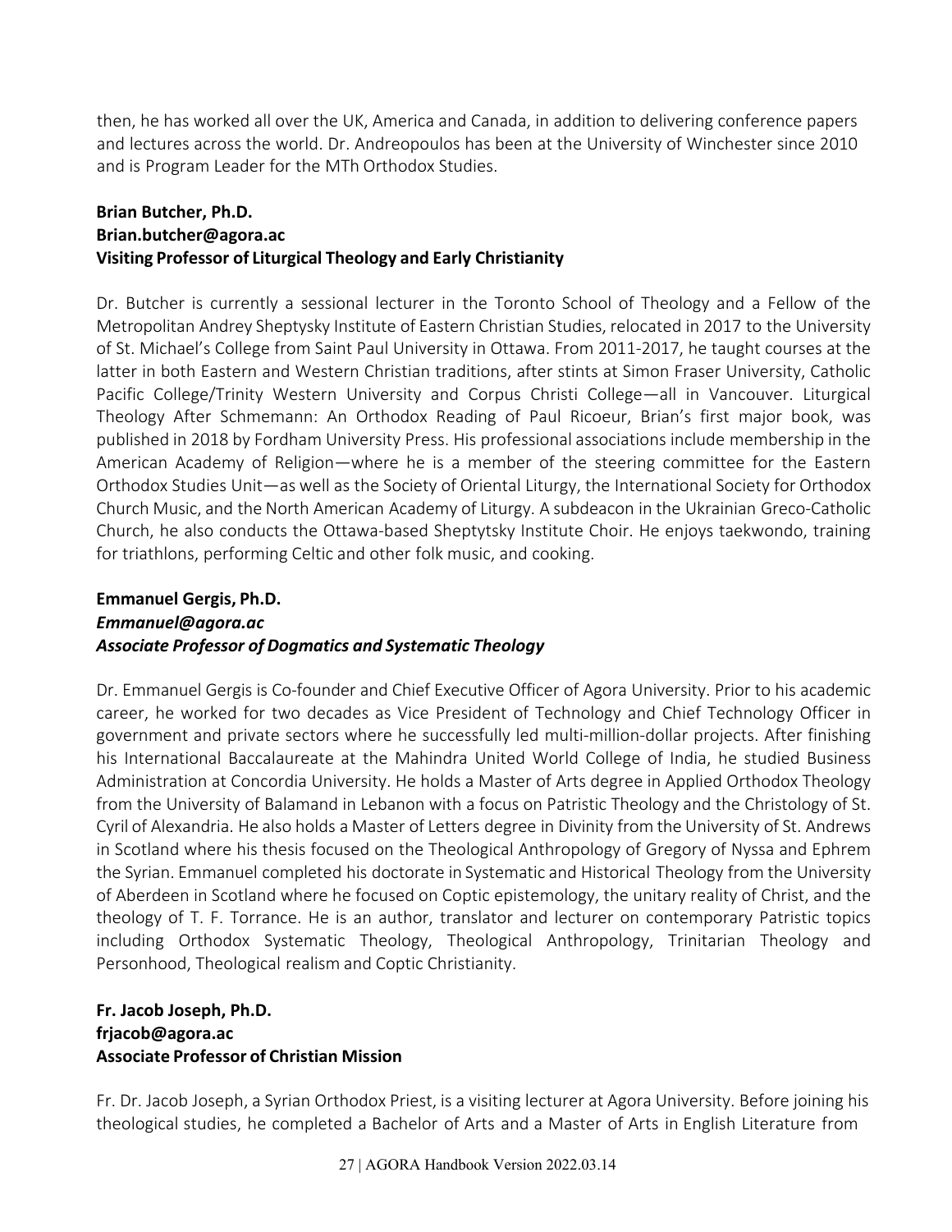then, he has worked all over the UK, America and Canada, in addition to delivering conference papers and lectures across the world. Dr. Andreopoulos has been at the University of Winchester since 2010 and is Program Leader for the MTh Orthodox Studies.

**Brian Butcher, Ph.D.**
**Brian.butcher@agora.ac**
**Visiting Professor of Liturgical Theology and Early Christianity**

Dr. Butcher is currently a sessional lecturer in the Toronto School of Theology and a Fellow of the Metropolitan Andrey Sheptysky Institute of Eastern Christian Studies, relocated in 2017 to the University of St. Michael's College from Saint Paul University in Ottawa. From 2011-2017, he taught courses at the latter in both Eastern and Western Christian traditions, after stints at Simon Fraser University, Catholic Pacific College/Trinity Western University and Corpus Christi College—all in Vancouver. Liturgical Theology After Schmemann: An Orthodox Reading of Paul Ricoeur, Brian's first major book, was published in 2018 by Fordham University Press. His professional associations include membership in the American Academy of Religion—where he is a member of the steering committee for the Eastern Orthodox Studies Unit—as well as the Society of Oriental Liturgy, the International Society for Orthodox Church Music, and the North American Academy of Liturgy. A subdeacon in the Ukrainian Greco-Catholic Church, he also conducts the Ottawa-based Sheptytsky Institute Choir. He enjoys taekwondo, training for triathlons, performing Celtic and other folk music, and cooking.

**Emmanuel Gergis, Ph.D.**
***Emmanuel@agora.ac***
***Associate Professor of Dogmatics and Systematic Theology***

Dr. Emmanuel Gergis is Co-founder and Chief Executive Officer of Agora University. Prior to his academic career, he worked for two decades as Vice President of Technology and Chief Technology Officer in government and private sectors where he successfully led multi-million-dollar projects. After finishing his International Baccalaureate at the Mahindra United World College of India, he studied Business Administration at Concordia University. He holds a Master of Arts degree in Applied Orthodox Theology from the University of Balamand in Lebanon with a focus on Patristic Theology and the Christology of St. Cyril of Alexandria. He also holds a Master of Letters degree in Divinity from the University of St. Andrews in Scotland where his thesis focused on the Theological Anthropology of Gregory of Nyssa and Ephrem the Syrian. Emmanuel completed his doctorate in Systematic and Historical Theology from the University of Aberdeen in Scotland where he focused on Coptic epistemology, the unitary reality of Christ, and the theology of T. F. Torrance. He is an author, translator and lecturer on contemporary Patristic topics including Orthodox Systematic Theology, Theological Anthropology, Trinitarian Theology and Personhood, Theological realism and Coptic Christianity.

**Fr. Jacob Joseph, Ph.D.**
**frjacob@agora.ac**
**Associate Professor of Christian Mission**

Fr. Dr. Jacob Joseph, a Syrian Orthodox Priest, is a visiting lecturer at Agora University. Before joining his theological studies, he completed a Bachelor of Arts and a Master of Arts in English Literature from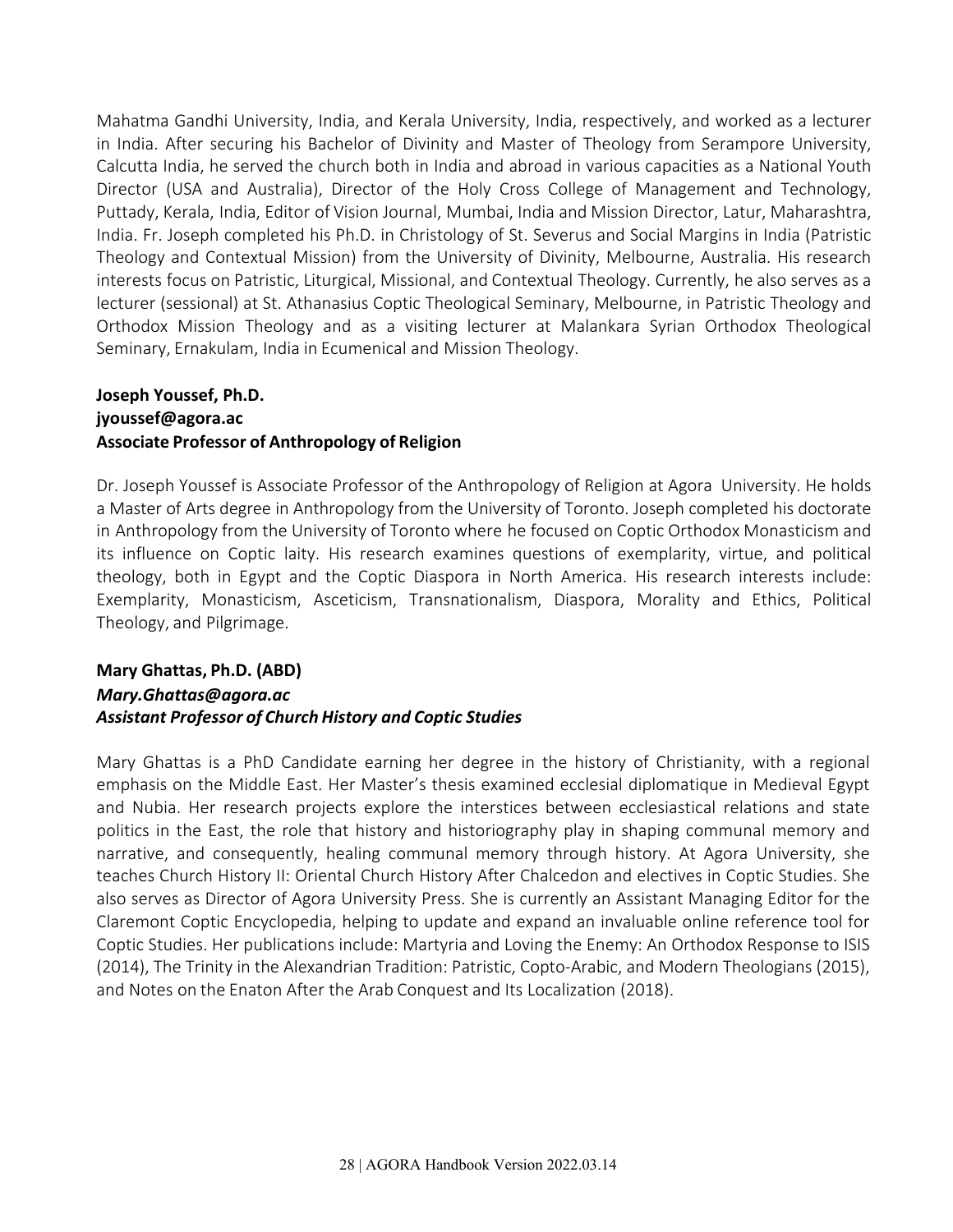Mahatma Gandhi University, India, and Kerala University, India, respectively, and worked as a lecturer in India. After securing his Bachelor of Divinity and Master of Theology from Serampore University, Calcutta India, he served the church both in India and abroad in various capacities as a National Youth Director (USA and Australia), Director of the Holy Cross College of Management and Technology, Puttady, Kerala, India, Editor of Vision Journal, Mumbai, India and Mission Director, Latur, Maharashtra, India. Fr. Joseph completed his Ph.D. in Christology of St. Severus and Social Margins in India (Patristic Theology and Contextual Mission) from the University of Divinity, Melbourne, Australia. His research interests focus on Patristic, Liturgical, Missional, and Contextual Theology. Currently, he also serves as a lecturer (sessional) at St. Athanasius Coptic Theological Seminary, Melbourne, in Patristic Theology and Orthodox Mission Theology and as a visiting lecturer at Malankara Syrian Orthodox Theological Seminary, Ernakulam, India in Ecumenical and Mission Theology.

**Joseph Youssef, Ph.D.**
**jyoussef@agora.ac**
**Associate Professor of Anthropology of Religion**

Dr. Joseph Youssef is Associate Professor of the Anthropology of Religion at Agora University. He holds a Master of Arts degree in Anthropology from the University of Toronto. Joseph completed his doctorate in Anthropology from the University of Toronto where he focused on Coptic Orthodox Monasticism and its influence on Coptic laity. His research examines questions of exemplarity, virtue, and political theology, both in Egypt and the Coptic Diaspora in North America. His research interests include: Exemplarity, Monasticism, Asceticism, Transnationalism, Diaspora, Morality and Ethics, Political Theology, and Pilgrimage.

**Mary Ghattas, Ph.D. (ABD)**
***Mary.Ghattas@agora.ac***
***Assistant Professor of Church History and Coptic Studies***

Mary Ghattas is a PhD Candidate earning her degree in the history of Christianity, with a regional emphasis on the Middle East. Her Master's thesis examined ecclesial diplomatique in Medieval Egypt and Nubia. Her research projects explore the interstices between ecclesiastical relations and state politics in the East, the role that history and historiography play in shaping communal memory and narrative, and consequently, healing communal memory through history. At Agora University, she teaches Church History II: Oriental Church History After Chalcedon and electives in Coptic Studies. She also serves as Director of Agora University Press. She is currently an Assistant Managing Editor for the Claremont Coptic Encyclopedia, helping to update and expand an invaluable online reference tool for Coptic Studies. Her publications include: Martyria and Loving the Enemy: An Orthodox Response to ISIS (2014), The Trinity in the Alexandrian Tradition: Patristic, Copto-Arabic, and Modern Theologians (2015), and Notes on the Enaton After the Arab Conquest and Its Localization (2018).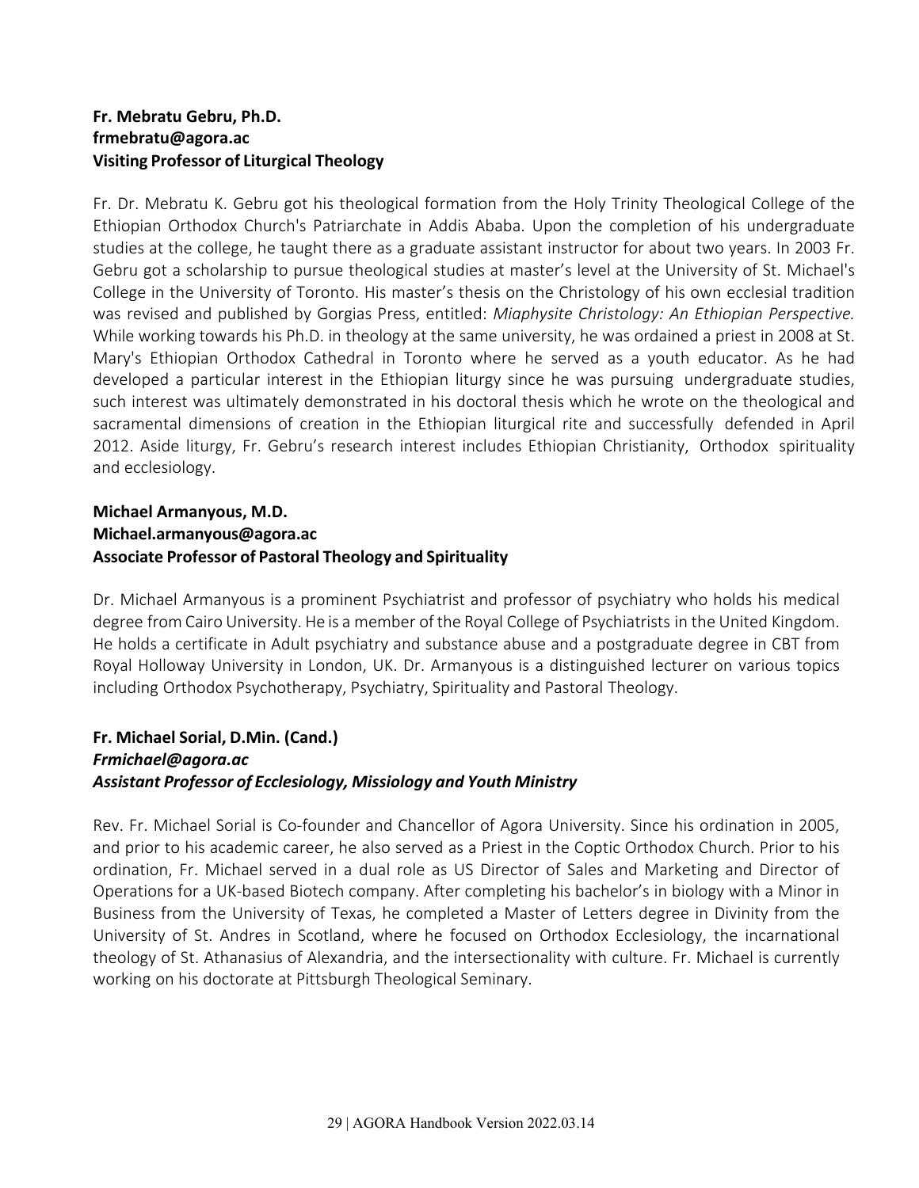**Fr. Mebratu Gebru, Ph.D.**
**frmebratu@agora.ac**
**Visiting Professor of Liturgical Theology**

Fr. Dr. Mebratu K. Gebru got his theological formation from the Holy Trinity Theological College of the Ethiopian Orthodox Church's Patriarchate in Addis Ababa. Upon the completion of his undergraduate studies at the college, he taught there as a graduate assistant instructor for about two years. In 2003 Fr. Gebru got a scholarship to pursue theological studies at master's level at the University of St. Michael's College in the University of Toronto. His master's thesis on the Christology of his own ecclesial tradition was revised and published by Gorgias Press, entitled: *Miaphysite Christology: An Ethiopian Perspective.* While working towards his Ph.D. in theology at the same university, he was ordained a priest in 2008 at St. Mary's Ethiopian Orthodox Cathedral in Toronto where he served as a youth educator. As he had developed a particular interest in the Ethiopian liturgy since he was pursuing undergraduate studies, such interest was ultimately demonstrated in his doctoral thesis which he wrote on the theological and sacramental dimensions of creation in the Ethiopian liturgical rite and successfully defended in April 2012. Aside liturgy, Fr. Gebru's research interest includes Ethiopian Christianity, Orthodox spirituality and ecclesiology.

**Michael Armanyous, M.D.**
**Michael.armanyous@agora.ac**
**Associate Professor of Pastoral Theology and Spirituality**

Dr. Michael Armanyous is a prominent Psychiatrist and professor of psychiatry who holds his medical degree from Cairo University. He is a member of the Royal College of Psychiatrists in the United Kingdom. He holds a certificate in Adult psychiatry and substance abuse and a postgraduate degree in CBT from Royal Holloway University in London, UK. Dr. Armanyous is a distinguished lecturer on various topics including Orthodox Psychotherapy, Psychiatry, Spirituality and Pastoral Theology.

**Fr. Michael Sorial, D.Min. (Cand.)**
***Frmichael@agora.ac***
***Assistant Professor of Ecclesiology, Missiology and Youth Ministry***

Rev. Fr. Michael Sorial is Co-founder and Chancellor of Agora University. Since his ordination in 2005, and prior to his academic career, he also served as a Priest in the Coptic Orthodox Church. Prior to his ordination, Fr. Michael served in a dual role as US Director of Sales and Marketing and Director of Operations for a UK-based Biotech company. After completing his bachelor's in biology with a Minor in Business from the University of Texas, he completed a Master of Letters degree in Divinity from the University of St. Andres in Scotland, where he focused on Orthodox Ecclesiology, the incarnational theology of St. Athanasius of Alexandria, and the intersectionality with culture. Fr. Michael is currently working on his doctorate at Pittsburgh Theological Seminary.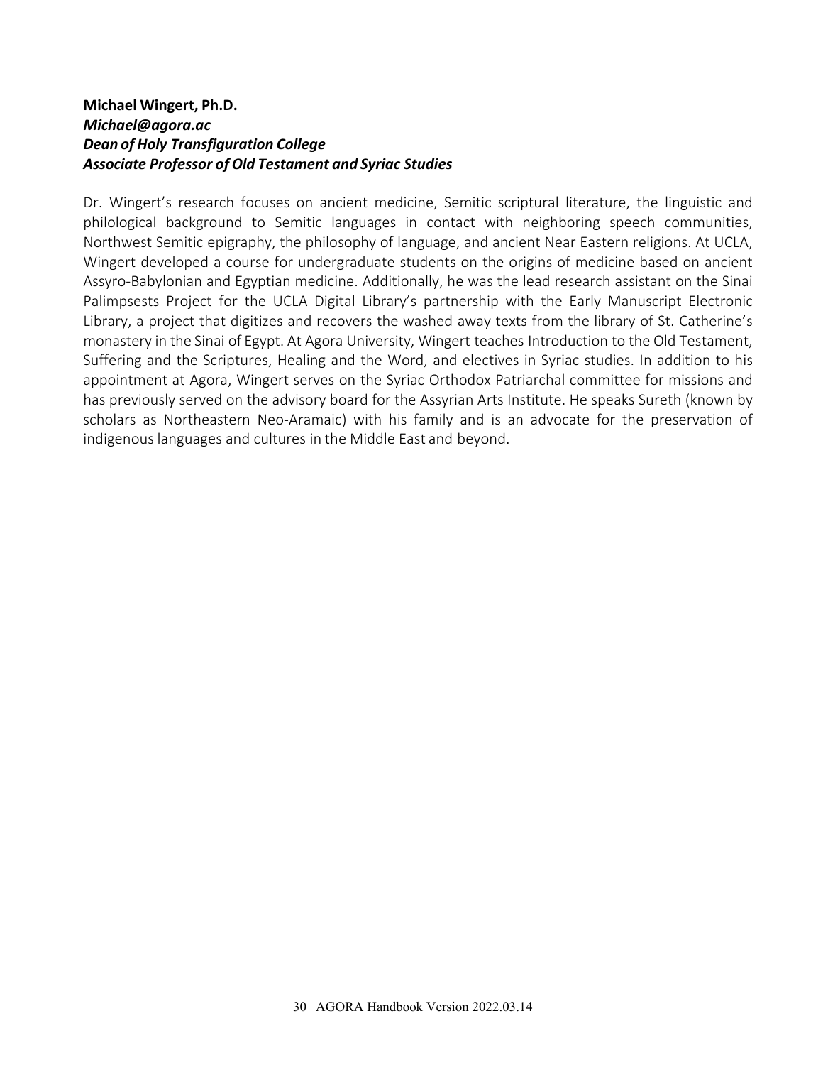**Michael Wingert, Ph.D.**
***Michael@agora.ac***
***Dean of Holy Transfiguration College***
***Associate Professor of Old Testament and Syriac Studies***

Dr. Wingert's research focuses on ancient medicine, Semitic scriptural literature, the linguistic and philological background to Semitic languages in contact with neighboring speech communities, Northwest Semitic epigraphy, the philosophy of language, and ancient Near Eastern religions. At UCLA, Wingert developed a course for undergraduate students on the origins of medicine based on ancient Assyro-Babylonian and Egyptian medicine. Additionally, he was the lead research assistant on the Sinai Palimpsests Project for the UCLA Digital Library's partnership with the Early Manuscript Electronic Library, a project that digitizes and recovers the washed away texts from the library of St. Catherine's monastery in the Sinai of Egypt. At Agora University, Wingert teaches Introduction to the Old Testament, Suffering and the Scriptures, Healing and the Word, and electives in Syriac studies. In addition to his appointment at Agora, Wingert serves on the Syriac Orthodox Patriarchal committee for missions and has previously served on the advisory board for the Assyrian Arts Institute. He speaks Sureth (known by scholars as Northeastern Neo-Aramaic) with his family and is an advocate for the preservation of indigenous languages and cultures in the Middle East and beyond.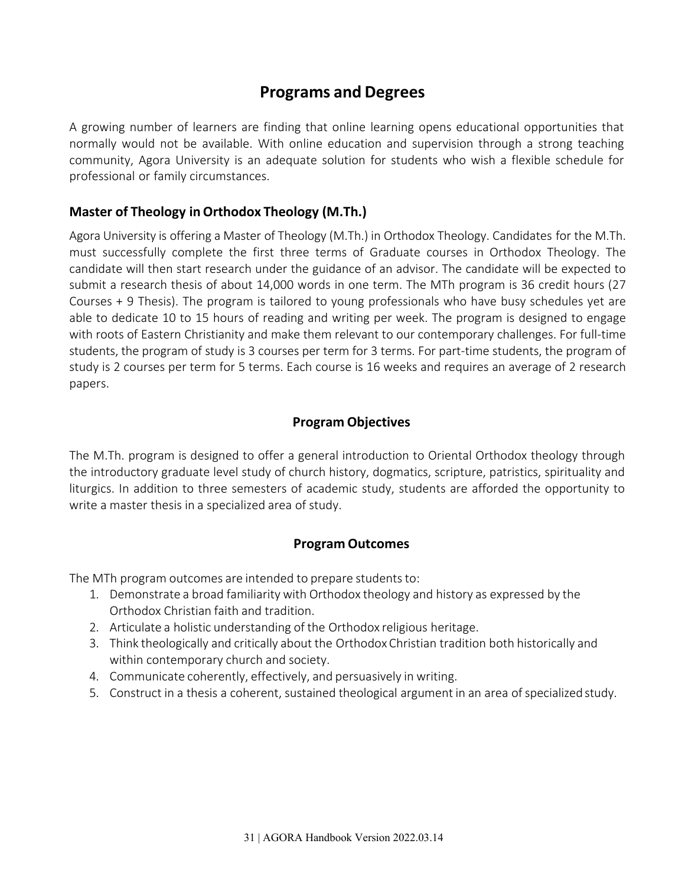# Programs and Degrees

A growing number of learners are finding that online learning opens educational opportunities that normally would not be available. With online education and supervision through a strong teaching community, Agora University is an adequate solution for students who wish a flexible schedule for professional or family circumstances.

## Master of Theology in Orthodox Theology (M.Th.)

Agora University is offering a Master of Theology (M.Th.) in Orthodox Theology. Candidates for the M.Th. must successfully complete the first three terms of Graduate courses in Orthodox Theology. The candidate will then start research under the guidance of an advisor. The candidate will be expected to submit a research thesis of about 14,000 words in one term. The MTh program is 36 credit hours (27 Courses + 9 Thesis). The program is tailored to young professionals who have busy schedules yet are able to dedicate 10 to 15 hours of reading and writing per week. The program is designed to engage with roots of Eastern Christianity and make them relevant to our contemporary challenges. For full-time students, the program of study is 3 courses per term for 3 terms. For part-time students, the program of study is 2 courses per term for 5 terms. Each course is 16 weeks and requires an average of 2 research papers.

### Program Objectives

The M.Th. program is designed to offer a general introduction to Oriental Orthodox theology through the introductory graduate level study of church history, dogmatics, scripture, patristics, spirituality and liturgics. In addition to three semesters of academic study, students are afforded the opportunity to write a master thesis in a specialized area of study.

### Program Outcomes

The MTh program outcomes are intended to prepare students to:

1. Demonstrate a broad familiarity with Orthodox theology and history as expressed by the Orthodox Christian faith and tradition.
2. Articulate a holistic understanding of the Orthodox religious heritage.
3. Think theologically and critically about the Orthodox Christian tradition both historically and within contemporary church and society.
4. Communicate coherently, effectively, and persuasively in writing.
5. Construct in a thesis a coherent, sustained theological argument in an area of specialized study.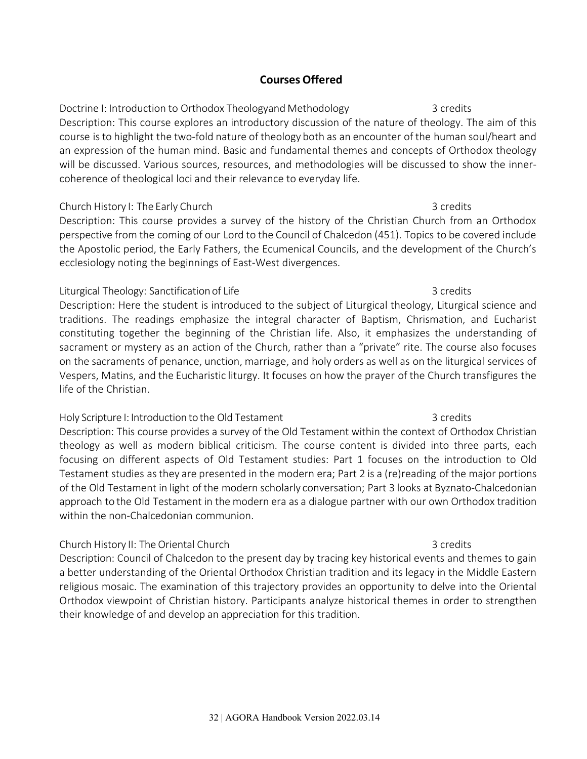## Courses Offered

Doctrine I: Introduction to Orthodox Theologyand Methodology 3 credits

Description: This course explores an introductory discussion of the nature of theology. The aim of this course is to highlight the two-fold nature of theology both as an encounter of the human soul/heart and an expression of the human mind. Basic and fundamental themes and concepts of Orthodox theology will be discussed. Various sources, resources, and methodologies will be discussed to show the inner-coherence of theological loci and their relevance to everyday life.

Church History I: The Early Church 3 credits

Description: This course provides a survey of the history of the Christian Church from an Orthodox perspective from the coming of our Lord to the Council of Chalcedon (451). Topics to be covered include the Apostolic period, the Early Fathers, the Ecumenical Councils, and the development of the Church's ecclesiology noting the beginnings of East-West divergences.

Liturgical Theology: Sanctification of Life 3 credits

Description: Here the student is introduced to the subject of Liturgical theology, Liturgical science and traditions. The readings emphasize the integral character of Baptism, Chrismation, and Eucharist constituting together the beginning of the Christian life. Also, it emphasizes the understanding of sacrament or mystery as an action of the Church, rather than a "private" rite. The course also focuses on the sacraments of penance, unction, marriage, and holy orders as well as on the liturgical services of Vespers, Matins, and the Eucharistic liturgy. It focuses on how the prayer of the Church transfigures the life of the Christian.

Holy Scripture I: Introduction to the Old Testament 3 credits

Description: This course provides a survey of the Old Testament within the context of Orthodox Christian theology as well as modern biblical criticism. The course content is divided into three parts, each focusing on different aspects of Old Testament studies: Part 1 focuses on the introduction to Old Testament studies as they are presented in the modern era; Part 2 is a (re)reading of the major portions of the Old Testament in light of the modern scholarly conversation; Part 3 looks at Byznato-Chalcedonian approach to the Old Testament in the modern era as a dialogue partner with our own Orthodox tradition within the non-Chalcedonian communion.

Church History II: The Oriental Church 3 credits

Description: Council of Chalcedon to the present day by tracing key historical events and themes to gain a better understanding of the Oriental Orthodox Christian tradition and its legacy in the Middle Eastern religious mosaic. The examination of this trajectory provides an opportunity to delve into the Oriental Orthodox viewpoint of Christian history. Participants analyze historical themes in order to strengthen their knowledge of and develop an appreciation for this tradition.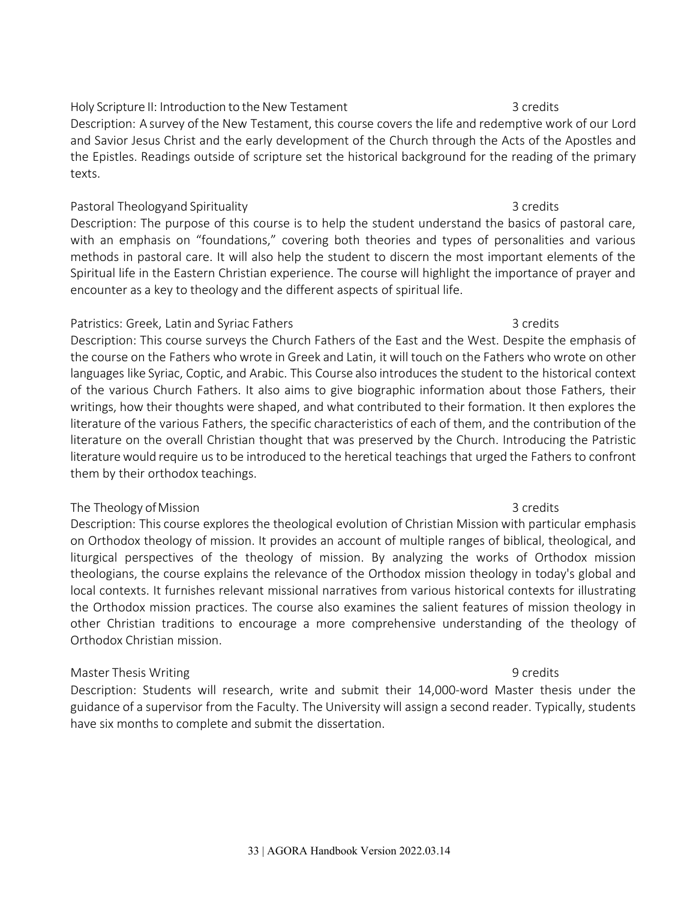Holy Scripture II: Introduction to the New Testament 3 credits

Description: A survey of the New Testament, this course covers the life and redemptive work of our Lord and Savior Jesus Christ and the early development of the Church through the Acts of the Apostles and the Epistles. Readings outside of scripture set the historical background for the reading of the primary texts.

Pastoral Theologyand Spirituality 3 credits

Description: The purpose of this course is to help the student understand the basics of pastoral care, with an emphasis on "foundations," covering both theories and types of personalities and various methods in pastoral care. It will also help the student to discern the most important elements of the Spiritual life in the Eastern Christian experience. The course will highlight the importance of prayer and encounter as a key to theology and the different aspects of spiritual life.

Patristics: Greek, Latin and Syriac Fathers 3 credits

Description: This course surveys the Church Fathers of the East and the West. Despite the emphasis of the course on the Fathers who wrote in Greek and Latin, it will touch on the Fathers who wrote on other languages like Syriac, Coptic, and Arabic. This Course also introduces the student to the historical context of the various Church Fathers. It also aims to give biographic information about those Fathers, their writings, how their thoughts were shaped, and what contributed to their formation. It then explores the literature of the various Fathers, the specific characteristics of each of them, and the contribution of the literature on the overall Christian thought that was preserved by the Church. Introducing the Patristic literature would require us to be introduced to the heretical teachings that urged the Fathers to confront them by their orthodox teachings.

The Theology of Mission 3 credits

Description: This course explores the theological evolution of Christian Mission with particular emphasis on Orthodox theology of mission. It provides an account of multiple ranges of biblical, theological, and liturgical perspectives of the theology of mission. By analyzing the works of Orthodox mission theologians, the course explains the relevance of the Orthodox mission theology in today's global and local contexts. It furnishes relevant missional narratives from various historical contexts for illustrating the Orthodox mission practices. The course also examines the salient features of mission theology in other Christian traditions to encourage a more comprehensive understanding of the theology of Orthodox Christian mission.

Master Thesis Writing 9 credits

Description: Students will research, write and submit their 14,000-word Master thesis under the guidance of a supervisor from the Faculty. The University will assign a second reader. Typically, students have six months to complete and submit the dissertation.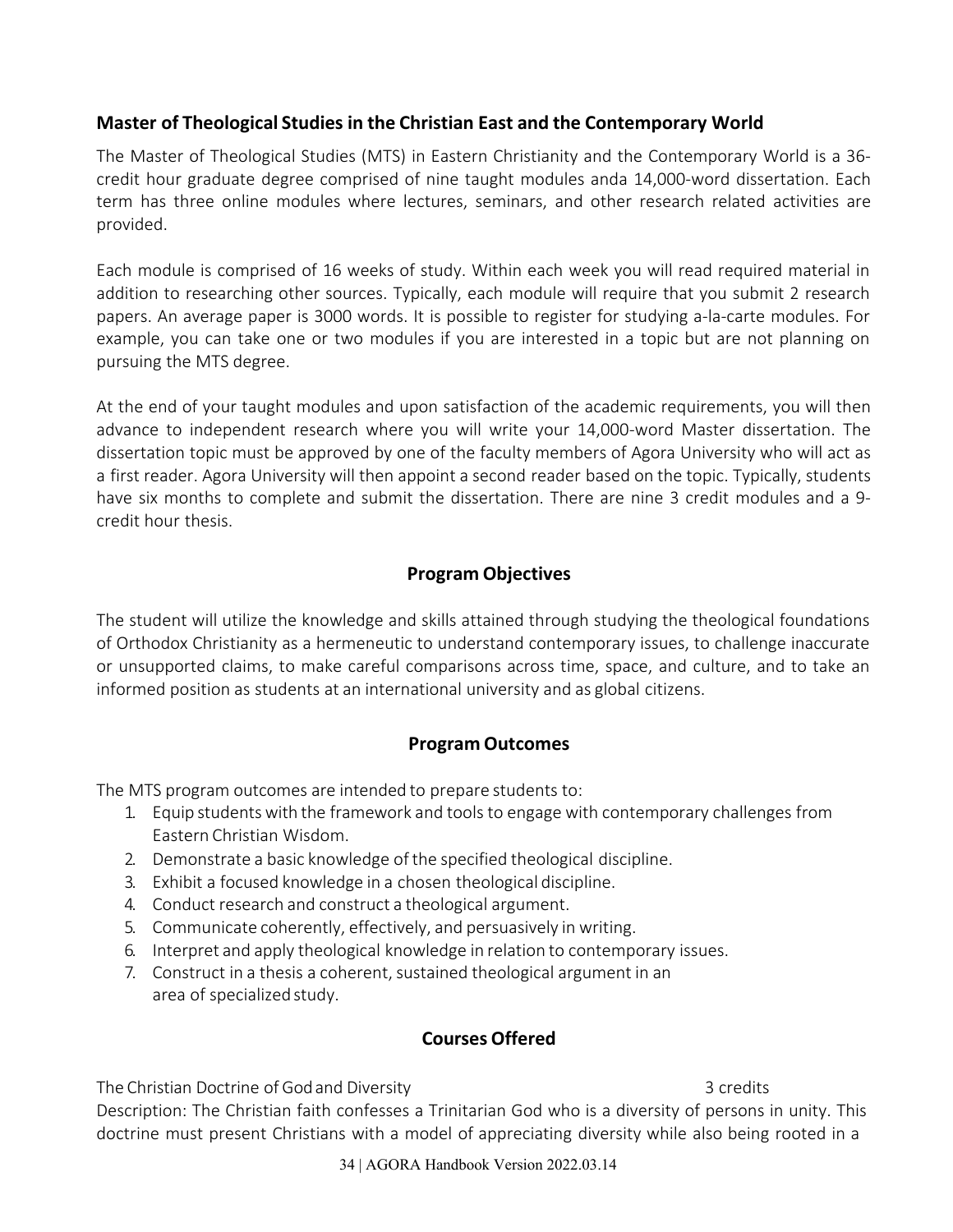## Master of Theological Studies in the Christian East and the Contemporary World

The Master of Theological Studies (MTS) in Eastern Christianity and the Contemporary World is a 36-credit hour graduate degree comprised of nine taught modules anda 14,000-word dissertation. Each term has three online modules where lectures, seminars, and other research related activities are provided.

Each module is comprised of 16 weeks of study. Within each week you will read required material in addition to researching other sources. Typically, each module will require that you submit 2 research papers. An average paper is 3000 words. It is possible to register for studying a-la-carte modules. For example, you can take one or two modules if you are interested in a topic but are not planning on pursuing the MTS degree.

At the end of your taught modules and upon satisfaction of the academic requirements, you will then advance to independent research where you will write your 14,000-word Master dissertation. The dissertation topic must be approved by one of the faculty members of Agora University who will act as a first reader. Agora University will then appoint a second reader based on the topic. Typically, students have six months to complete and submit the dissertation. There are nine 3 credit modules and a 9-credit hour thesis.

### Program Objectives

The student will utilize the knowledge and skills attained through studying the theological foundations of Orthodox Christianity as a hermeneutic to understand contemporary issues, to challenge inaccurate or unsupported claims, to make careful comparisons across time, space, and culture, and to take an informed position as students at an international university and as global citizens.

### Program Outcomes

The MTS program outcomes are intended to prepare students to:

1. Equip students with the framework and tools to engage with contemporary challenges from Eastern Christian Wisdom.
2. Demonstrate a basic knowledge of the specified theological discipline.
3. Exhibit a focused knowledge in a chosen theological discipline.
4. Conduct research and construct a theological argument.
5. Communicate coherently, effectively, and persuasively in writing.
6. Interpret and apply theological knowledge in relation to contemporary issues.
7. Construct in a thesis a coherent, sustained theological argument in an area of specialized study.

### Courses Offered

The Christian Doctrine of God and Diversity — 3 credits

Description: The Christian faith confesses a Trinitarian God who is a diversity of persons in unity. This doctrine must present Christians with a model of appreciating diversity while also being rooted in a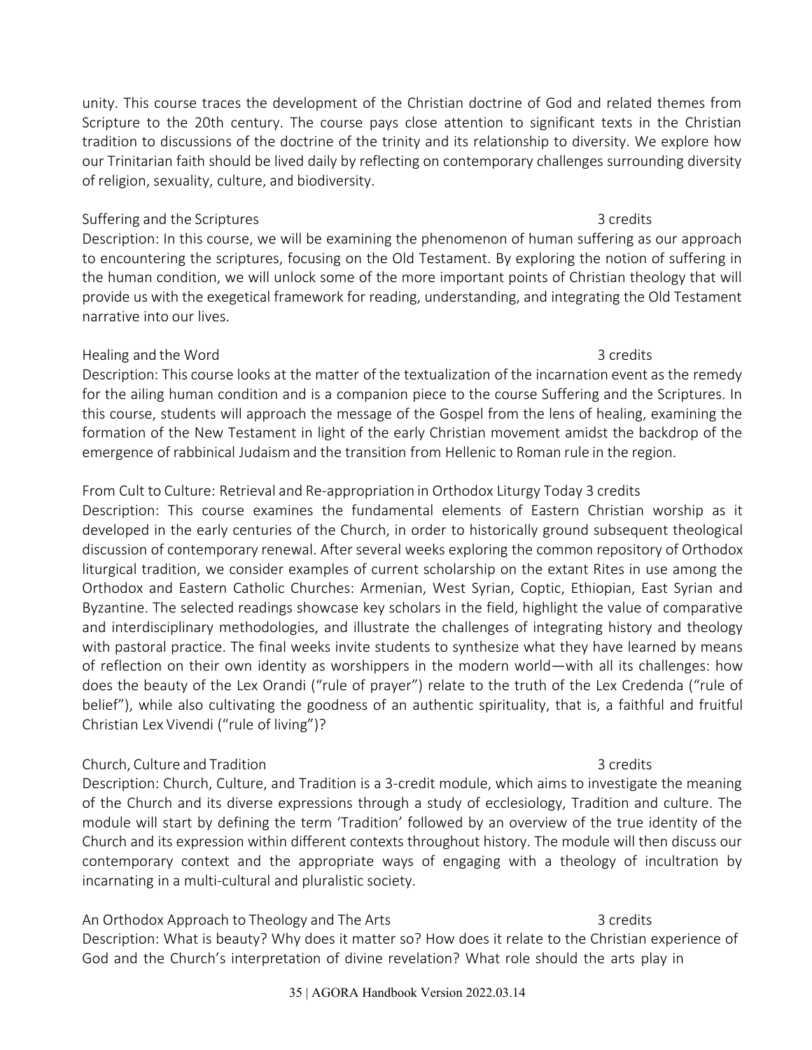unity. This course traces the development of the Christian doctrine of God and related themes from Scripture to the 20th century. The course pays close attention to significant texts in the Christian tradition to discussions of the doctrine of the trinity and its relationship to diversity. We explore how our Trinitarian faith should be lived daily by reflecting on contemporary challenges surrounding diversity of religion, sexuality, culture, and biodiversity.

Suffering and the Scriptures 3 credits

Description: In this course, we will be examining the phenomenon of human suffering as our approach to encountering the scriptures, focusing on the Old Testament. By exploring the notion of suffering in the human condition, we will unlock some of the more important points of Christian theology that will provide us with the exegetical framework for reading, understanding, and integrating the Old Testament narrative into our lives.

Healing and the Word 3 credits

Description: This course looks at the matter of the textualization of the incarnation event as the remedy for the ailing human condition and is a companion piece to the course Suffering and the Scriptures. In this course, students will approach the message of the Gospel from the lens of healing, examining the formation of the New Testament in light of the early Christian movement amidst the backdrop of the emergence of rabbinical Judaism and the transition from Hellenic to Roman rule in the region.

From Cult to Culture: Retrieval and Re-appropriation in Orthodox Liturgy Today 3 credits

Description: This course examines the fundamental elements of Eastern Christian worship as it developed in the early centuries of the Church, in order to historically ground subsequent theological discussion of contemporary renewal. After several weeks exploring the common repository of Orthodox liturgical tradition, we consider examples of current scholarship on the extant Rites in use among the Orthodox and Eastern Catholic Churches: Armenian, West Syrian, Coptic, Ethiopian, East Syrian and Byzantine. The selected readings showcase key scholars in the field, highlight the value of comparative and interdisciplinary methodologies, and illustrate the challenges of integrating history and theology with pastoral practice. The final weeks invite students to synthesize what they have learned by means of reflection on their own identity as worshippers in the modern world—with all its challenges: how does the beauty of the Lex Orandi ("rule of prayer") relate to the truth of the Lex Credenda ("rule of belief"), while also cultivating the goodness of an authentic spirituality, that is, a faithful and fruitful Christian Lex Vivendi ("rule of living")?

Church, Culture and Tradition 3 credits

Description: Church, Culture, and Tradition is a 3-credit module, which aims to investigate the meaning of the Church and its diverse expressions through a study of ecclesiology, Tradition and culture. The module will start by defining the term 'Tradition' followed by an overview of the true identity of the Church and its expression within different contexts throughout history. The module will then discuss our contemporary context and the appropriate ways of engaging with a theology of incultration by incarnating in a multi-cultural and pluralistic society.

An Orthodox Approach to Theology and The Arts 3 credits

Description: What is beauty? Why does it matter so? How does it relate to the Christian experience of God and the Church's interpretation of divine revelation? What role should the arts play in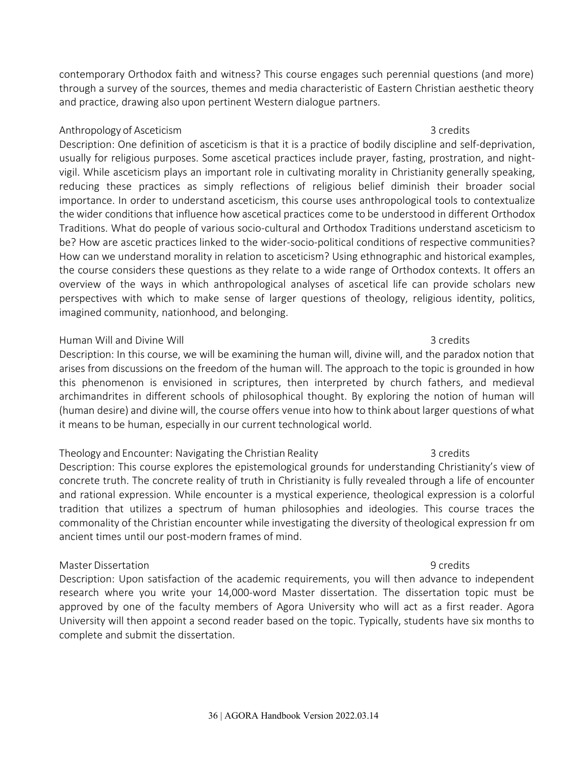contemporary Orthodox faith and witness? This course engages such perennial questions (and more) through a survey of the sources, themes and media characteristic of Eastern Christian aesthetic theory and practice, drawing also upon pertinent Western dialogue partners.

Anthropology of Asceticism — 3 credits

Description: One definition of asceticism is that it is a practice of bodily discipline and self-deprivation, usually for religious purposes. Some ascetical practices include prayer, fasting, prostration, and night-vigil. While asceticism plays an important role in cultivating morality in Christianity generally speaking, reducing these practices as simply reflections of religious belief diminish their broader social importance. In order to understand asceticism, this course uses anthropological tools to contextualize the wider conditions that influence how ascetical practices come to be understood in different Orthodox Traditions. What do people of various socio-cultural and Orthodox Traditions understand asceticism to be? How are ascetic practices linked to the wider-socio-political conditions of respective communities? How can we understand morality in relation to asceticism? Using ethnographic and historical examples, the course considers these questions as they relate to a wide range of Orthodox contexts. It offers an overview of the ways in which anthropological analyses of ascetical life can provide scholars new perspectives with which to make sense of larger questions of theology, religious identity, politics, imagined community, nationhood, and belonging.

Human Will and Divine Will — 3 credits

Description: In this course, we will be examining the human will, divine will, and the paradox notion that arises from discussions on the freedom of the human will. The approach to the topic is grounded in how this phenomenon is envisioned in scriptures, then interpreted by church fathers, and medieval archimandrites in different schools of philosophical thought. By exploring the notion of human will (human desire) and divine will, the course offers venue into how to think about larger questions of what it means to be human, especially in our current technological world.

Theology and Encounter: Navigating the Christian Reality — 3 credits

Description: This course explores the epistemological grounds for understanding Christianity's view of concrete truth. The concrete reality of truth in Christianity is fully revealed through a life of encounter and rational expression. While encounter is a mystical experience, theological expression is a colorful tradition that utilizes a spectrum of human philosophies and ideologies. This course traces the commonality of the Christian encounter while investigating the diversity of theological expression fr om ancient times until our post-modern frames of mind.

Master Dissertation — 9 credits

Description: Upon satisfaction of the academic requirements, you will then advance to independent research where you write your 14,000-word Master dissertation. The dissertation topic must be approved by one of the faculty members of Agora University who will act as a first reader. Agora University will then appoint a second reader based on the topic. Typically, students have six months to complete and submit the dissertation.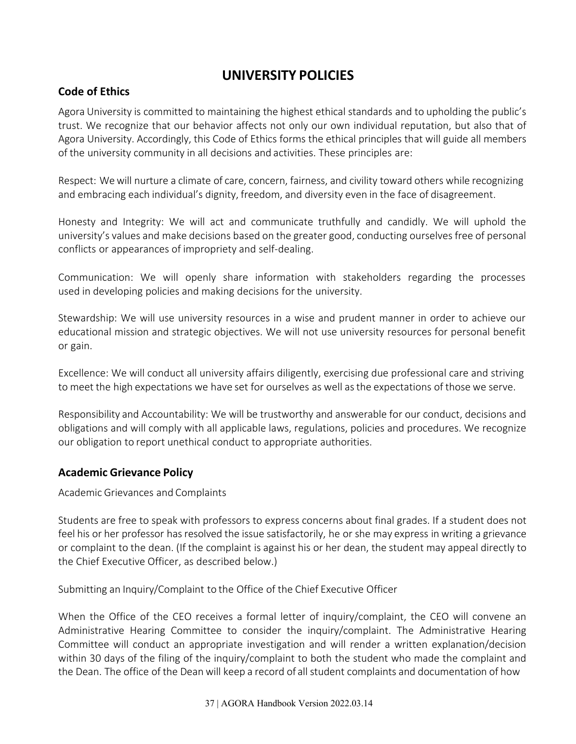# UNIVERSITY POLICIES

## Code of Ethics

Agora University is committed to maintaining the highest ethical standards and to upholding the public's trust. We recognize that our behavior affects not only our own individual reputation, but also that of Agora University. Accordingly, this Code of Ethics forms the ethical principles that will guide all members of the university community in all decisions and activities. These principles are:

Respect: We will nurture a climate of care, concern, fairness, and civility toward others while recognizing and embracing each individual's dignity, freedom, and diversity even in the face of disagreement.

Honesty and Integrity: We will act and communicate truthfully and candidly. We will uphold the university's values and make decisions based on the greater good, conducting ourselves free of personal conflicts or appearances of impropriety and self-dealing.

Communication: We will openly share information with stakeholders regarding the processes used in developing policies and making decisions for the university.

Stewardship: We will use university resources in a wise and prudent manner in order to achieve our educational mission and strategic objectives. We will not use university resources for personal benefit or gain.

Excellence: We will conduct all university affairs diligently, exercising due professional care and striving to meet the high expectations we have set for ourselves as well as the expectations of those we serve.

Responsibility and Accountability: We will be trustworthy and answerable for our conduct, decisions and obligations and will comply with all applicable laws, regulations, policies and procedures. We recognize our obligation to report unethical conduct to appropriate authorities.

## Academic Grievance Policy

Academic Grievances and Complaints

Students are free to speak with professors to express concerns about final grades. If a student does not feel his or her professor has resolved the issue satisfactorily, he or she may express in writing a grievance or complaint to the dean. (If the complaint is against his or her dean, the student may appeal directly to the Chief Executive Officer, as described below.)

Submitting an Inquiry/Complaint to the Office of the Chief Executive Officer

When the Office of the CEO receives a formal letter of inquiry/complaint, the CEO will convene an Administrative Hearing Committee to consider the inquiry/complaint. The Administrative Hearing Committee will conduct an appropriate investigation and will render a written explanation/decision within 30 days of the filing of the inquiry/complaint to both the student who made the complaint and the Dean. The office of the Dean will keep a record of all student complaints and documentation of how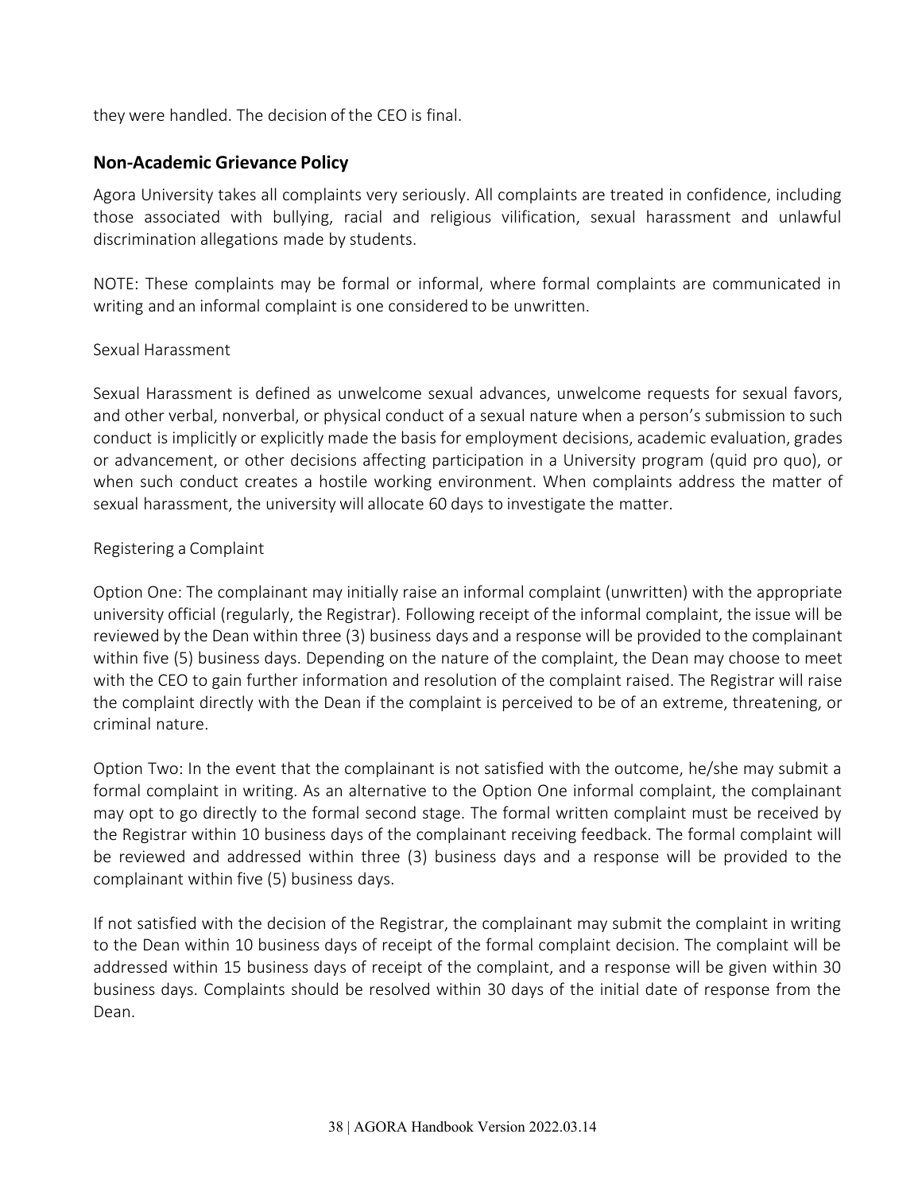they were handled. The decision of the CEO is final.

## Non-Academic Grievance Policy

Agora University takes all complaints very seriously. All complaints are treated in confidence, including those associated with bullying, racial and religious vilification, sexual harassment and unlawful discrimination allegations made by students.

NOTE: These complaints may be formal or informal, where formal complaints are communicated in writing and an informal complaint is one considered to be unwritten.

Sexual Harassment

Sexual Harassment is defined as unwelcome sexual advances, unwelcome requests for sexual favors, and other verbal, nonverbal, or physical conduct of a sexual nature when a person's submission to such conduct is implicitly or explicitly made the basis for employment decisions, academic evaluation, grades or advancement, or other decisions affecting participation in a University program (quid pro quo), or when such conduct creates a hostile working environment. When complaints address the matter of sexual harassment, the university will allocate 60 days to investigate the matter.

Registering a Complaint

Option One: The complainant may initially raise an informal complaint (unwritten) with the appropriate university official (regularly, the Registrar). Following receipt of the informal complaint, the issue will be reviewed by the Dean within three (3) business days and a response will be provided to the complainant within five (5) business days. Depending on the nature of the complaint, the Dean may choose to meet with the CEO to gain further information and resolution of the complaint raised. The Registrar will raise the complaint directly with the Dean if the complaint is perceived to be of an extreme, threatening, or criminal nature.

Option Two: In the event that the complainant is not satisfied with the outcome, he/she may submit a formal complaint in writing. As an alternative to the Option One informal complaint, the complainant may opt to go directly to the formal second stage. The formal written complaint must be received by the Registrar within 10 business days of the complainant receiving feedback. The formal complaint will be reviewed and addressed within three (3) business days and a response will be provided to the complainant within five (5) business days.

If not satisfied with the decision of the Registrar, the complainant may submit the complaint in writing to the Dean within 10 business days of receipt of the formal complaint decision. The complaint will be addressed within 15 business days of receipt of the complaint, and a response will be given within 30 business days. Complaints should be resolved within 30 days of the initial date of response from the Dean.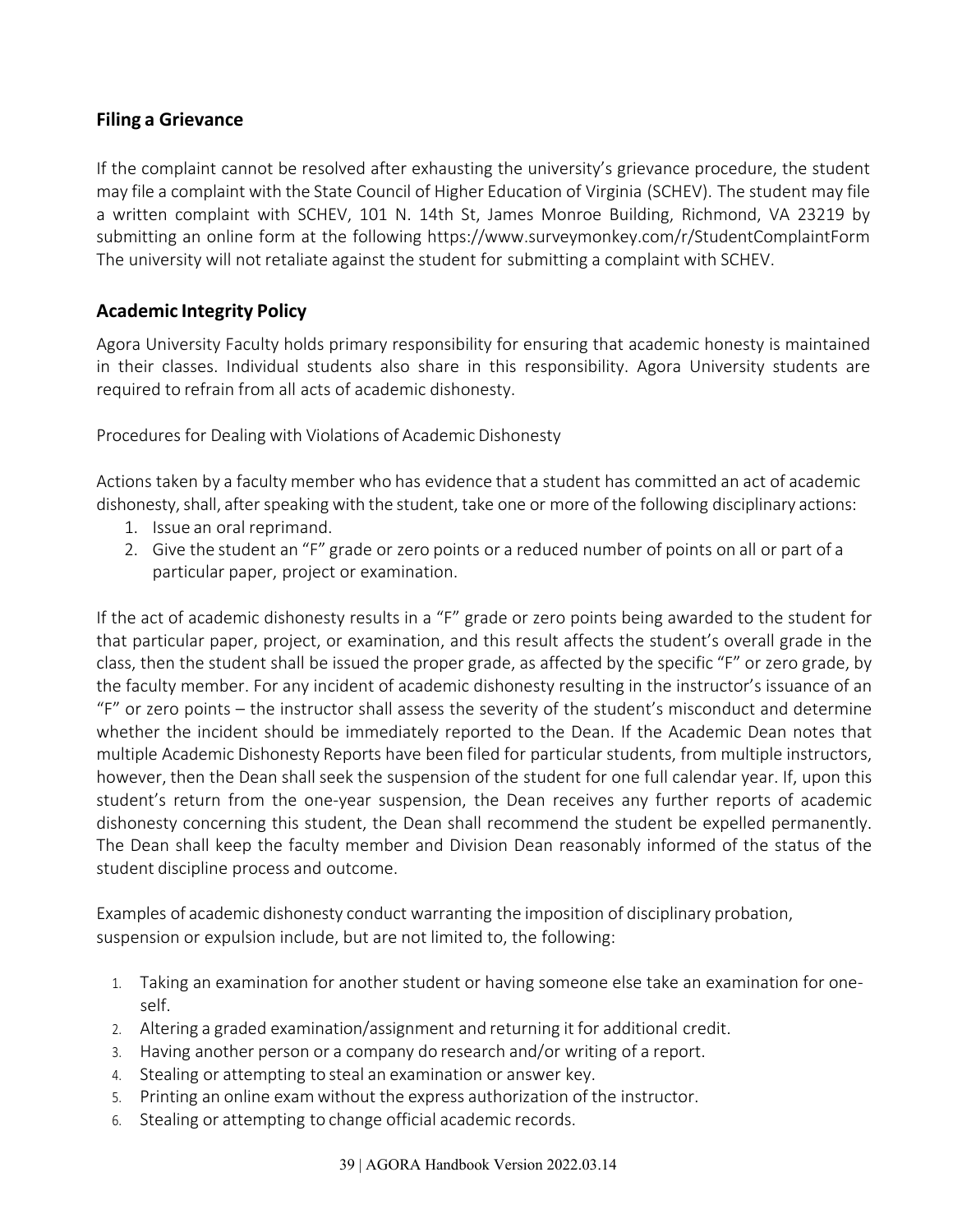## Filing a Grievance

If the complaint cannot be resolved after exhausting the university's grievance procedure, the student may file a complaint with the State Council of Higher Education of Virginia (SCHEV). The student may file a written complaint with SCHEV, 101 N. 14th St, James Monroe Building, Richmond, VA 23219 by submitting an online form at the following https://www.surveymonkey.com/r/StudentComplaintForm The university will not retaliate against the student for submitting a complaint with SCHEV.

## Academic Integrity Policy

Agora University Faculty holds primary responsibility for ensuring that academic honesty is maintained in their classes. Individual students also share in this responsibility. Agora University students are required to refrain from all acts of academic dishonesty.

Procedures for Dealing with Violations of Academic Dishonesty

Actions taken by a faculty member who has evidence that a student has committed an act of academic dishonesty, shall, after speaking with the student, take one or more of the following disciplinary actions:

1. Issue an oral reprimand.
2. Give the student an "F" grade or zero points or a reduced number of points on all or part of a particular paper, project or examination.

If the act of academic dishonesty results in a "F" grade or zero points being awarded to the student for that particular paper, project, or examination, and this result affects the student's overall grade in the class, then the student shall be issued the proper grade, as affected by the specific "F" or zero grade, by the faculty member. For any incident of academic dishonesty resulting in the instructor's issuance of an "F" or zero points – the instructor shall assess the severity of the student's misconduct and determine whether the incident should be immediately reported to the Dean. If the Academic Dean notes that multiple Academic Dishonesty Reports have been filed for particular students, from multiple instructors, however, then the Dean shall seek the suspension of the student for one full calendar year. If, upon this student's return from the one-year suspension, the Dean receives any further reports of academic dishonesty concerning this student, the Dean shall recommend the student be expelled permanently. The Dean shall keep the faculty member and Division Dean reasonably informed of the status of the student discipline process and outcome.

Examples of academic dishonesty conduct warranting the imposition of disciplinary probation, suspension or expulsion include, but are not limited to, the following:

1. Taking an examination for another student or having someone else take an examination for oneself.
2. Altering a graded examination/assignment and returning it for additional credit.
3. Having another person or a company do research and/or writing of a report.
4. Stealing or attempting to steal an examination or answer key.
5. Printing an online exam without the express authorization of the instructor.
6. Stealing or attempting to change official academic records.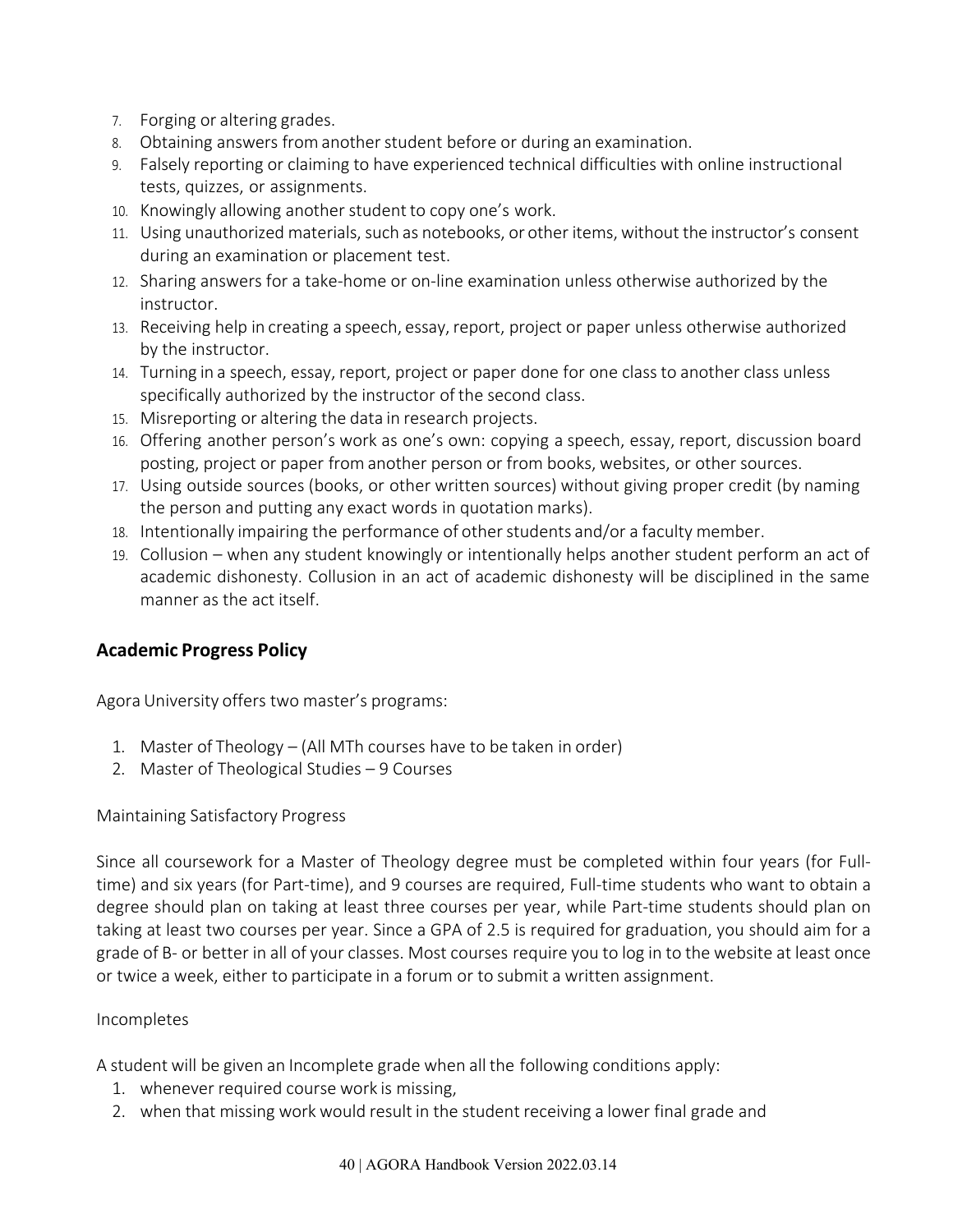7. Forging or altering grades.
8. Obtaining answers from another student before or during an examination.
9. Falsely reporting or claiming to have experienced technical difficulties with online instructional tests, quizzes, or assignments.
10. Knowingly allowing another student to copy one's work.
11. Using unauthorized materials, such as notebooks, or other items, without the instructor's consent during an examination or placement test.
12. Sharing answers for a take-home or on-line examination unless otherwise authorized by the instructor.
13. Receiving help in creating a speech, essay, report, project or paper unless otherwise authorized by the instructor.
14. Turning in a speech, essay, report, project or paper done for one class to another class unless specifically authorized by the instructor of the second class.
15. Misreporting or altering the data in research projects.
16. Offering another person's work as one's own: copying a speech, essay, report, discussion board posting, project or paper from another person or from books, websites, or other sources.
17. Using outside sources (books, or other written sources) without giving proper credit (by naming the person and putting any exact words in quotation marks).
18. Intentionally impairing the performance of other students and/or a faculty member.
19. Collusion – when any student knowingly or intentionally helps another student perform an act of academic dishonesty. Collusion in an act of academic dishonesty will be disciplined in the same manner as the act itself.

## Academic Progress Policy

Agora University offers two master's programs:

1. Master of Theology – (All MTh courses have to be taken in order)
2. Master of Theological Studies – 9 Courses

Maintaining Satisfactory Progress

Since all coursework for a Master of Theology degree must be completed within four years (for Full-time) and six years (for Part-time), and 9 courses are required, Full-time students who want to obtain a degree should plan on taking at least three courses per year, while Part-time students should plan on taking at least two courses per year. Since a GPA of 2.5 is required for graduation, you should aim for a grade of B- or better in all of your classes. Most courses require you to log in to the website at least once or twice a week, either to participate in a forum or to submit a written assignment.

Incompletes

A student will be given an Incomplete grade when all the following conditions apply:

1. whenever required course work is missing,
2. when that missing work would result in the student receiving a lower final grade and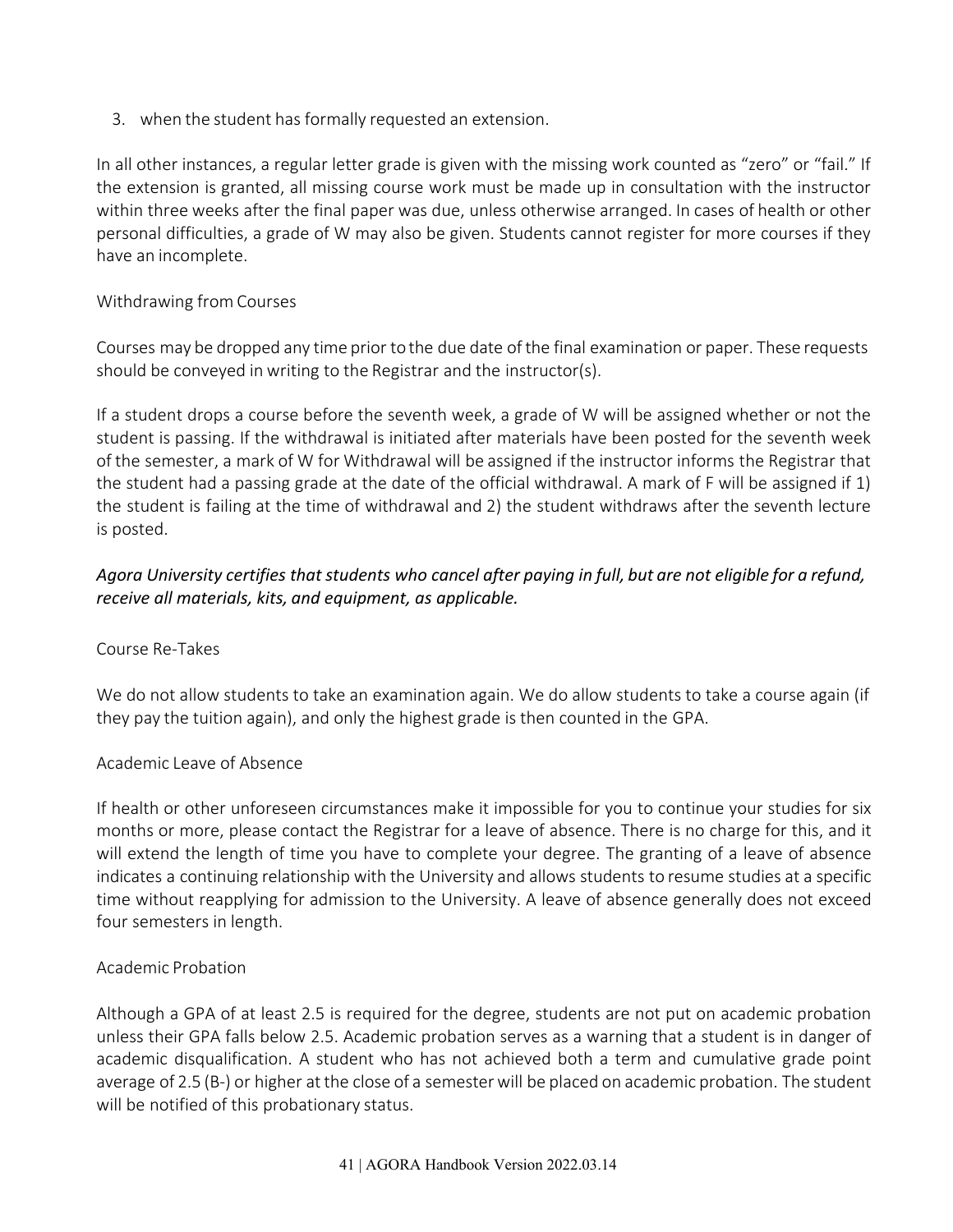3. when the student has formally requested an extension.

In all other instances, a regular letter grade is given with the missing work counted as "zero" or "fail." If the extension is granted, all missing course work must be made up in consultation with the instructor within three weeks after the final paper was due, unless otherwise arranged. In cases of health or other personal difficulties, a grade of W may also be given. Students cannot register for more courses if they have an incomplete.

## Withdrawing from Courses

Courses may be dropped any time prior to the due date of the final examination or paper. These requests should be conveyed in writing to the Registrar and the instructor(s).

If a student drops a course before the seventh week, a grade of W will be assigned whether or not the student is passing. If the withdrawal is initiated after materials have been posted for the seventh week of the semester, a mark of W for Withdrawal will be assigned if the instructor informs the Registrar that the student had a passing grade at the date of the official withdrawal. A mark of F will be assigned if 1) the student is failing at the time of withdrawal and 2) the student withdraws after the seventh lecture is posted.

***Agora University certifies that students who cancel after paying in full, but are not eligible for a refund, receive all materials, kits, and equipment, as applicable.***

## Course Re-Takes

We do not allow students to take an examination again. We do allow students to take a course again (if they pay the tuition again), and only the highest grade is then counted in the GPA.

## Academic Leave of Absence

If health or other unforeseen circumstances make it impossible for you to continue your studies for six months or more, please contact the Registrar for a leave of absence. There is no charge for this, and it will extend the length of time you have to complete your degree. The granting of a leave of absence indicates a continuing relationship with the University and allows students to resume studies at a specific time without reapplying for admission to the University. A leave of absence generally does not exceed four semesters in length.

## Academic Probation

Although a GPA of at least 2.5 is required for the degree, students are not put on academic probation unless their GPA falls below 2.5. Academic probation serves as a warning that a student is in danger of academic disqualification. A student who has not achieved both a term and cumulative grade point average of 2.5 (B-) or higher at the close of a semester will be placed on academic probation. The student will be notified of this probationary status.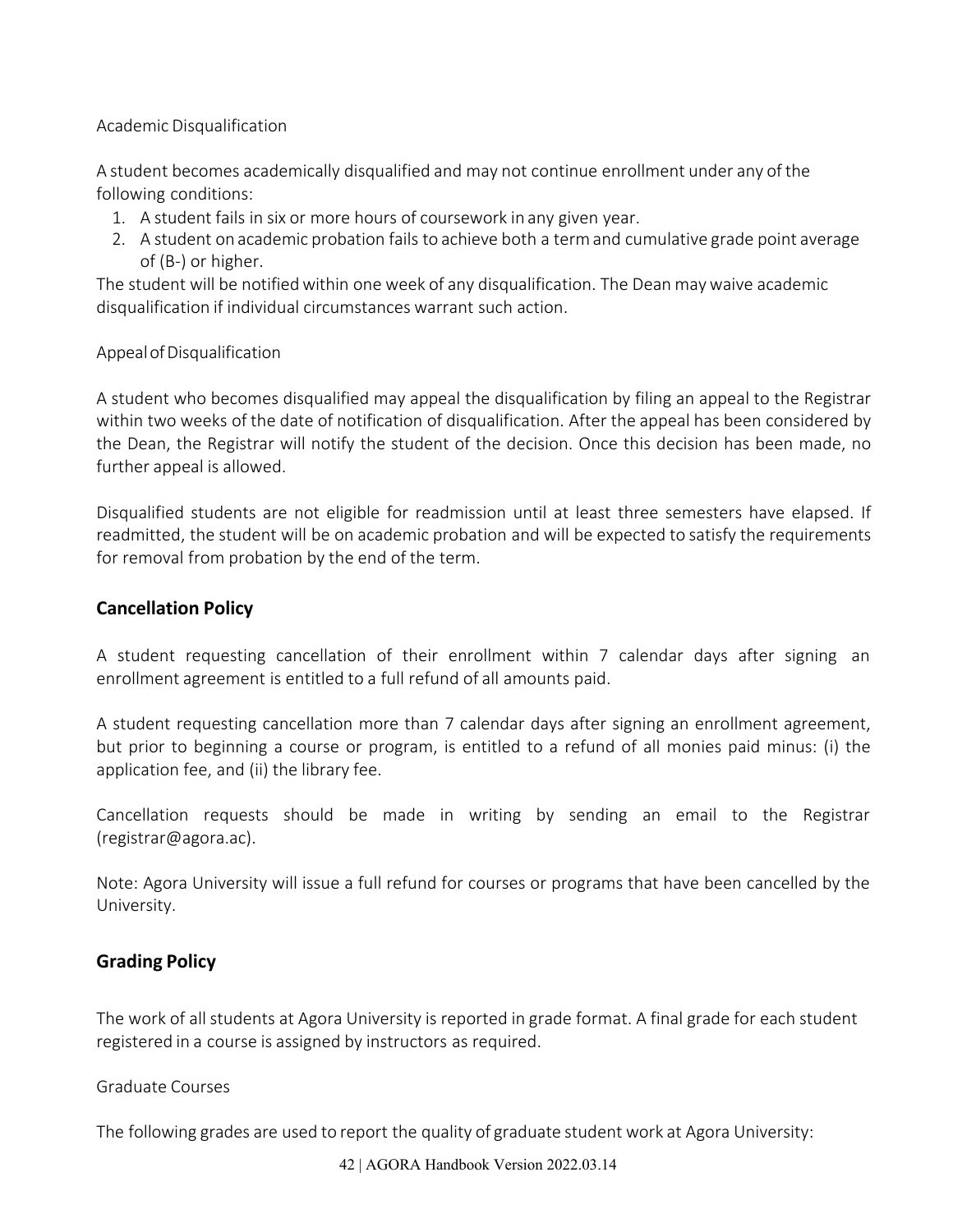### Academic Disqualification

A student becomes academically disqualified and may not continue enrollment under any of the following conditions:

1. A student fails in six or more hours of coursework in any given year.
2. A student on academic probation fails to achieve both a term and cumulative grade point average of (B-) or higher.

The student will be notified within one week of any disqualification. The Dean may waive academic disqualification if individual circumstances warrant such action.

### Appeal of Disqualification

A student who becomes disqualified may appeal the disqualification by filing an appeal to the Registrar within two weeks of the date of notification of disqualification. After the appeal has been considered by the Dean, the Registrar will notify the student of the decision. Once this decision has been made, no further appeal is allowed.

Disqualified students are not eligible for readmission until at least three semesters have elapsed. If readmitted, the student will be on academic probation and will be expected to satisfy the requirements for removal from probation by the end of the term.

## Cancellation Policy

A student requesting cancellation of their enrollment within 7 calendar days after signing an enrollment agreement is entitled to a full refund of all amounts paid.

A student requesting cancellation more than 7 calendar days after signing an enrollment agreement, but prior to beginning a course or program, is entitled to a refund of all monies paid minus: (i) the application fee, and (ii) the library fee.

Cancellation requests should be made in writing by sending an email to the Registrar (registrar@agora.ac).

Note: Agora University will issue a full refund for courses or programs that have been cancelled by the University.

## Grading Policy

The work of all students at Agora University is reported in grade format. A final grade for each student registered in a course is assigned by instructors as required.

### Graduate Courses

The following grades are used to report the quality of graduate student work at Agora University: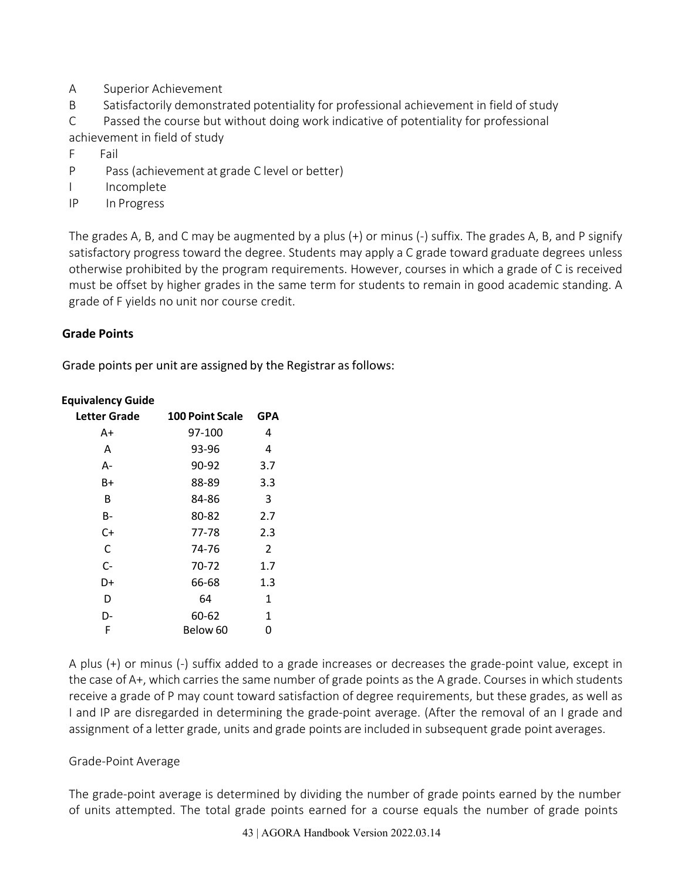A Superior Achievement

B Satisfactorily demonstrated potentiality for professional achievement in field of study

C Passed the course but without doing work indicative of potentiality for professional achievement in field of study

F Fail

P Pass (achievement at grade C level or better)

I Incomplete

IP In Progress

The grades A, B, and C may be augmented by a plus (+) or minus (-) suffix. The grades A, B, and P signify satisfactory progress toward the degree. Students may apply a C grade toward graduate degrees unless otherwise prohibited by the program requirements. However, courses in which a grade of C is received must be offset by higher grades in the same term for students to remain in good academic standing. A grade of F yields no unit nor course credit.

### Grade Points

Grade points per unit are assigned by the Registrar as follows:

**Equivalency Guide**

| Letter Grade | 100 Point Scale | GPA |
|---|---|---|
| A+ | 97-100 | 4 |
| A | 93-96 | 4 |
| A- | 90-92 | 3.7 |
| B+ | 88-89 | 3.3 |
| B | 84-86 | 3 |
| B- | 80-82 | 2.7 |
| C+ | 77-78 | 2.3 |
| C | 74-76 | 2 |
| C- | 70-72 | 1.7 |
| D+ | 66-68 | 1.3 |
| D | 64 | 1 |
| D- | 60-62 | 1 |
| F | Below 60 | 0 |

A plus (+) or minus (-) suffix added to a grade increases or decreases the grade-point value, except in the case of A+, which carries the same number of grade points as the A grade. Courses in which students receive a grade of P may count toward satisfaction of degree requirements, but these grades, as well as I and IP are disregarded in determining the grade-point average. (After the removal of an I grade and assignment of a letter grade, units and grade points are included in subsequent grade point averages.

Grade-Point Average

The grade-point average is determined by dividing the number of grade points earned by the number of units attempted. The total grade points earned for a course equals the number of grade points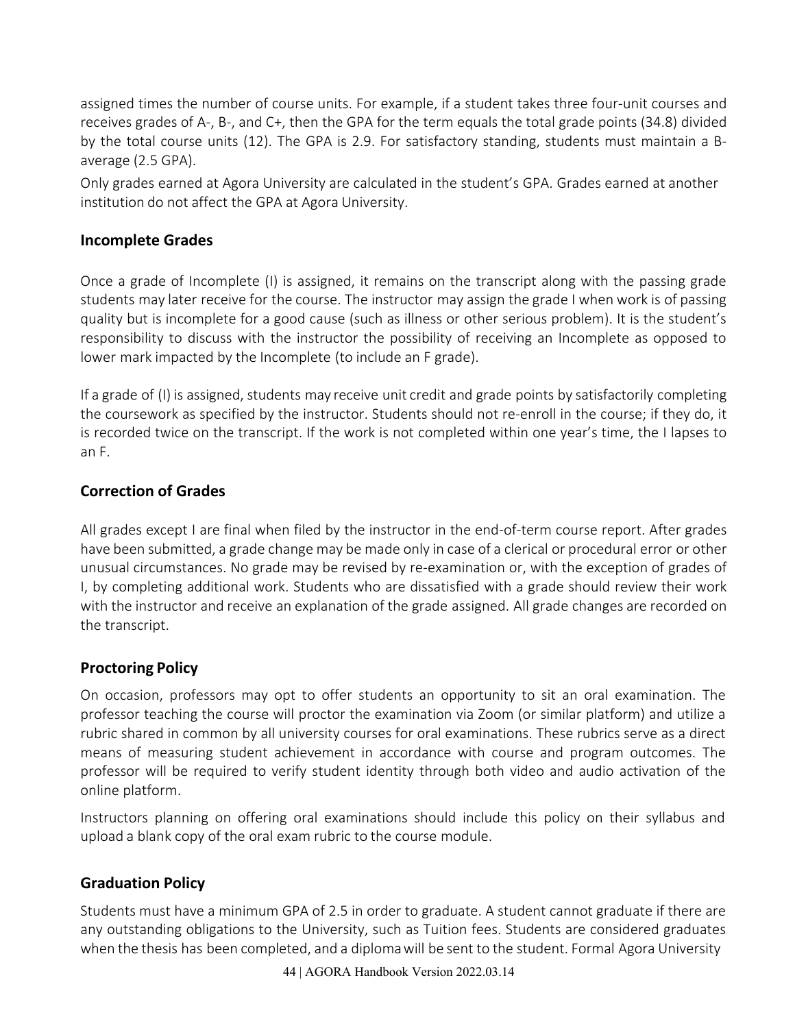assigned times the number of course units. For example, if a student takes three four-unit courses and receives grades of A-, B-, and C+, then the GPA for the term equals the total grade points (34.8) divided by the total course units (12). The GPA is 2.9. For satisfactory standing, students must maintain a B- average (2.5 GPA).

Only grades earned at Agora University are calculated in the student's GPA. Grades earned at another institution do not affect the GPA at Agora University.

## Incomplete Grades

Once a grade of Incomplete (I) is assigned, it remains on the transcript along with the passing grade students may later receive for the course. The instructor may assign the grade I when work is of passing quality but is incomplete for a good cause (such as illness or other serious problem). It is the student's responsibility to discuss with the instructor the possibility of receiving an Incomplete as opposed to lower mark impacted by the Incomplete (to include an F grade).

If a grade of (I) is assigned, students may receive unit credit and grade points by satisfactorily completing the coursework as specified by the instructor. Students should not re-enroll in the course; if they do, it is recorded twice on the transcript. If the work is not completed within one year's time, the I lapses to an F.

## Correction of Grades

All grades except I are final when filed by the instructor in the end-of-term course report. After grades have been submitted, a grade change may be made only in case of a clerical or procedural error or other unusual circumstances. No grade may be revised by re-examination or, with the exception of grades of I, by completing additional work. Students who are dissatisfied with a grade should review their work with the instructor and receive an explanation of the grade assigned. All grade changes are recorded on the transcript.

## Proctoring Policy

On occasion, professors may opt to offer students an opportunity to sit an oral examination. The professor teaching the course will proctor the examination via Zoom (or similar platform) and utilize a rubric shared in common by all university courses for oral examinations. These rubrics serve as a direct means of measuring student achievement in accordance with course and program outcomes. The professor will be required to verify student identity through both video and audio activation of the online platform.

Instructors planning on offering oral examinations should include this policy on their syllabus and upload a blank copy of the oral exam rubric to the course module.

## Graduation Policy

Students must have a minimum GPA of 2.5 in order to graduate. A student cannot graduate if there are any outstanding obligations to the University, such as Tuition fees. Students are considered graduates when the thesis has been completed, and a diploma will be sent to the student. Formal Agora University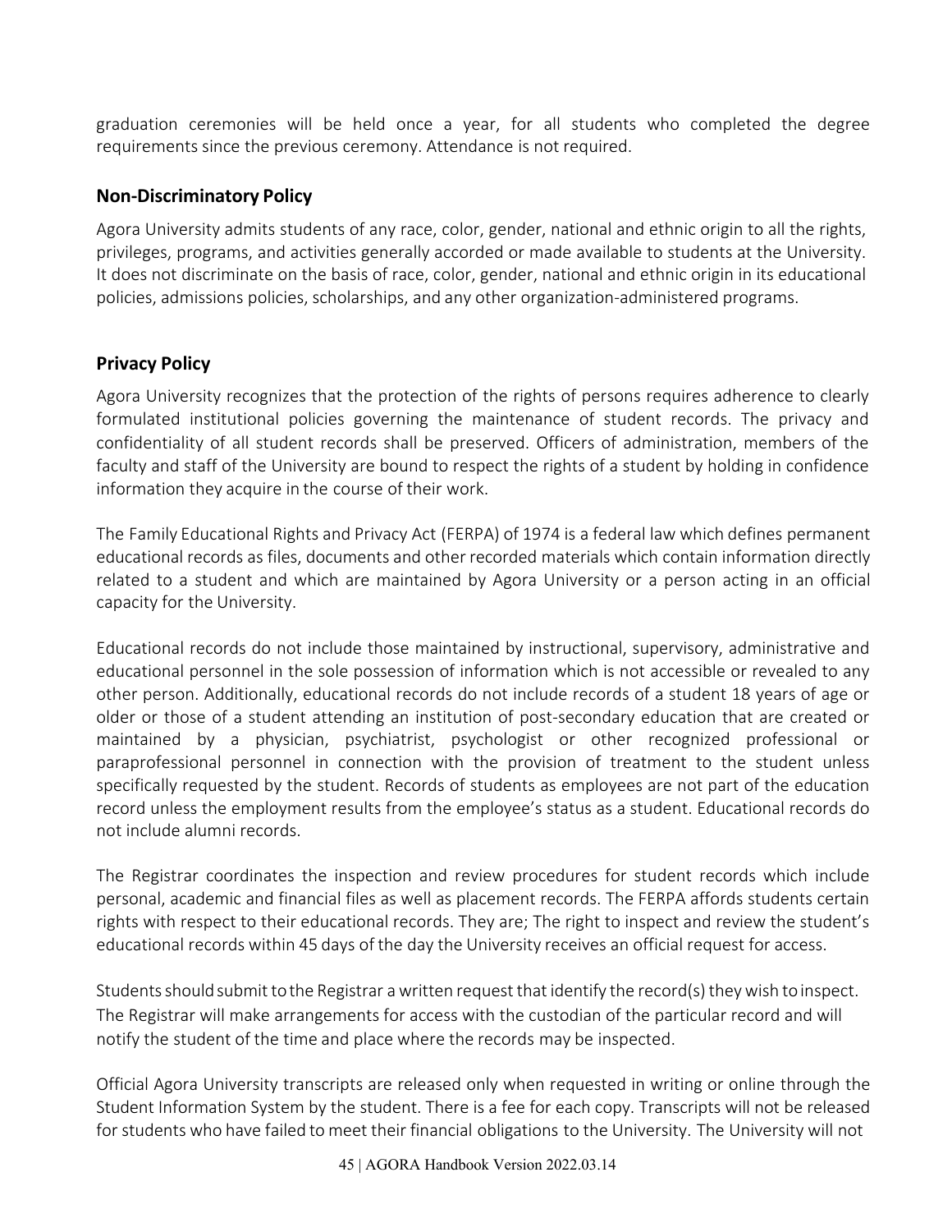graduation ceremonies will be held once a year, for all students who completed the degree requirements since the previous ceremony. Attendance is not required.

## Non-Discriminatory Policy

Agora University admits students of any race, color, gender, national and ethnic origin to all the rights, privileges, programs, and activities generally accorded or made available to students at the University. It does not discriminate on the basis of race, color, gender, national and ethnic origin in its educational policies, admissions policies, scholarships, and any other organization-administered programs.

## Privacy Policy

Agora University recognizes that the protection of the rights of persons requires adherence to clearly formulated institutional policies governing the maintenance of student records. The privacy and confidentiality of all student records shall be preserved. Officers of administration, members of the faculty and staff of the University are bound to respect the rights of a student by holding in confidence information they acquire in the course of their work.

The Family Educational Rights and Privacy Act (FERPA) of 1974 is a federal law which defines permanent educational records as files, documents and other recorded materials which contain information directly related to a student and which are maintained by Agora University or a person acting in an official capacity for the University.

Educational records do not include those maintained by instructional, supervisory, administrative and educational personnel in the sole possession of information which is not accessible or revealed to any other person. Additionally, educational records do not include records of a student 18 years of age or older or those of a student attending an institution of post-secondary education that are created or maintained by a physician, psychiatrist, psychologist or other recognized professional or paraprofessional personnel in connection with the provision of treatment to the student unless specifically requested by the student. Records of students as employees are not part of the education record unless the employment results from the employee's status as a student. Educational records do not include alumni records.

The Registrar coordinates the inspection and review procedures for student records which include personal, academic and financial files as well as placement records. The FERPA affords students certain rights with respect to their educational records. They are; The right to inspect and review the student's educational records within 45 days of the day the University receives an official request for access.

Students should submit to the Registrar a written request that identify the record(s) they wish to inspect. The Registrar will make arrangements for access with the custodian of the particular record and will notify the student of the time and place where the records may be inspected.

Official Agora University transcripts are released only when requested in writing or online through the Student Information System by the student. There is a fee for each copy. Transcripts will not be released for students who have failed to meet their financial obligations to the University. The University will not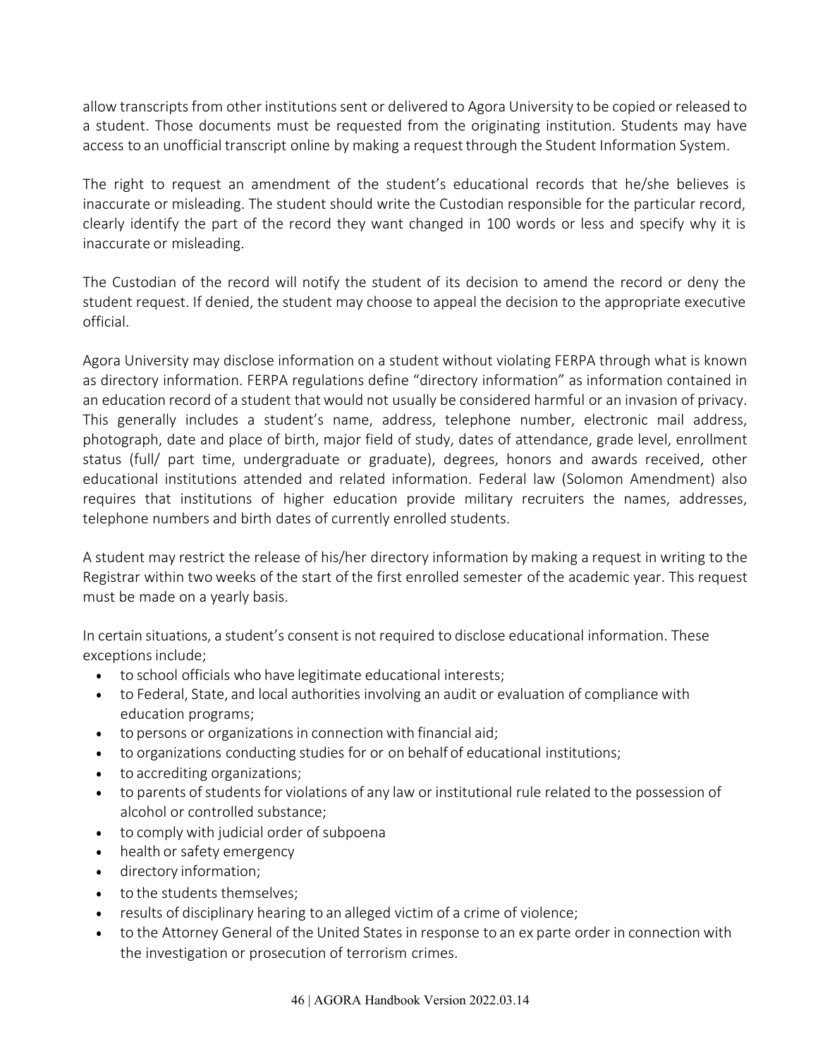allow transcripts from other institutions sent or delivered to Agora University to be copied or released to a student. Those documents must be requested from the originating institution. Students may have access to an unofficial transcript online by making a request through the Student Information System.

The right to request an amendment of the student's educational records that he/she believes is inaccurate or misleading. The student should write the Custodian responsible for the particular record, clearly identify the part of the record they want changed in 100 words or less and specify why it is inaccurate or misleading.

The Custodian of the record will notify the student of its decision to amend the record or deny the student request. If denied, the student may choose to appeal the decision to the appropriate executive official.

Agora University may disclose information on a student without violating FERPA through what is known as directory information. FERPA regulations define "directory information" as information contained in an education record of a student that would not usually be considered harmful or an invasion of privacy. This generally includes a student's name, address, telephone number, electronic mail address, photograph, date and place of birth, major field of study, dates of attendance, grade level, enrollment status (full/ part time, undergraduate or graduate), degrees, honors and awards received, other educational institutions attended and related information. Federal law (Solomon Amendment) also requires that institutions of higher education provide military recruiters the names, addresses, telephone numbers and birth dates of currently enrolled students.

A student may restrict the release of his/her directory information by making a request in writing to the Registrar within two weeks of the start of the first enrolled semester of the academic year. This request must be made on a yearly basis.

In certain situations, a student's consent is not required to disclose educational information. These exceptions include;

- to school officials who have legitimate educational interests;
- to Federal, State, and local authorities involving an audit or evaluation of compliance with education programs;
- to persons or organizations in connection with financial aid;
- to organizations conducting studies for or on behalf of educational institutions;
- to accrediting organizations;
- to parents of students for violations of any law or institutional rule related to the possession of alcohol or controlled substance;
- to comply with judicial order of subpoena
- health or safety emergency
- directory information;
- to the students themselves;
- results of disciplinary hearing to an alleged victim of a crime of violence;
- to the Attorney General of the United States in response to an ex parte order in connection with the investigation or prosecution of terrorism crimes.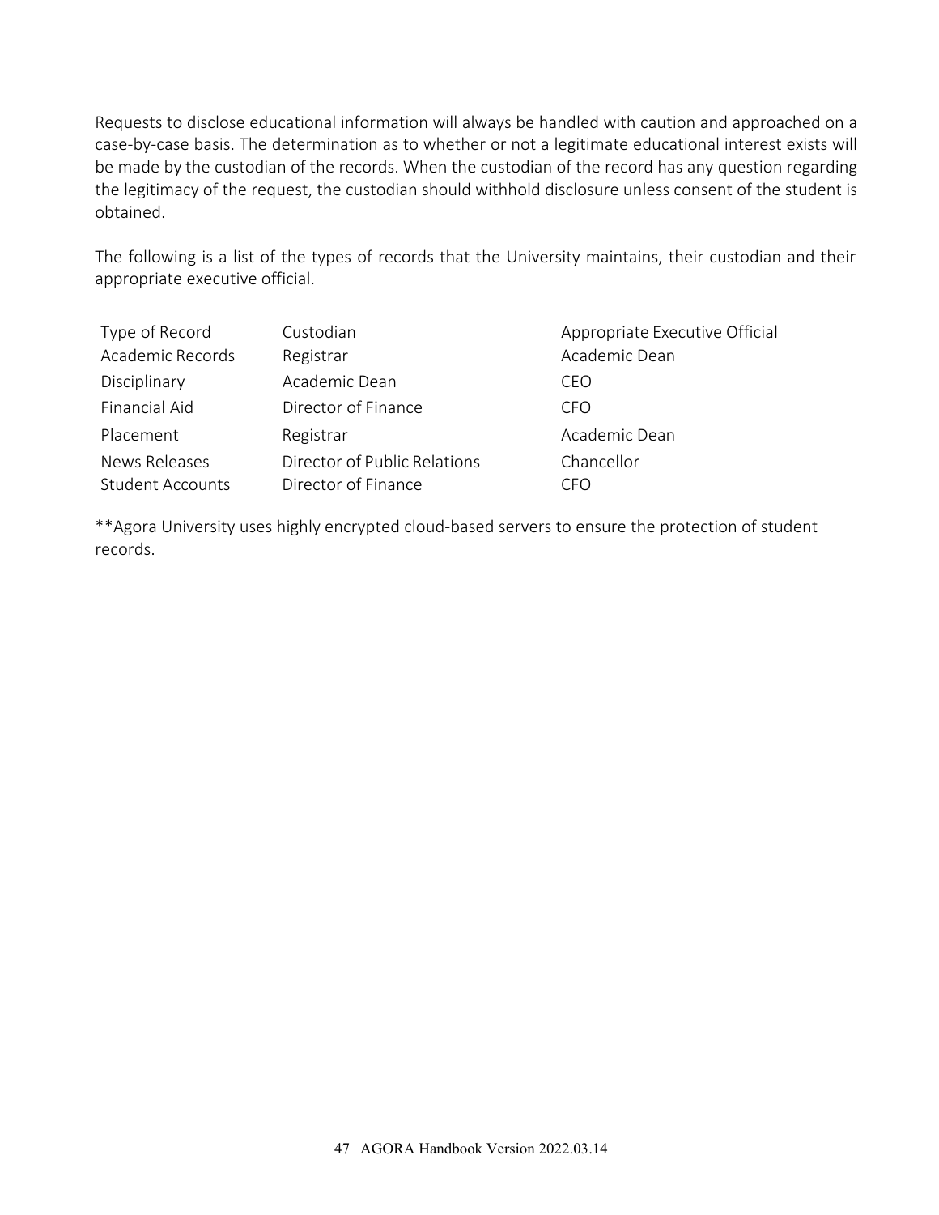Requests to disclose educational information will always be handled with caution and approached on a case-by-case basis. The determination as to whether or not a legitimate educational interest exists will be made by the custodian of the records. When the custodian of the record has any question regarding the legitimacy of the request, the custodian should withhold disclosure unless consent of the student is obtained.

The following is a list of the types of records that the University maintains, their custodian and their appropriate executive official.

| Type of Record | Custodian | Appropriate Executive Official |
|---|---|---|
| Academic Records | Registrar | Academic Dean |
| Disciplinary | Academic Dean | CEO |
| Financial Aid | Director of Finance | CFO |
| Placement | Registrar | Academic Dean |
| News Releases | Director of Public Relations | Chancellor |
| Student Accounts | Director of Finance | CFO |

**Agora University uses highly encrypted cloud-based servers to ensure the protection of student records.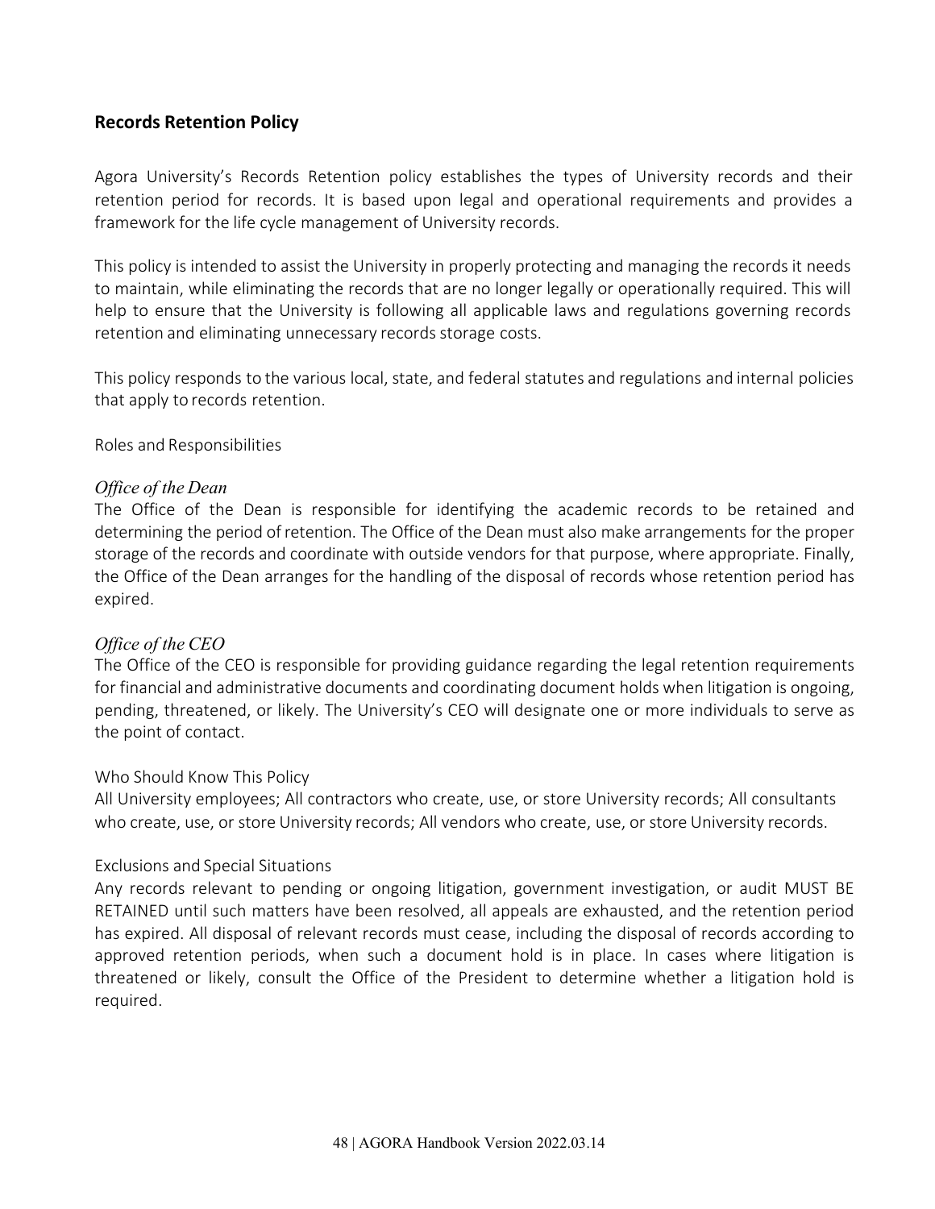## Records Retention Policy

Agora University's Records Retention policy establishes the types of University records and their retention period for records. It is based upon legal and operational requirements and provides a framework for the life cycle management of University records.

This policy is intended to assist the University in properly protecting and managing the records it needs to maintain, while eliminating the records that are no longer legally or operationally required. This will help to ensure that the University is following all applicable laws and regulations governing records retention and eliminating unnecessary records storage costs.

This policy responds to the various local, state, and federal statutes and regulations and internal policies that apply to records retention.

Roles and Responsibilities

*Office of the Dean*

The Office of the Dean is responsible for identifying the academic records to be retained and determining the period of retention. The Office of the Dean must also make arrangements for the proper storage of the records and coordinate with outside vendors for that purpose, where appropriate. Finally, the Office of the Dean arranges for the handling of the disposal of records whose retention period has expired.

*Office of the CEO*

The Office of the CEO is responsible for providing guidance regarding the legal retention requirements for financial and administrative documents and coordinating document holds when litigation is ongoing, pending, threatened, or likely. The University's CEO will designate one or more individuals to serve as the point of contact.

Who Should Know This Policy

All University employees; All contractors who create, use, or store University records; All consultants who create, use, or store University records; All vendors who create, use, or store University records.

Exclusions and Special Situations

Any records relevant to pending or ongoing litigation, government investigation, or audit MUST BE RETAINED until such matters have been resolved, all appeals are exhausted, and the retention period has expired. All disposal of relevant records must cease, including the disposal of records according to approved retention periods, when such a document hold is in place. In cases where litigation is threatened or likely, consult the Office of the President to determine whether a litigation hold is required.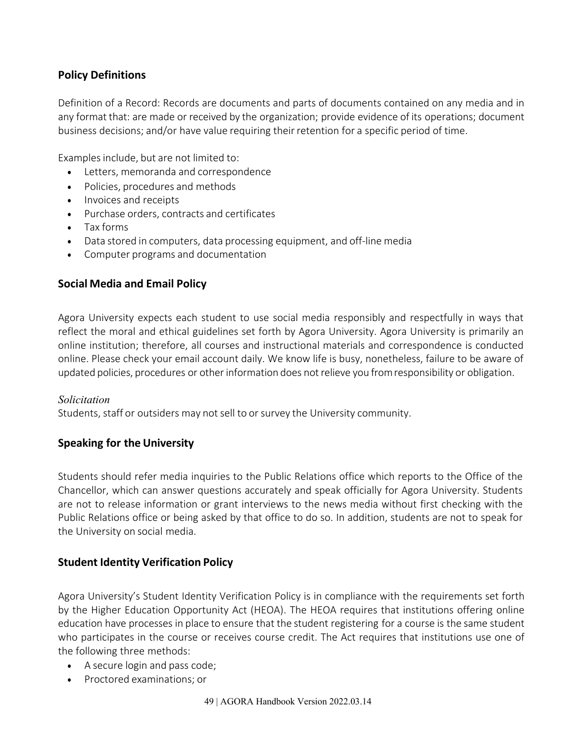## Policy Definitions

Definition of a Record: Records are documents and parts of documents contained on any media and in any format that: are made or received by the organization; provide evidence of its operations; document business decisions; and/or have value requiring their retention for a specific period of time.

Examples include, but are not limited to:

- Letters, memoranda and correspondence
- Policies, procedures and methods
- Invoices and receipts
- Purchase orders, contracts and certificates
- Tax forms
- Data stored in computers, data processing equipment, and off-line media
- Computer programs and documentation

## Social Media and Email Policy

Agora University expects each student to use social media responsibly and respectfully in ways that reflect the moral and ethical guidelines set forth by Agora University. Agora University is primarily an online institution; therefore, all courses and instructional materials and correspondence is conducted online. Please check your email account daily. We know life is busy, nonetheless, failure to be aware of updated policies, procedures or other information does not relieve you from responsibility or obligation.

*Solicitation*

Students, staff or outsiders may not sell to or survey the University community.

## Speaking for the University

Students should refer media inquiries to the Public Relations office which reports to the Office of the Chancellor, which can answer questions accurately and speak officially for Agora University. Students are not to release information or grant interviews to the news media without first checking with the Public Relations office or being asked by that office to do so. In addition, students are not to speak for the University on social media.

## Student Identity Verification Policy

Agora University's Student Identity Verification Policy is in compliance with the requirements set forth by the Higher Education Opportunity Act (HEOA). The HEOA requires that institutions offering online education have processes in place to ensure that the student registering for a course is the same student who participates in the course or receives course credit. The Act requires that institutions use one of the following three methods:

- A secure login and pass code;
- Proctored examinations; or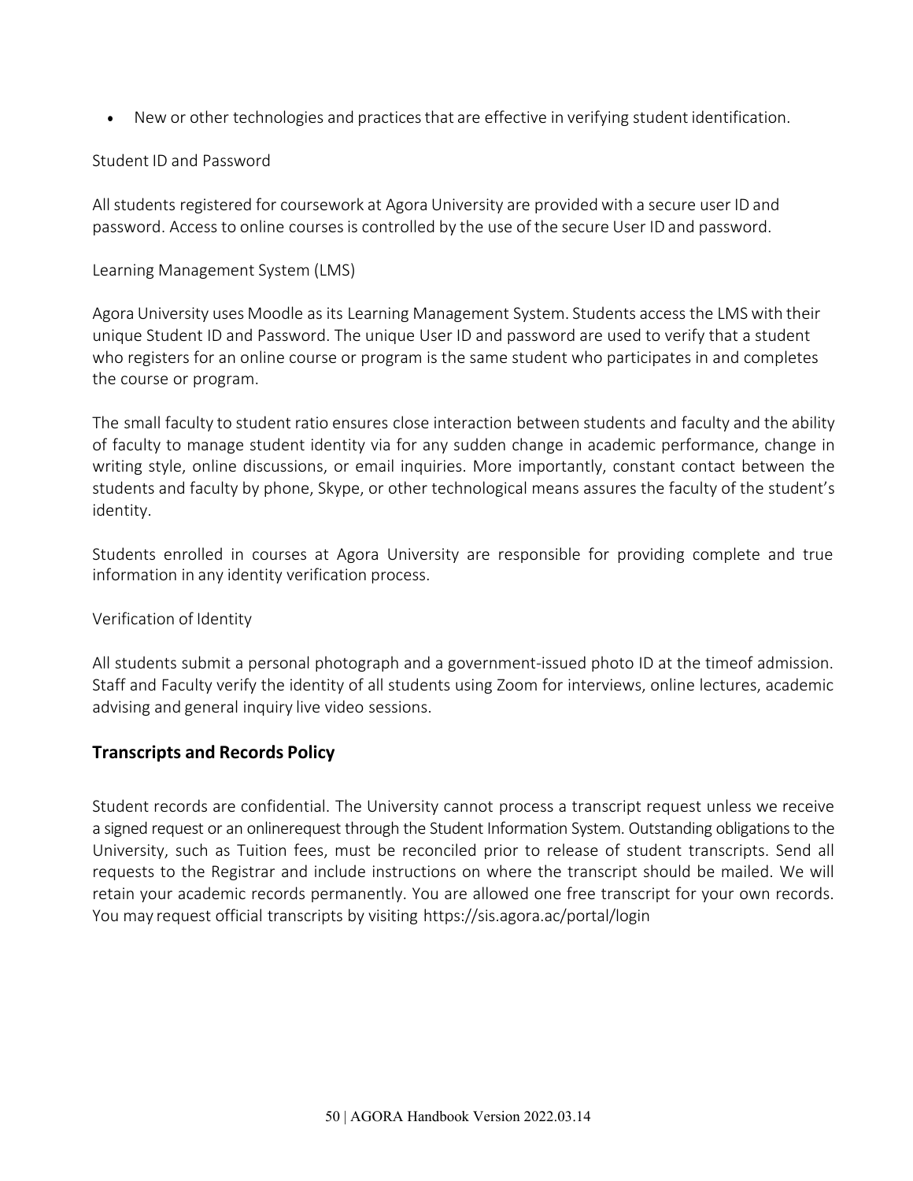- New or other technologies and practices that are effective in verifying student identification.

Student ID and Password

All students registered for coursework at Agora University are provided with a secure user ID and password. Access to online courses is controlled by the use of the secure User ID and password.

Learning Management System (LMS)

Agora University uses Moodle as its Learning Management System. Students access the LMS with their unique Student ID and Password. The unique User ID and password are used to verify that a student who registers for an online course or program is the same student who participates in and completes the course or program.

The small faculty to student ratio ensures close interaction between students and faculty and the ability of faculty to manage student identity via for any sudden change in academic performance, change in writing style, online discussions, or email inquiries. More importantly, constant contact between the students and faculty by phone, Skype, or other technological means assures the faculty of the student's identity.

Students enrolled in courses at Agora University are responsible for providing complete and true information in any identity verification process.

Verification of Identity

All students submit a personal photograph and a government-issued photo ID at the timeof admission. Staff and Faculty verify the identity of all students using Zoom for interviews, online lectures, academic advising and general inquiry live video sessions.

## Transcripts and Records Policy

Student records are confidential. The University cannot process a transcript request unless we receive a signed request or an onlinerequest through the Student Information System. Outstanding obligations to the University, such as Tuition fees, must be reconciled prior to release of student transcripts. Send all requests to the Registrar and include instructions on where the transcript should be mailed. We will retain your academic records permanently. You are allowed one free transcript for your own records. You may request official transcripts by visiting https://sis.agora.ac/portal/login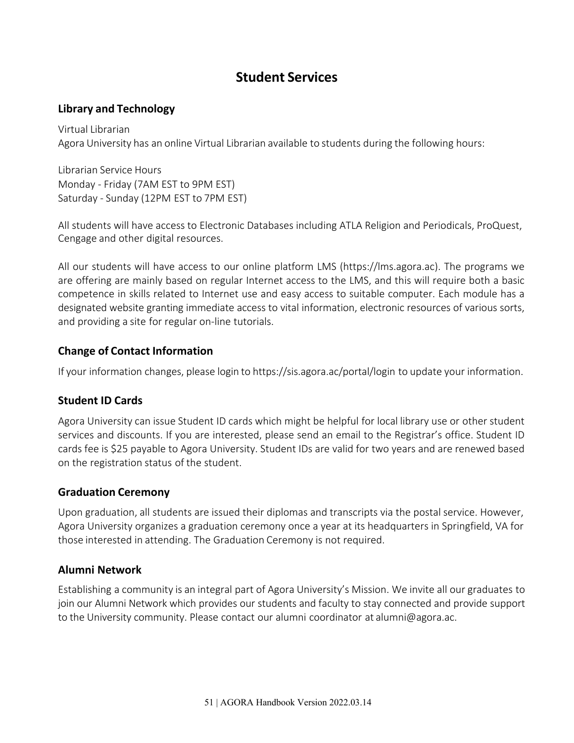# Student Services

## Library and Technology

Virtual Librarian
Agora University has an online Virtual Librarian available to students during the following hours:

Librarian Service Hours
Monday - Friday (7AM EST to 9PM EST)
Saturday - Sunday (12PM EST to 7PM EST)

All students will have access to Electronic Databases including ATLA Religion and Periodicals, ProQuest, Cengage and other digital resources.

All our students will have access to our online platform LMS (https://lms.agora.ac). The programs we are offering are mainly based on regular Internet access to the LMS, and this will require both a basic competence in skills related to Internet use and easy access to suitable computer. Each module has a designated website granting immediate access to vital information, electronic resources of various sorts, and providing a site for regular on-line tutorials.

## Change of Contact Information

If your information changes, please login to https://sis.agora.ac/portal/login to update your information.

## Student ID Cards

Agora University can issue Student ID cards which might be helpful for local library use or other student services and discounts. If you are interested, please send an email to the Registrar's office. Student ID cards fee is $25 payable to Agora University. Student IDs are valid for two years and are renewed based on the registration status of the student.

## Graduation Ceremony

Upon graduation, all students are issued their diplomas and transcripts via the postal service. However, Agora University organizes a graduation ceremony once a year at its headquarters in Springfield, VA for those interested in attending. The Graduation Ceremony is not required.

## Alumni Network

Establishing a community is an integral part of Agora University's Mission. We invite all our graduates to join our Alumni Network which provides our students and faculty to stay connected and provide support to the University community. Please contact our alumni coordinator at alumni@agora.ac.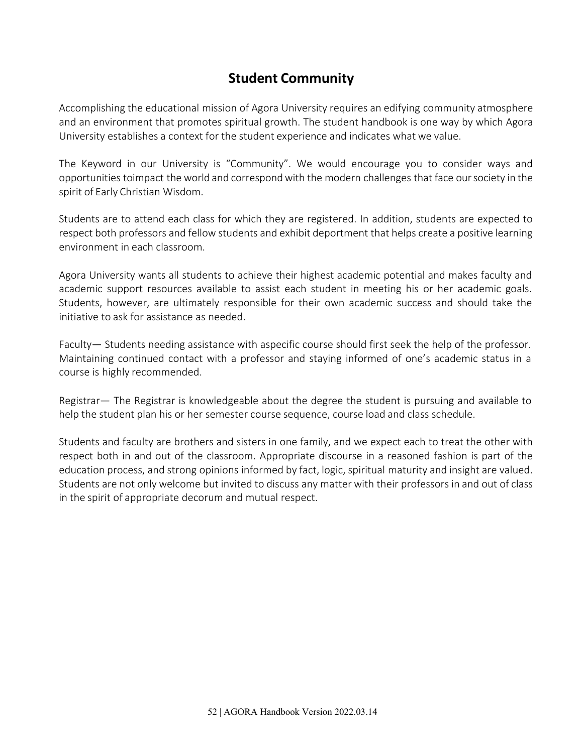## Student Community

Accomplishing the educational mission of Agora University requires an edifying community atmosphere and an environment that promotes spiritual growth. The student handbook is one way by which Agora University establishes a context for the student experience and indicates what we value.

The Keyword in our University is “Community”. We would encourage you to consider ways and opportunities toimpact the world and correspond with the modern challenges that face our society in the spirit of Early Christian Wisdom.

Students are to attend each class for which they are registered. In addition, students are expected to respect both professors and fellow students and exhibit deportment that helps create a positive learning environment in each classroom.

Agora University wants all students to achieve their highest academic potential and makes faculty and academic support resources available to assist each student in meeting his or her academic goals. Students, however, are ultimately responsible for their own academic success and should take the initiative to ask for assistance as needed.

Faculty— Students needing assistance with aspecific course should first seek the help of the professor. Maintaining continued contact with a professor and staying informed of one’s academic status in a course is highly recommended.

Registrar— The Registrar is knowledgeable about the degree the student is pursuing and available to help the student plan his or her semester course sequence, course load and class schedule.

Students and faculty are brothers and sisters in one family, and we expect each to treat the other with respect both in and out of the classroom. Appropriate discourse in a reasoned fashion is part of the education process, and strong opinions informed by fact, logic, spiritual maturity and insight are valued. Students are not only welcome but invited to discuss any matter with their professors in and out of class in the spirit of appropriate decorum and mutual respect.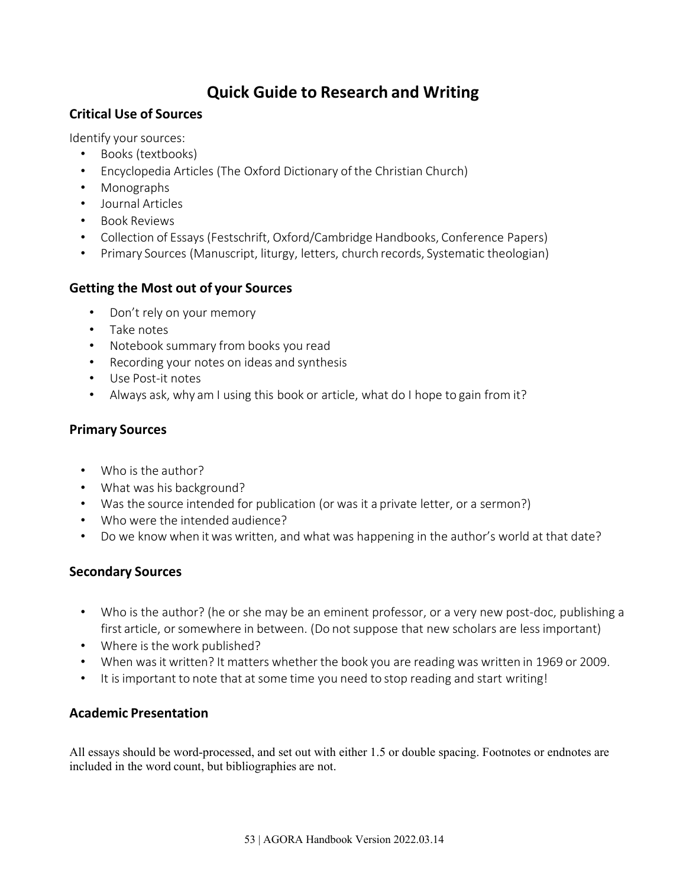# Quick Guide to Research and Writing

## Critical Use of Sources

Identify your sources:

- Books (textbooks)
- Encyclopedia Articles (The Oxford Dictionary of the Christian Church)
- Monographs
- Journal Articles
- Book Reviews
- Collection of Essays (Festschrift, Oxford/Cambridge Handbooks, Conference Papers)
- Primary Sources (Manuscript, liturgy, letters, church records, Systematic theologian)

## Getting the Most out of your Sources

- Don't rely on your memory
- Take notes
- Notebook summary from books you read
- Recording your notes on ideas and synthesis
- Use Post-it notes
- Always ask, why am I using this book or article, what do I hope to gain from it?

## Primary Sources

- Who is the author?
- What was his background?
- Was the source intended for publication (or was it a private letter, or a sermon?)
- Who were the intended audience?
- Do we know when it was written, and what was happening in the author's world at that date?

## Secondary Sources

- Who is the author? (he or she may be an eminent professor, or a very new post-doc, publishing a first article, or somewhere in between. (Do not suppose that new scholars are less important)
- Where is the work published?
- When was it written? It matters whether the book you are reading was written in 1969 or 2009.
- It is important to note that at some time you need to stop reading and start writing!

## Academic Presentation

All essays should be word-processed, and set out with either 1.5 or double spacing. Footnotes or endnotes are included in the word count, but bibliographies are not.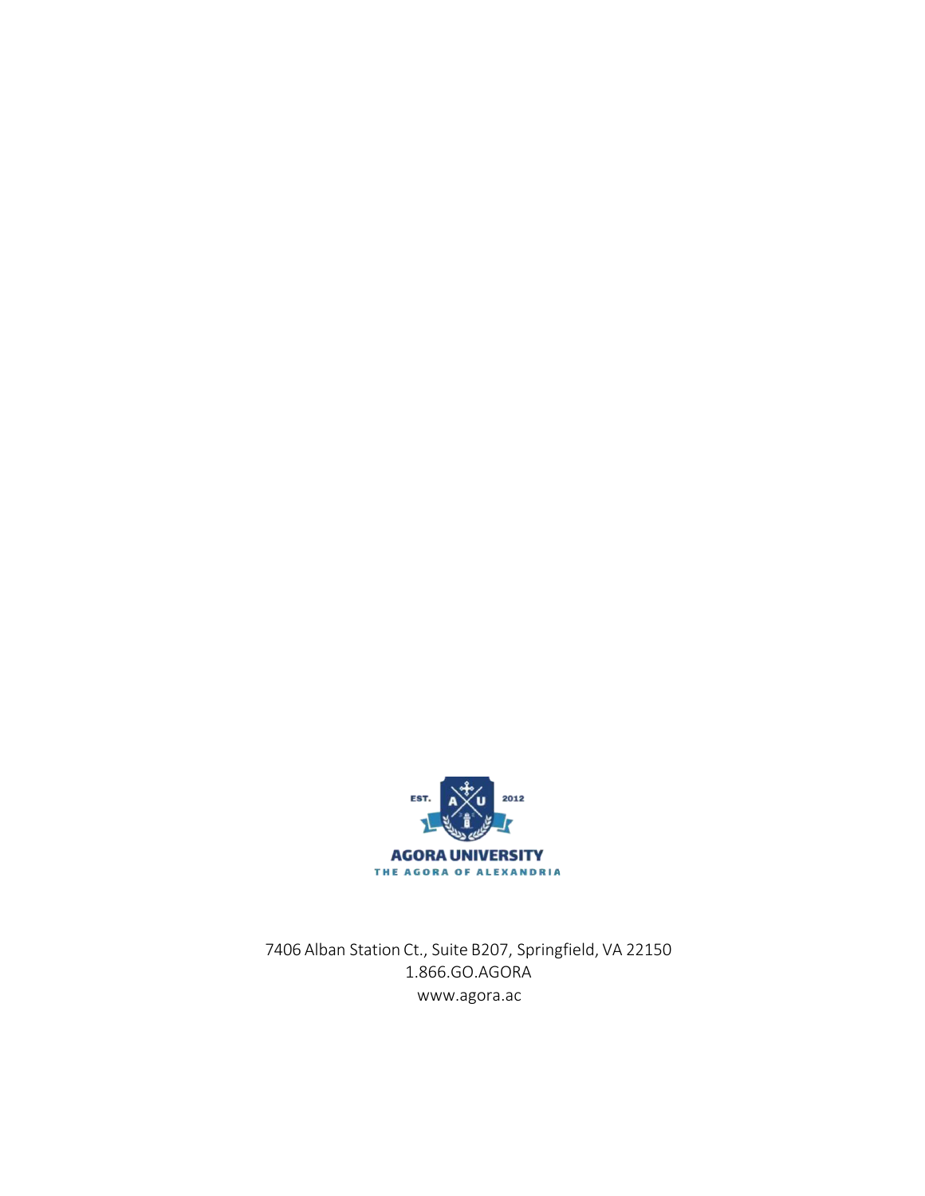EST. 2012

AGORA UNIVERSITY

THE AGORA OF ALEXANDRIA

7406 Alban Station Ct., Suite B207, Springfield, VA 22150
1.866.GO.AGORA
www.agora.ac